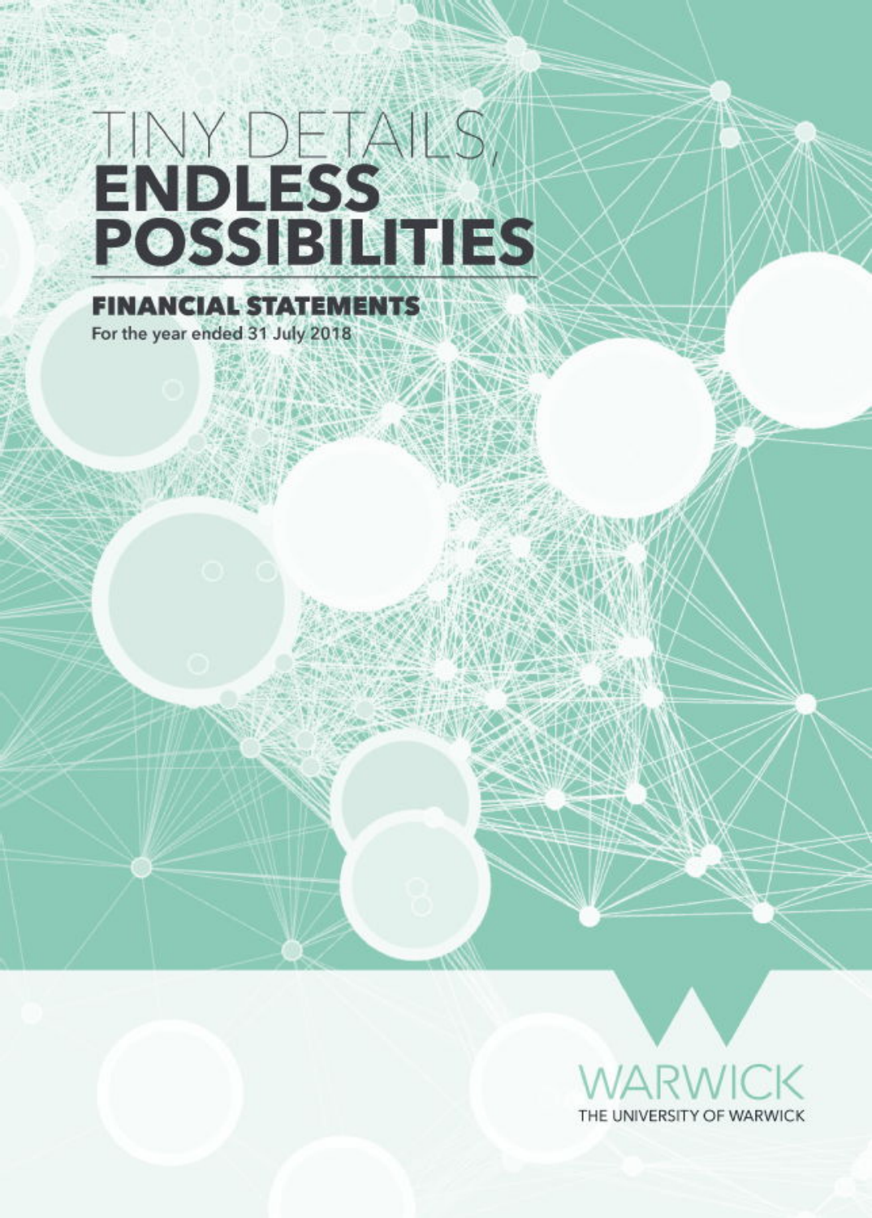# TINY DETAILS, ENDLESS POSSIBILITIES

## FINANCIAL STATEMENTS

For the year ended 31 July 2018

WARWICK

THE UNIVERSITY OF WARWICK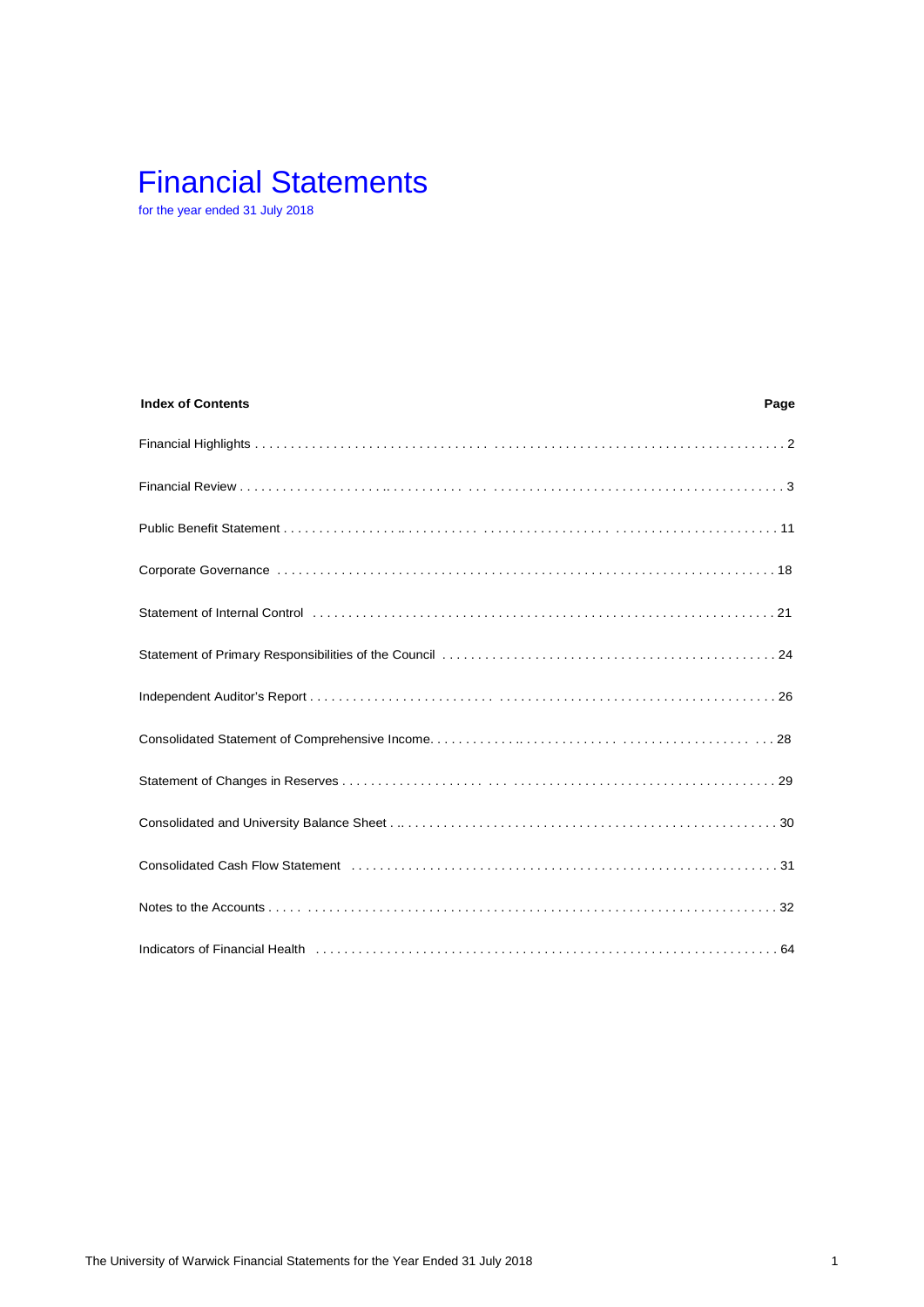# Financial Statements

for the year ended 31 July 2018

| Index of Contents | Page |
|---|---|
| Financial Highlights | 2 |
| Financial Review | 3 |
| Public Benefit Statement | 11 |
| Corporate Governance | 18 |
| Statement of Internal Control | 21 |
| Statement of Primary Responsibilities of the Council | 24 |
| Independent Auditor's Report | 26 |
| Consolidated Statement of Comprehensive Income | 28 |
| Statement of Changes in Reserves | 29 |
| Consolidated and University Balance Sheet | 30 |
| Consolidated Cash Flow Statement | 31 |
| Notes to the Accounts | 32 |
| Indicators of Financial Health | 64 |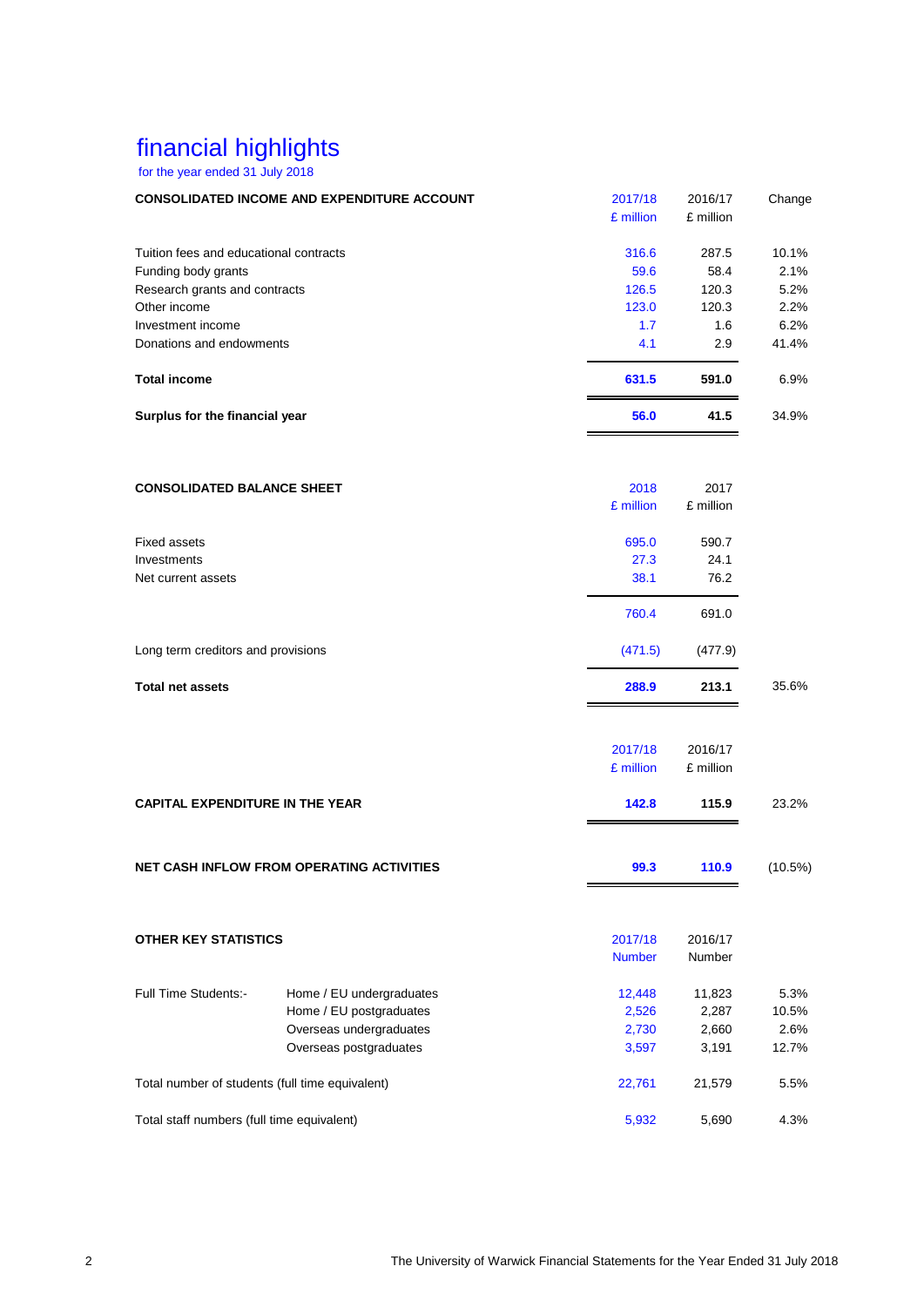# financial highlights

for the year ended 31 July 2018

| CONSOLIDATED INCOME AND EXPENDITURE ACCOUNT | 2017/18 £ million | 2016/17 £ million | Change |
|---|---|---|---|
| Tuition fees and educational contracts | 316.6 | 287.5 | 10.1% |
| Funding body grants | 59.6 | 58.4 | 2.1% |
| Research grants and contracts | 126.5 | 120.3 | 5.2% |
| Other income | 123.0 | 120.3 | 2.2% |
| Investment income | 1.7 | 1.6 | 6.2% |
| Donations and endowments | 4.1 | 2.9 | 41.4% |
| **Total income** | **631.5** | **591.0** | 6.9% |
| **Surplus for the financial year** | **56.0** | **41.5** | 34.9% |

| CONSOLIDATED BALANCE SHEET | 2018 £ million | 2017 £ million | |
|---|---|---|---|
| Fixed assets | 695.0 | 590.7 | |
| Investments | 27.3 | 24.1 | |
| Net current assets | 38.1 | 76.2 | |
| | 760.4 | 691.0 | |
| Long term creditors and provisions | (471.5) | (477.9) | |
| **Total net assets** | **288.9** | **213.1** | 35.6% |

| | 2017/18 £ million | 2016/17 £ million | |
|---|---|---|---|
| **CAPITAL EXPENDITURE IN THE YEAR** | **142.8** | **115.9** | 23.2% |
| **NET CASH INFLOW FROM OPERATING ACTIVITIES** | **99.3** | **110.9** | (10.5%) |

| OTHER KEY STATISTICS | | 2017/18 Number | 2016/17 Number | |
|---|---|---|---|---|
| Full Time Students:- | Home / EU undergraduates | 12,448 | 11,823 | 5.3% |
| | Home / EU postgraduates | 2,526 | 2,287 | 10.5% |
| | Overseas undergraduates | 2,730 | 2,660 | 2.6% |
| | Overseas postgraduates | 3,597 | 3,191 | 12.7% |
| Total number of students (full time equivalent) | | 22,761 | 21,579 | 5.5% |
| Total staff numbers (full time equivalent) | | 5,932 | 5,690 | 4.3% |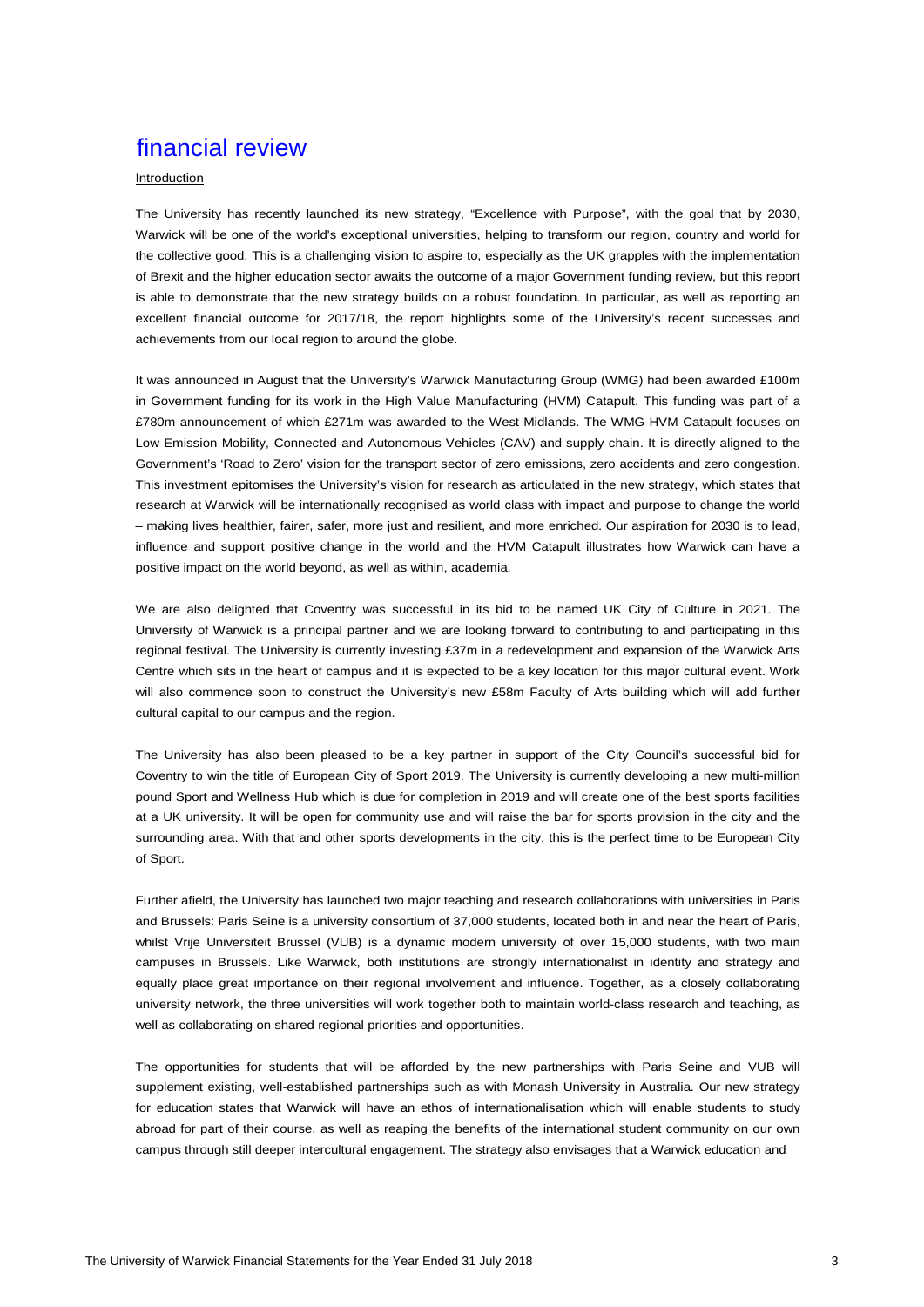# financial review

Introduction

The University has recently launched its new strategy, "Excellence with Purpose", with the goal that by 2030, Warwick will be one of the world's exceptional universities, helping to transform our region, country and world for the collective good. This is a challenging vision to aspire to, especially as the UK grapples with the implementation of Brexit and the higher education sector awaits the outcome of a major Government funding review, but this report is able to demonstrate that the new strategy builds on a robust foundation. In particular, as well as reporting an excellent financial outcome for 2017/18, the report highlights some of the University's recent successes and achievements from our local region to around the globe.

It was announced in August that the University's Warwick Manufacturing Group (WMG) had been awarded £100m in Government funding for its work in the High Value Manufacturing (HVM) Catapult. This funding was part of a £780m announcement of which £271m was awarded to the West Midlands. The WMG HVM Catapult focuses on Low Emission Mobility, Connected and Autonomous Vehicles (CAV) and supply chain. It is directly aligned to the Government's 'Road to Zero' vision for the transport sector of zero emissions, zero accidents and zero congestion. This investment epitomises the University's vision for research as articulated in the new strategy, which states that research at Warwick will be internationally recognised as world class with impact and purpose to change the world – making lives healthier, fairer, safer, more just and resilient, and more enriched. Our aspiration for 2030 is to lead, influence and support positive change in the world and the HVM Catapult illustrates how Warwick can have a positive impact on the world beyond, as well as within, academia.

We are also delighted that Coventry was successful in its bid to be named UK City of Culture in 2021. The University of Warwick is a principal partner and we are looking forward to contributing to and participating in this regional festival. The University is currently investing £37m in a redevelopment and expansion of the Warwick Arts Centre which sits in the heart of campus and it is expected to be a key location for this major cultural event. Work will also commence soon to construct the University's new £58m Faculty of Arts building which will add further cultural capital to our campus and the region.

The University has also been pleased to be a key partner in support of the City Council's successful bid for Coventry to win the title of European City of Sport 2019. The University is currently developing a new multi-million pound Sport and Wellness Hub which is due for completion in 2019 and will create one of the best sports facilities at a UK university. It will be open for community use and will raise the bar for sports provision in the city and the surrounding area. With that and other sports developments in the city, this is the perfect time to be European City of Sport.

Further afield, the University has launched two major teaching and research collaborations with universities in Paris and Brussels: Paris Seine is a university consortium of 37,000 students, located both in and near the heart of Paris, whilst Vrije Universiteit Brussel (VUB) is a dynamic modern university of over 15,000 students, with two main campuses in Brussels. Like Warwick, both institutions are strongly internationalist in identity and strategy and equally place great importance on their regional involvement and influence. Together, as a closely collaborating university network, the three universities will work together both to maintain world-class research and teaching, as well as collaborating on shared regional priorities and opportunities.

The opportunities for students that will be afforded by the new partnerships with Paris Seine and VUB will supplement existing, well-established partnerships such as with Monash University in Australia. Our new strategy for education states that Warwick will have an ethos of internationalisation which will enable students to study abroad for part of their course, as well as reaping the benefits of the international student community on our own campus through still deeper intercultural engagement. The strategy also envisages that a Warwick education and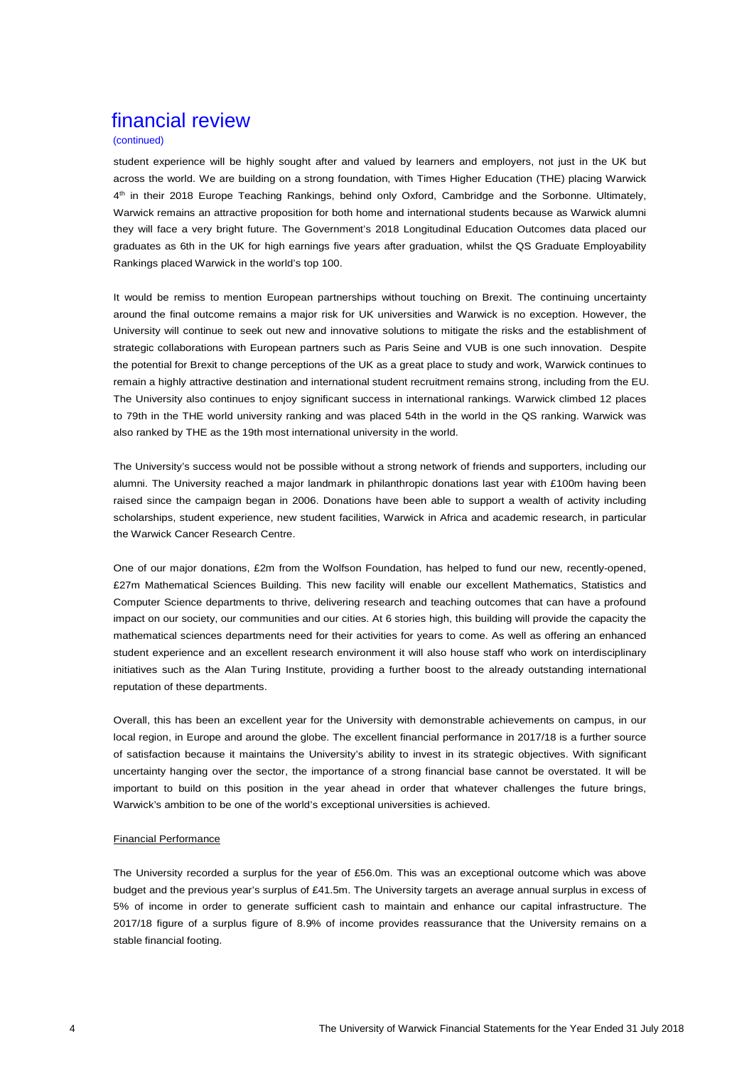# financial review

(continued)

student experience will be highly sought after and valued by learners and employers, not just in the UK but across the world. We are building on a strong foundation, with Times Higher Education (THE) placing Warwick 4th in their 2018 Europe Teaching Rankings, behind only Oxford, Cambridge and the Sorbonne. Ultimately, Warwick remains an attractive proposition for both home and international students because as Warwick alumni they will face a very bright future. The Government's 2018 Longitudinal Education Outcomes data placed our graduates as 6th in the UK for high earnings five years after graduation, whilst the QS Graduate Employability Rankings placed Warwick in the world's top 100.

It would be remiss to mention European partnerships without touching on Brexit. The continuing uncertainty around the final outcome remains a major risk for UK universities and Warwick is no exception. However, the University will continue to seek out new and innovative solutions to mitigate the risks and the establishment of strategic collaborations with European partners such as Paris Seine and VUB is one such innovation. Despite the potential for Brexit to change perceptions of the UK as a great place to study and work, Warwick continues to remain a highly attractive destination and international student recruitment remains strong, including from the EU. The University also continues to enjoy significant success in international rankings. Warwick climbed 12 places to 79th in the THE world university ranking and was placed 54th in the world in the QS ranking. Warwick was also ranked by THE as the 19th most international university in the world.

The University's success would not be possible without a strong network of friends and supporters, including our alumni. The University reached a major landmark in philanthropic donations last year with £100m having been raised since the campaign began in 2006. Donations have been able to support a wealth of activity including scholarships, student experience, new student facilities, Warwick in Africa and academic research, in particular the Warwick Cancer Research Centre.

One of our major donations, £2m from the Wolfson Foundation, has helped to fund our new, recently-opened, £27m Mathematical Sciences Building. This new facility will enable our excellent Mathematics, Statistics and Computer Science departments to thrive, delivering research and teaching outcomes that can have a profound impact on our society, our communities and our cities. At 6 stories high, this building will provide the capacity the mathematical sciences departments need for their activities for years to come. As well as offering an enhanced student experience and an excellent research environment it will also house staff who work on interdisciplinary initiatives such as the Alan Turing Institute, providing a further boost to the already outstanding international reputation of these departments.

Overall, this has been an excellent year for the University with demonstrable achievements on campus, in our local region, in Europe and around the globe. The excellent financial performance in 2017/18 is a further source of satisfaction because it maintains the University's ability to invest in its strategic objectives. With significant uncertainty hanging over the sector, the importance of a strong financial base cannot be overstated. It will be important to build on this position in the year ahead in order that whatever challenges the future brings, Warwick's ambition to be one of the world's exceptional universities is achieved.

## Financial Performance

The University recorded a surplus for the year of £56.0m. This was an exceptional outcome which was above budget and the previous year's surplus of £41.5m. The University targets an average annual surplus in excess of 5% of income in order to generate sufficient cash to maintain and enhance our capital infrastructure. The 2017/18 figure of a surplus figure of 8.9% of income provides reassurance that the University remains on a stable financial footing.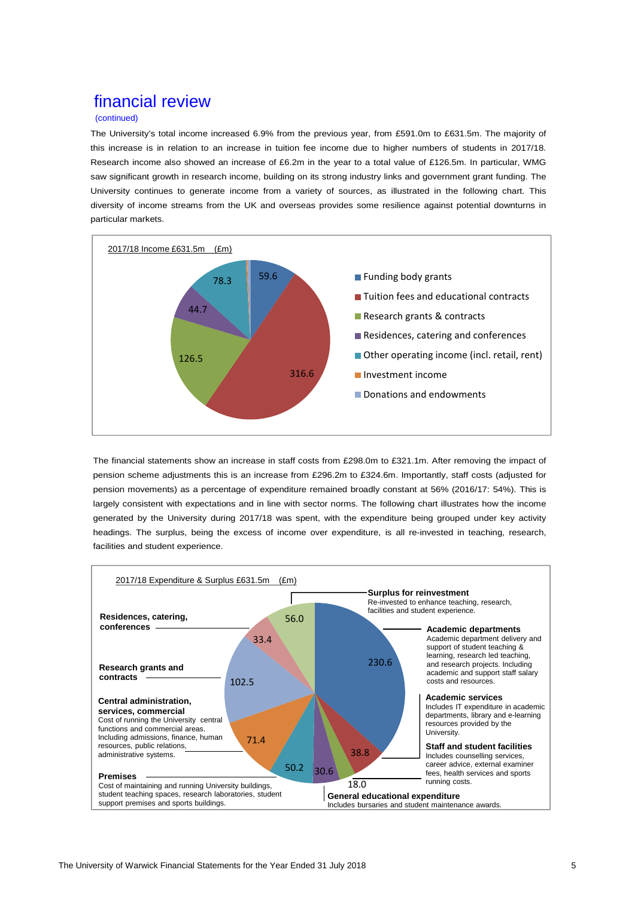## financial review

(continued)

The University's total income increased 6.9% from the previous year, from £591.0m to £631.5m. The majority of this increase is in relation to an increase in tuition fee income due to higher numbers of students in 2017/18. Research income also showed an increase of £6.2m in the year to a total value of £126.5m. In particular, WMG saw significant growth in research income, building on its strong industry links and government grant funding. The University continues to generate income from a variety of sources, as illustrated in the following chart. This diversity of income streams from the UK and overseas provides some resilience against potential downturns in particular markets.

2017/18 Income £631.5m (£m)

| Category | £m |
|---|---|
| Funding body grants | 59.6 |
| Tuition fees and educational contracts | 316.6 |
| Research grants & contracts | 126.5 |
| Residences, catering and conferences | 44.7 |
| Other operating income (incl. retail, rent) | 78.3 |
| Investment income | |
| Donations and endowments | |

The financial statements show an increase in staff costs from £298.0m to £321.1m. After removing the impact of pension scheme adjustments this is an increase from £296.2m to £324.6m. Importantly, staff costs (adjusted for pension movements) as a percentage of expenditure remained broadly constant at 56% (2016/17: 54%). This is largely consistent with expectations and in line with sector norms. The following chart illustrates how the income generated by the University during 2017/18 was spent, with the expenditure being grouped under key activity headings. The surplus, being the excess of income over expenditure, is all re-invested in teaching, research, facilities and student experience.

2017/18 Expenditure & Surplus £631.5m (£m)

| Category | Description | £m |
|---|---|---|
| **Academic departments** | Academic department delivery and support of student teaching & learning, research led teaching, and research projects. Including academic and support staff salary costs and resources. | 230.6 |
| **Academic services** | Includes IT expenditure in academic departments, library and e-learning resources provided by the University. | 38.8 |
| **General educational expenditure** | Includes bursaries and student maintenance awards. | 18.0 |
| **Staff and student facilities** | Includes counselling services, career advice, external examiner fees, health services and sports running costs. | 30.6 |
| **Premises** | Cost of maintaining and running University buildings, student teaching spaces, research laboratories, student support premises and sports buildings. | 50.2 |
| **Central administration, services, commercial** | Cost of running the University central functions and commercial areas. Including admissions, finance, human resources, public relations, administrative systems. | 71.4 |
| **Research grants and contracts** | | 102.5 |
| **Residences, catering, conferences** | | 33.4 |
| **Surplus for reinvestment** | Re-invested to enhance teaching, research, facilities and student experience. | 56.0 |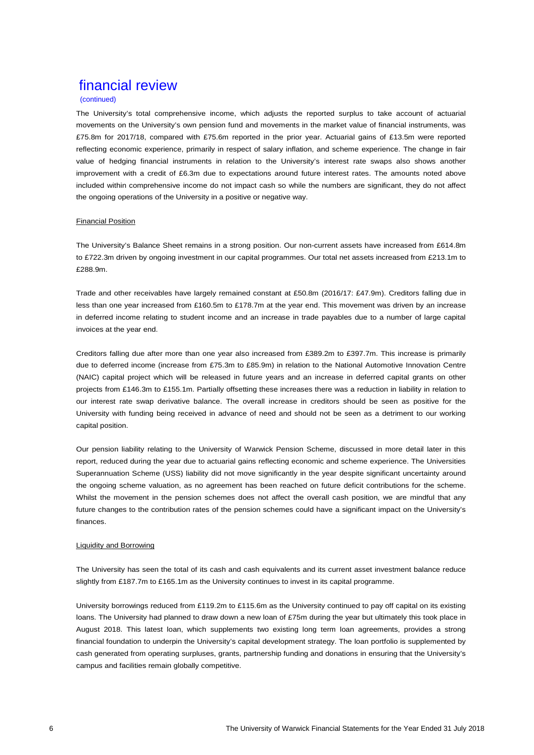# financial review

(continued)

The University's total comprehensive income, which adjusts the reported surplus to take account of actuarial movements on the University's own pension fund and movements in the market value of financial instruments, was £75.8m for 2017/18, compared with £75.6m reported in the prior year. Actuarial gains of £13.5m were reported reflecting economic experience, primarily in respect of salary inflation, and scheme experience. The change in fair value of hedging financial instruments in relation to the University's interest rate swaps also shows another improvement with a credit of £6.3m due to expectations around future interest rates. The amounts noted above included within comprehensive income do not impact cash so while the numbers are significant, they do not affect the ongoing operations of the University in a positive or negative way.

## Financial Position

The University's Balance Sheet remains in a strong position. Our non-current assets have increased from £614.8m to £722.3m driven by ongoing investment in our capital programmes. Our total net assets increased from £213.1m to £288.9m.

Trade and other receivables have largely remained constant at £50.8m (2016/17: £47.9m). Creditors falling due in less than one year increased from £160.5m to £178.7m at the year end. This movement was driven by an increase in deferred income relating to student income and an increase in trade payables due to a number of large capital invoices at the year end.

Creditors falling due after more than one year also increased from £389.2m to £397.7m. This increase is primarily due to deferred income (increase from £75.3m to £85.9m) in relation to the National Automotive Innovation Centre (NAIC) capital project which will be released in future years and an increase in deferred capital grants on other projects from £146.3m to £155.1m. Partially offsetting these increases there was a reduction in liability in relation to our interest rate swap derivative balance. The overall increase in creditors should be seen as positive for the University with funding being received in advance of need and should not be seen as a detriment to our working capital position.

Our pension liability relating to the University of Warwick Pension Scheme, discussed in more detail later in this report, reduced during the year due to actuarial gains reflecting economic and scheme experience. The Universities Superannuation Scheme (USS) liability did not move significantly in the year despite significant uncertainty around the ongoing scheme valuation, as no agreement has been reached on future deficit contributions for the scheme. Whilst the movement in the pension schemes does not affect the overall cash position, we are mindful that any future changes to the contribution rates of the pension schemes could have a significant impact on the University's finances.

## Liquidity and Borrowing

The University has seen the total of its cash and cash equivalents and its current asset investment balance reduce slightly from £187.7m to £165.1m as the University continues to invest in its capital programme.

University borrowings reduced from £119.2m to £115.6m as the University continued to pay off capital on its existing loans. The University had planned to draw down a new loan of £75m during the year but ultimately this took place in August 2018. This latest loan, which supplements two existing long term loan agreements, provides a strong financial foundation to underpin the University's capital development strategy. The loan portfolio is supplemented by cash generated from operating surpluses, grants, partnership funding and donations in ensuring that the University's campus and facilities remain globally competitive.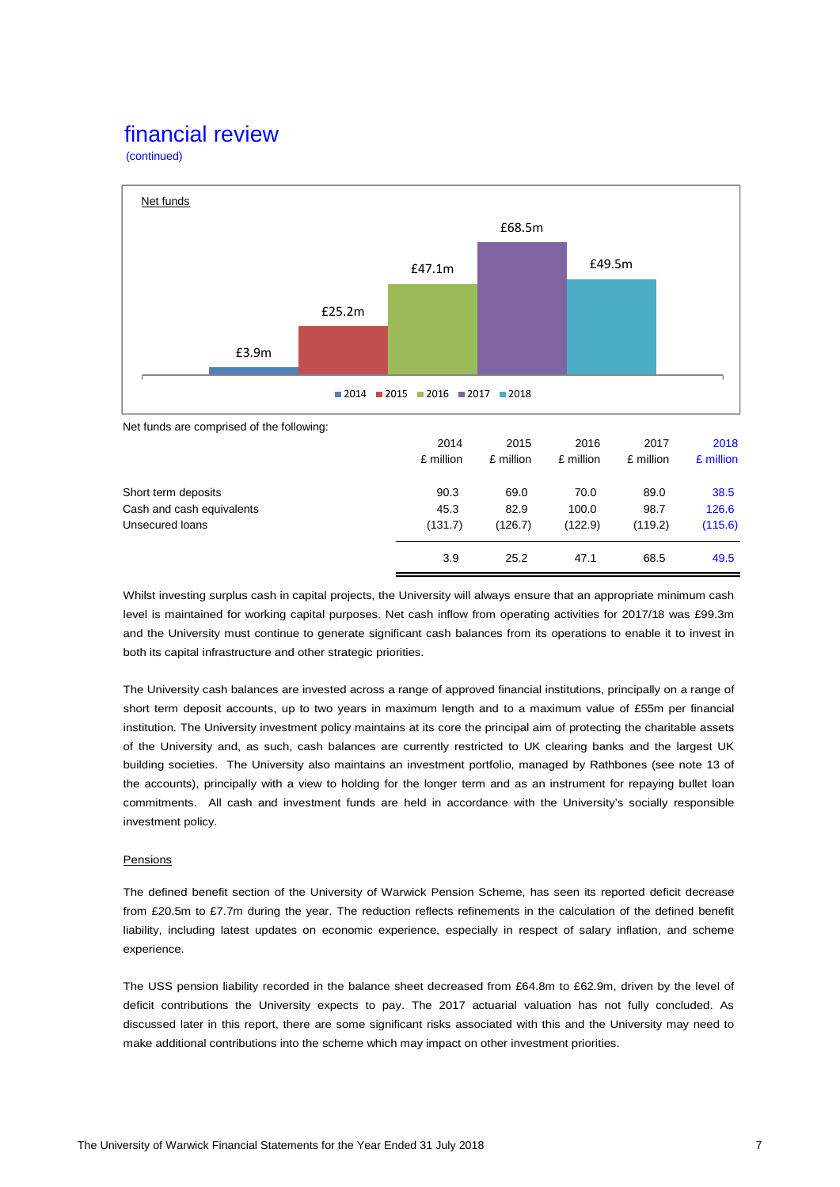# financial review

(continued)

Net funds

£3.9m £25.2m £47.1m £68.5m £49.5m

2014 2015 2016 2017 2018

Net funds are comprised of the following:

| | 2014 £ million | 2015 £ million | 2016 £ million | 2017 £ million | 2018 £ million |
|---|---|---|---|---|---|
| Short term deposits | 90.3 | 69.0 | 70.0 | 89.0 | 38.5 |
| Cash and cash equivalents | 45.3 | 82.9 | 100.0 | 98.7 | 126.6 |
| Unsecured loans | (131.7) | (126.7) | (122.9) | (119.2) | (115.6) |
| | 3.9 | 25.2 | 47.1 | 68.5 | 49.5 |

Whilst investing surplus cash in capital projects, the University will always ensure that an appropriate minimum cash level is maintained for working capital purposes. Net cash inflow from operating activities for 2017/18 was £99.3m and the University must continue to generate significant cash balances from its operations to enable it to invest in both its capital infrastructure and other strategic priorities.

The University cash balances are invested across a range of approved financial institutions, principally on a range of short term deposit accounts, up to two years in maximum length and to a maximum value of £55m per financial institution. The University investment policy maintains at its core the principal aim of protecting the charitable assets of the University and, as such, cash balances are currently restricted to UK clearing banks and the largest UK building societies. The University also maintains an investment portfolio, managed by Rathbones (see note 13 of the accounts), principally with a view to holding for the longer term and as an instrument for repaying bullet loan commitments. All cash and investment funds are held in accordance with the University's socially responsible investment policy.

## Pensions

The defined benefit section of the University of Warwick Pension Scheme, has seen its reported deficit decrease from £20.5m to £7.7m during the year. The reduction reflects refinements in the calculation of the defined benefit liability, including latest updates on economic experience, especially in respect of salary inflation, and scheme experience.

The USS pension liability recorded in the balance sheet decreased from £64.8m to £62.9m, driven by the level of deficit contributions the University expects to pay. The 2017 actuarial valuation has not fully concluded. As discussed later in this report, there are some significant risks associated with this and the University may need to make additional contributions into the scheme which may impact on other investment priorities.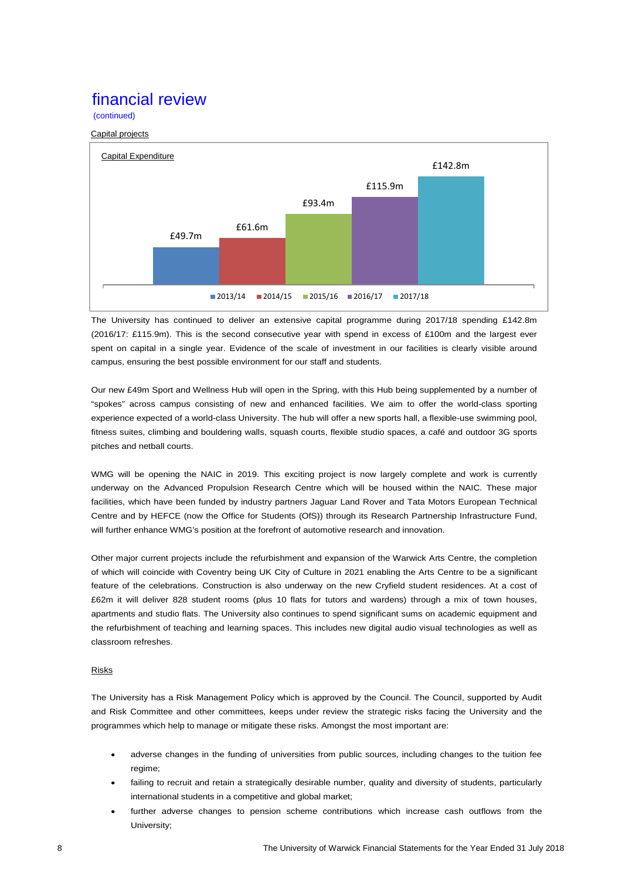# financial review

(continued)

Capital projects

Capital Expenditure

| Year | Capital Expenditure |
|---|---|
| 2013/14 | £49.7m |
| 2014/15 | £61.6m |
| 2015/16 | £93.4m |
| 2016/17 | £115.9m |
| 2017/18 | £142.8m |

The University has continued to deliver an extensive capital programme during 2017/18 spending £142.8m (2016/17: £115.9m). This is the second consecutive year with spend in excess of £100m and the largest ever spent on capital in a single year. Evidence of the scale of investment in our facilities is clearly visible around campus, ensuring the best possible environment for our staff and students.

Our new £49m Sport and Wellness Hub will open in the Spring, with this Hub being supplemented by a number of "spokes" across campus consisting of new and enhanced facilities. We aim to offer the world-class sporting experience expected of a world-class University. The hub will offer a new sports hall, a flexible-use swimming pool, fitness suites, climbing and bouldering walls, squash courts, flexible studio spaces, a café and outdoor 3G sports pitches and netball courts.

WMG will be opening the NAIC in 2019. This exciting project is now largely complete and work is currently underway on the Advanced Propulsion Research Centre which will be housed within the NAIC. These major facilities, which have been funded by industry partners Jaguar Land Rover and Tata Motors European Technical Centre and by HEFCE (now the Office for Students (OfS)) through its Research Partnership Infrastructure Fund, will further enhance WMG's position at the forefront of automotive research and innovation.

Other major current projects include the refurbishment and expansion of the Warwick Arts Centre, the completion of which will coincide with Coventry being UK City of Culture in 2021 enabling the Arts Centre to be a significant feature of the celebrations. Construction is also underway on the new Cryfield student residences. At a cost of £62m it will deliver 828 student rooms (plus 10 flats for tutors and wardens) through a mix of town houses, apartments and studio flats. The University also continues to spend significant sums on academic equipment and the refurbishment of teaching and learning spaces. This includes new digital audio visual technologies as well as classroom refreshes.

Risks

The University has a Risk Management Policy which is approved by the Council. The Council, supported by Audit and Risk Committee and other committees, keeps under review the strategic risks facing the University and the programmes which help to manage or mitigate these risks. Amongst the most important are:

- adverse changes in the funding of universities from public sources, including changes to the tuition fee regime;
- failing to recruit and retain a strategically desirable number, quality and diversity of students, particularly international students in a competitive and global market;
- further adverse changes to pension scheme contributions which increase cash outflows from the University;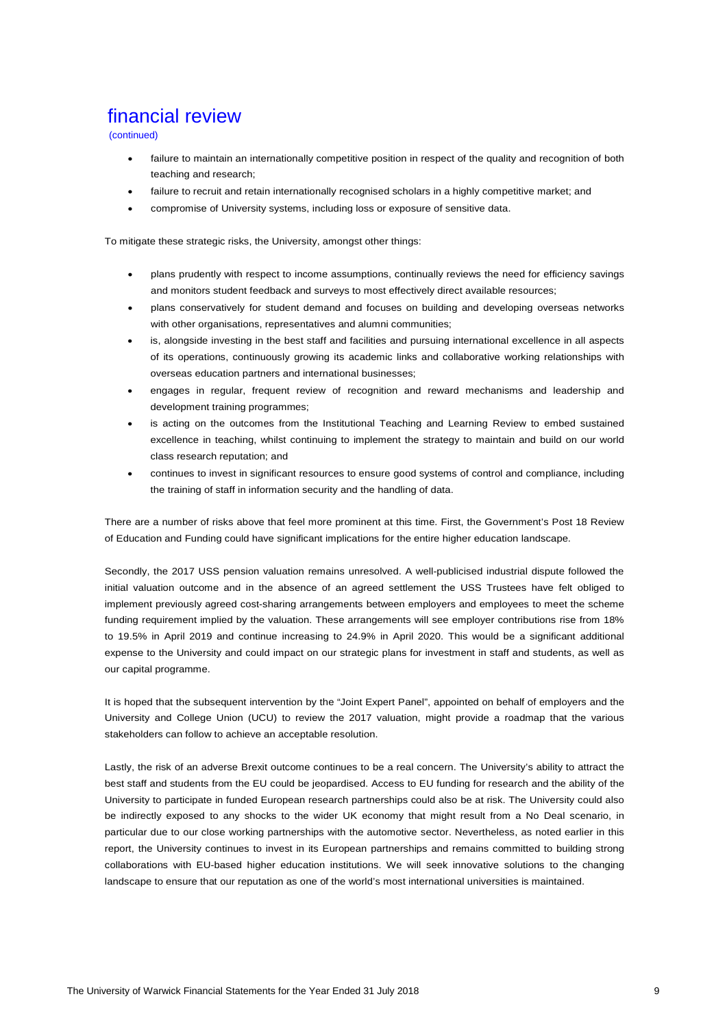# financial review

(continued)

- failure to maintain an internationally competitive position in respect of the quality and recognition of both teaching and research;
- failure to recruit and retain internationally recognised scholars in a highly competitive market; and
- compromise of University systems, including loss or exposure of sensitive data.

To mitigate these strategic risks, the University, amongst other things:

- plans prudently with respect to income assumptions, continually reviews the need for efficiency savings and monitors student feedback and surveys to most effectively direct available resources;
- plans conservatively for student demand and focuses on building and developing overseas networks with other organisations, representatives and alumni communities;
- is, alongside investing in the best staff and facilities and pursuing international excellence in all aspects of its operations, continuously growing its academic links and collaborative working relationships with overseas education partners and international businesses;
- engages in regular, frequent review of recognition and reward mechanisms and leadership and development training programmes;
- is acting on the outcomes from the Institutional Teaching and Learning Review to embed sustained excellence in teaching, whilst continuing to implement the strategy to maintain and build on our world class research reputation; and
- continues to invest in significant resources to ensure good systems of control and compliance, including the training of staff in information security and the handling of data.

There are a number of risks above that feel more prominent at this time. First, the Government's Post 18 Review of Education and Funding could have significant implications for the entire higher education landscape.

Secondly, the 2017 USS pension valuation remains unresolved. A well-publicised industrial dispute followed the initial valuation outcome and in the absence of an agreed settlement the USS Trustees have felt obliged to implement previously agreed cost-sharing arrangements between employers and employees to meet the scheme funding requirement implied by the valuation. These arrangements will see employer contributions rise from 18% to 19.5% in April 2019 and continue increasing to 24.9% in April 2020. This would be a significant additional expense to the University and could impact on our strategic plans for investment in staff and students, as well as our capital programme.

It is hoped that the subsequent intervention by the "Joint Expert Panel", appointed on behalf of employers and the University and College Union (UCU) to review the 2017 valuation, might provide a roadmap that the various stakeholders can follow to achieve an acceptable resolution.

Lastly, the risk of an adverse Brexit outcome continues to be a real concern. The University's ability to attract the best staff and students from the EU could be jeopardised. Access to EU funding for research and the ability of the University to participate in funded European research partnerships could also be at risk. The University could also be indirectly exposed to any shocks to the wider UK economy that might result from a No Deal scenario, in particular due to our close working partnerships with the automotive sector. Nevertheless, as noted earlier in this report, the University continues to invest in its European partnerships and remains committed to building strong collaborations with EU-based higher education institutions. We will seek innovative solutions to the changing landscape to ensure that our reputation as one of the world's most international universities is maintained.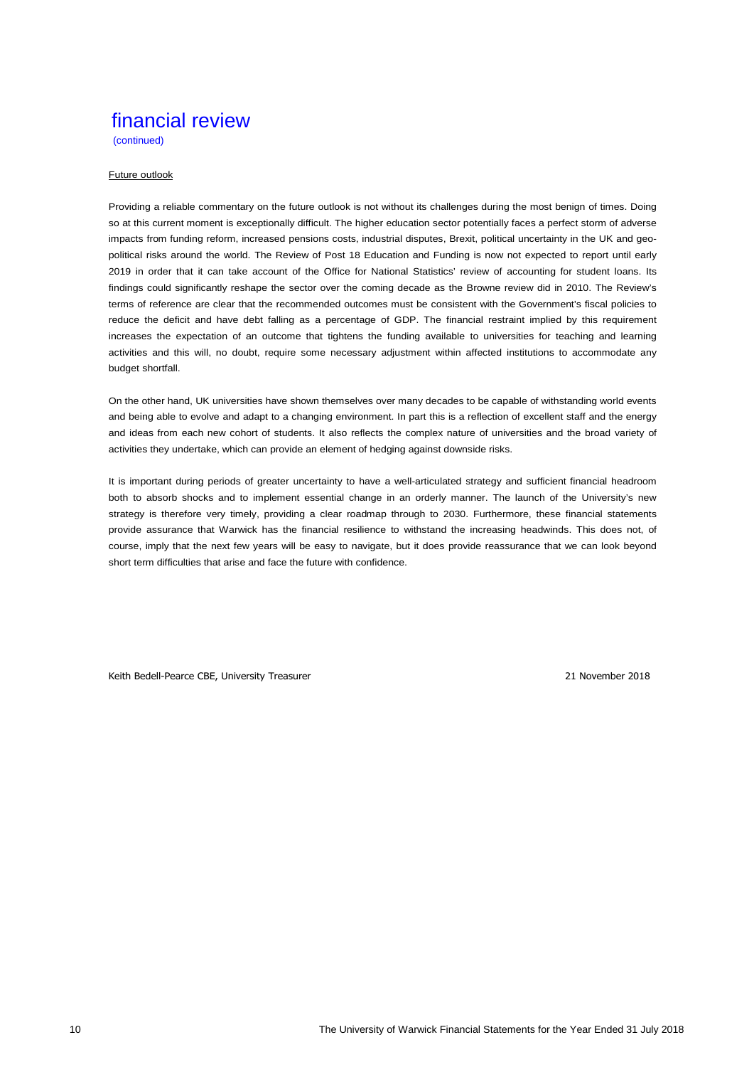# financial review

(continued)

Future outlook

Providing a reliable commentary on the future outlook is not without its challenges during the most benign of times. Doing so at this current moment is exceptionally difficult. The higher education sector potentially faces a perfect storm of adverse impacts from funding reform, increased pensions costs, industrial disputes, Brexit, political uncertainty in the UK and geo-political risks around the world. The Review of Post 18 Education and Funding is now not expected to report until early 2019 in order that it can take account of the Office for National Statistics' review of accounting for student loans. Its findings could significantly reshape the sector over the coming decade as the Browne review did in 2010. The Review's terms of reference are clear that the recommended outcomes must be consistent with the Government's fiscal policies to reduce the deficit and have debt falling as a percentage of GDP. The financial restraint implied by this requirement increases the expectation of an outcome that tightens the funding available to universities for teaching and learning activities and this will, no doubt, require some necessary adjustment within affected institutions to accommodate any budget shortfall.

On the other hand, UK universities have shown themselves over many decades to be capable of withstanding world events and being able to evolve and adapt to a changing environment. In part this is a reflection of excellent staff and the energy and ideas from each new cohort of students. It also reflects the complex nature of universities and the broad variety of activities they undertake, which can provide an element of hedging against downside risks.

It is important during periods of greater uncertainty to have a well-articulated strategy and sufficient financial headroom both to absorb shocks and to implement essential change in an orderly manner. The launch of the University's new strategy is therefore very timely, providing a clear roadmap through to 2030. Furthermore, these financial statements provide assurance that Warwick has the financial resilience to withstand the increasing headwinds. This does not, of course, imply that the next few years will be easy to navigate, but it does provide reassurance that we can look beyond short term difficulties that arise and face the future with confidence.

Keith Bedell-Pearce CBE, University Treasurer

21 November 2018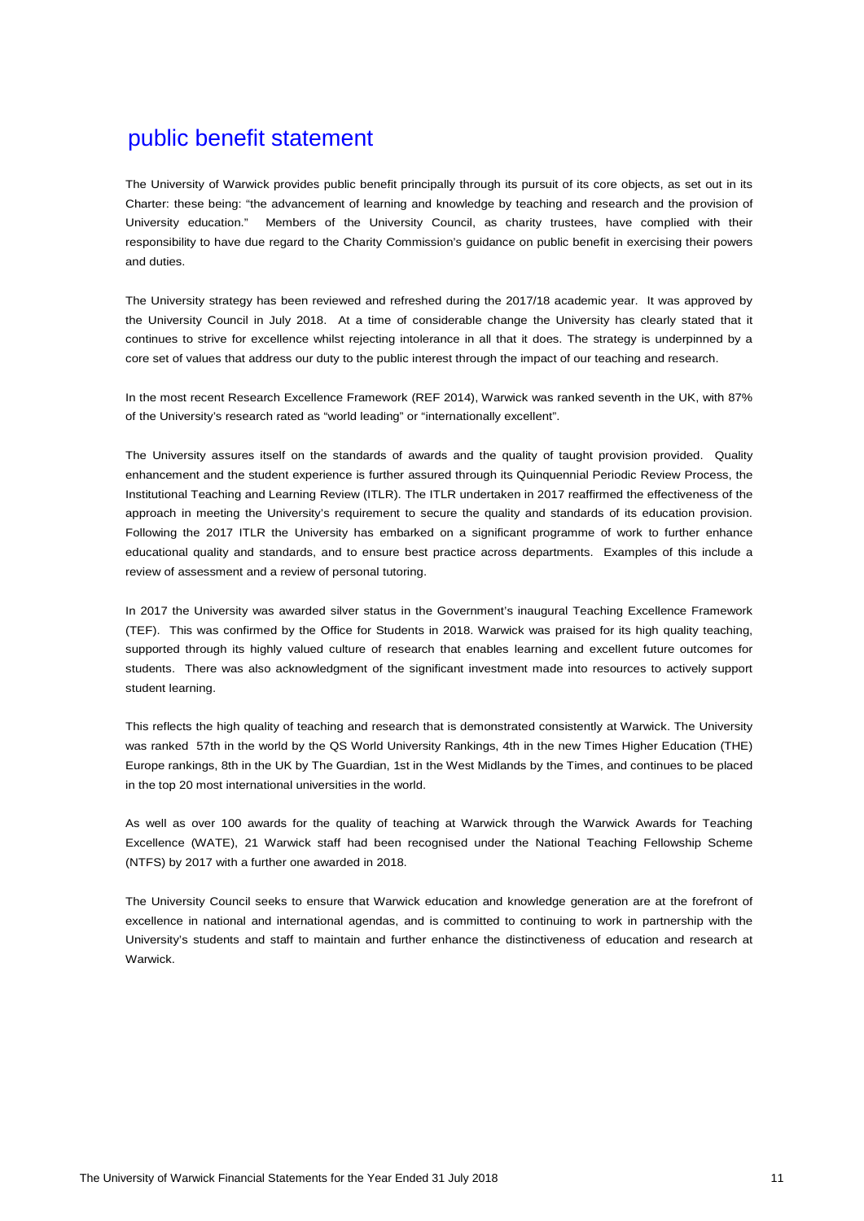# public benefit statement

The University of Warwick provides public benefit principally through its pursuit of its core objects, as set out in its Charter: these being: "the advancement of learning and knowledge by teaching and research and the provision of University education." Members of the University Council, as charity trustees, have complied with their responsibility to have due regard to the Charity Commission's guidance on public benefit in exercising their powers and duties.

The University strategy has been reviewed and refreshed during the 2017/18 academic year. It was approved by the University Council in July 2018. At a time of considerable change the University has clearly stated that it continues to strive for excellence whilst rejecting intolerance in all that it does. The strategy is underpinned by a core set of values that address our duty to the public interest through the impact of our teaching and research.

In the most recent Research Excellence Framework (REF 2014), Warwick was ranked seventh in the UK, with 87% of the University's research rated as "world leading" or "internationally excellent".

The University assures itself on the standards of awards and the quality of taught provision provided. Quality enhancement and the student experience is further assured through its Quinquennial Periodic Review Process, the Institutional Teaching and Learning Review (ITLR). The ITLR undertaken in 2017 reaffirmed the effectiveness of the approach in meeting the University's requirement to secure the quality and standards of its education provision. Following the 2017 ITLR the University has embarked on a significant programme of work to further enhance educational quality and standards, and to ensure best practice across departments. Examples of this include a review of assessment and a review of personal tutoring.

In 2017 the University was awarded silver status in the Government's inaugural Teaching Excellence Framework (TEF). This was confirmed by the Office for Students in 2018. Warwick was praised for its high quality teaching, supported through its highly valued culture of research that enables learning and excellent future outcomes for students. There was also acknowledgment of the significant investment made into resources to actively support student learning.

This reflects the high quality of teaching and research that is demonstrated consistently at Warwick. The University was ranked 57th in the world by the QS World University Rankings, 4th in the new Times Higher Education (THE) Europe rankings, 8th in the UK by The Guardian, 1st in the West Midlands by the Times, and continues to be placed in the top 20 most international universities in the world.

As well as over 100 awards for the quality of teaching at Warwick through the Warwick Awards for Teaching Excellence (WATE), 21 Warwick staff had been recognised under the National Teaching Fellowship Scheme (NTFS) by 2017 with a further one awarded in 2018.

The University Council seeks to ensure that Warwick education and knowledge generation are at the forefront of excellence in national and international agendas, and is committed to continuing to work in partnership with the University's students and staff to maintain and further enhance the distinctiveness of education and research at Warwick.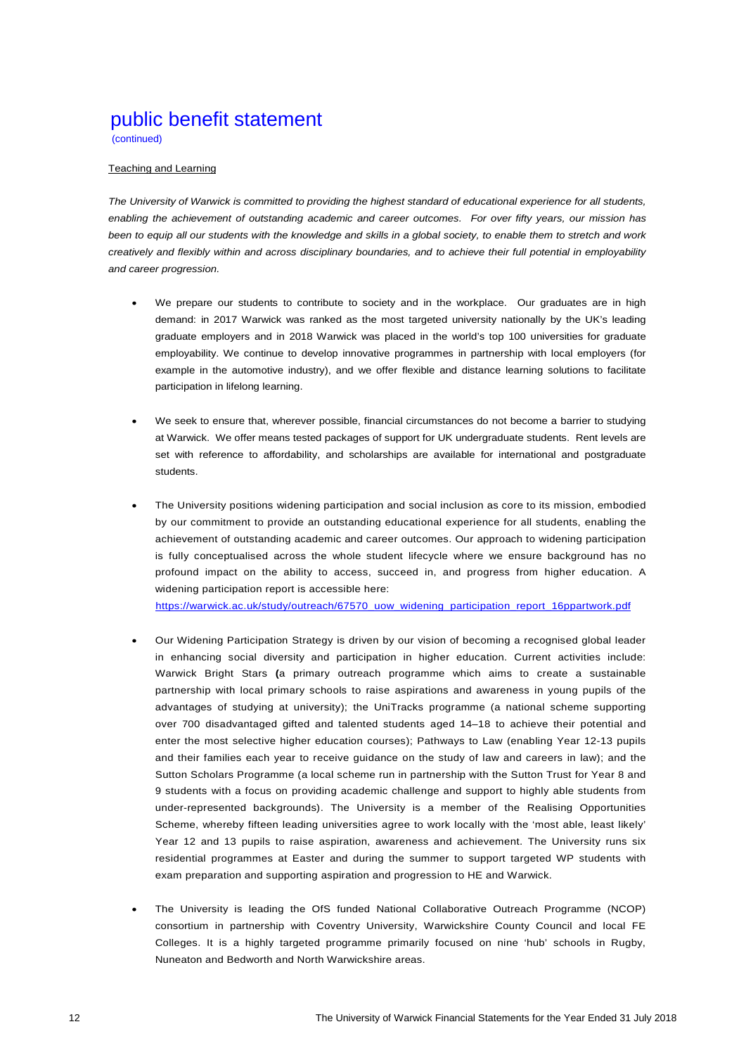# public benefit statement

(continued)

Teaching and Learning

*The University of Warwick is committed to providing the highest standard of educational experience for all students, enabling the achievement of outstanding academic and career outcomes. For over fifty years, our mission has been to equip all our students with the knowledge and skills in a global society, to enable them to stretch and work creatively and flexibly within and across disciplinary boundaries, and to achieve their full potential in employability and career progression.*

- We prepare our students to contribute to society and in the workplace. Our graduates are in high demand: in 2017 Warwick was ranked as the most targeted university nationally by the UK's leading graduate employers and in 2018 Warwick was placed in the world's top 100 universities for graduate employability. We continue to develop innovative programmes in partnership with local employers (for example in the automotive industry), and we offer flexible and distance learning solutions to facilitate participation in lifelong learning.

- We seek to ensure that, wherever possible, financial circumstances do not become a barrier to studying at Warwick. We offer means tested packages of support for UK undergraduate students. Rent levels are set with reference to affordability, and scholarships are available for international and postgraduate students.

- The University positions widening participation and social inclusion as core to its mission, embodied by our commitment to provide an outstanding educational experience for all students, enabling the achievement of outstanding academic and career outcomes. Our approach to widening participation is fully conceptualised across the whole student lifecycle where we ensure background has no profound impact on the ability to access, succeed in, and progress from higher education. A widening participation report is accessible here: https://warwick.ac.uk/study/outreach/67570_uow_widening_participation_report_16ppartwork.pdf

- Our Widening Participation Strategy is driven by our vision of becoming a recognised global leader in enhancing social diversity and participation in higher education. Current activities include: Warwick Bright Stars **(**a primary outreach programme which aims to create a sustainable partnership with local primary schools to raise aspirations and awareness in young pupils of the advantages of studying at university); the UniTracks programme (a national scheme supporting over 700 disadvantaged gifted and talented students aged 14–18 to achieve their potential and enter the most selective higher education courses); Pathways to Law (enabling Year 12-13 pupils and their families each year to receive guidance on the study of law and careers in law); and the Sutton Scholars Programme (a local scheme run in partnership with the Sutton Trust for Year 8 and 9 students with a focus on providing academic challenge and support to highly able students from under-represented backgrounds). The University is a member of the Realising Opportunities Scheme, whereby fifteen leading universities agree to work locally with the 'most able, least likely' Year 12 and 13 pupils to raise aspiration, awareness and achievement. The University runs six residential programmes at Easter and during the summer to support targeted WP students with exam preparation and supporting aspiration and progression to HE and Warwick.

- The University is leading the OfS funded National Collaborative Outreach Programme (NCOP) consortium in partnership with Coventry University, Warwickshire County Council and local FE Colleges. It is a highly targeted programme primarily focused on nine 'hub' schools in Rugby, Nuneaton and Bedworth and North Warwickshire areas.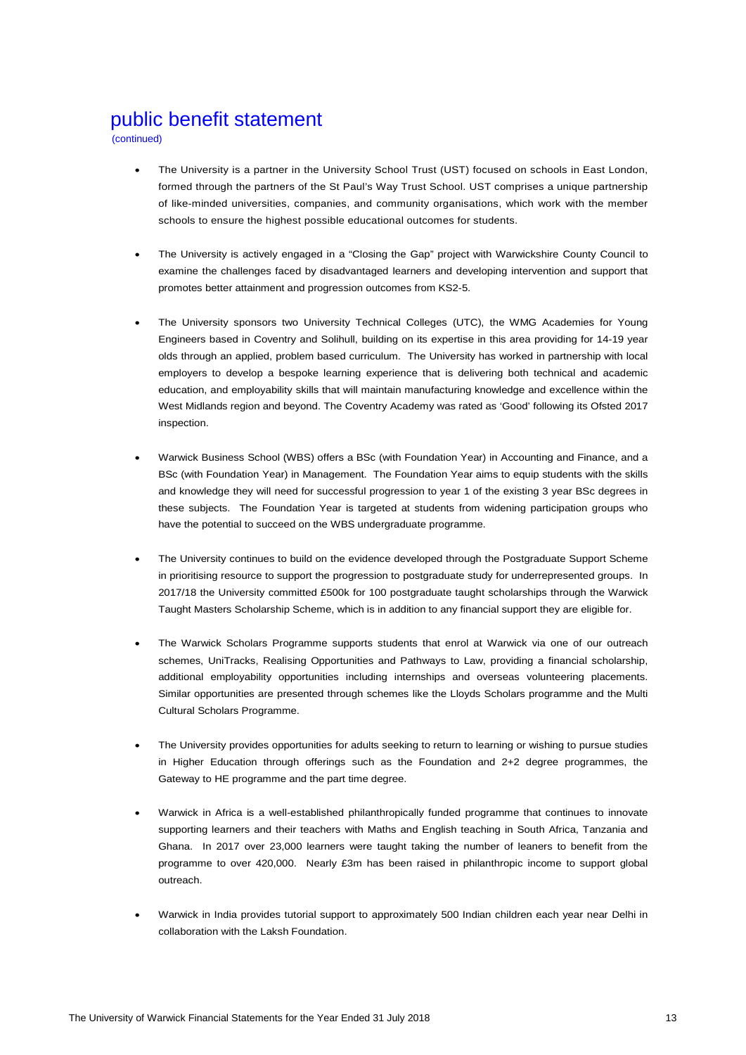# public benefit statement

(continued)

- The University is a partner in the University School Trust (UST) focused on schools in East London, formed through the partners of the St Paul's Way Trust School. UST comprises a unique partnership of like-minded universities, companies, and community organisations, which work with the member schools to ensure the highest possible educational outcomes for students.

- The University is actively engaged in a "Closing the Gap" project with Warwickshire County Council to examine the challenges faced by disadvantaged learners and developing intervention and support that promotes better attainment and progression outcomes from KS2-5.

- The University sponsors two University Technical Colleges (UTC), the WMG Academies for Young Engineers based in Coventry and Solihull, building on its expertise in this area providing for 14-19 year olds through an applied, problem based curriculum. The University has worked in partnership with local employers to develop a bespoke learning experience that is delivering both technical and academic education, and employability skills that will maintain manufacturing knowledge and excellence within the West Midlands region and beyond. The Coventry Academy was rated as 'Good' following its Ofsted 2017 inspection.

- Warwick Business School (WBS) offers a BSc (with Foundation Year) in Accounting and Finance, and a BSc (with Foundation Year) in Management. The Foundation Year aims to equip students with the skills and knowledge they will need for successful progression to year 1 of the existing 3 year BSc degrees in these subjects. The Foundation Year is targeted at students from widening participation groups who have the potential to succeed on the WBS undergraduate programme.

- The University continues to build on the evidence developed through the Postgraduate Support Scheme in prioritising resource to support the progression to postgraduate study for underrepresented groups. In 2017/18 the University committed £500k for 100 postgraduate taught scholarships through the Warwick Taught Masters Scholarship Scheme, which is in addition to any financial support they are eligible for.

- The Warwick Scholars Programme supports students that enrol at Warwick via one of our outreach schemes, UniTracks, Realising Opportunities and Pathways to Law, providing a financial scholarship, additional employability opportunities including internships and overseas volunteering placements. Similar opportunities are presented through schemes like the Lloyds Scholars programme and the Multi Cultural Scholars Programme.

- The University provides opportunities for adults seeking to return to learning or wishing to pursue studies in Higher Education through offerings such as the Foundation and 2+2 degree programmes, the Gateway to HE programme and the part time degree.

- Warwick in Africa is a well-established philanthropically funded programme that continues to innovate supporting learners and their teachers with Maths and English teaching in South Africa, Tanzania and Ghana. In 2017 over 23,000 learners were taught taking the number of leaners to benefit from the programme to over 420,000. Nearly £3m has been raised in philanthropic income to support global outreach.

- Warwick in India provides tutorial support to approximately 500 Indian children each year near Delhi in collaboration with the Laksh Foundation.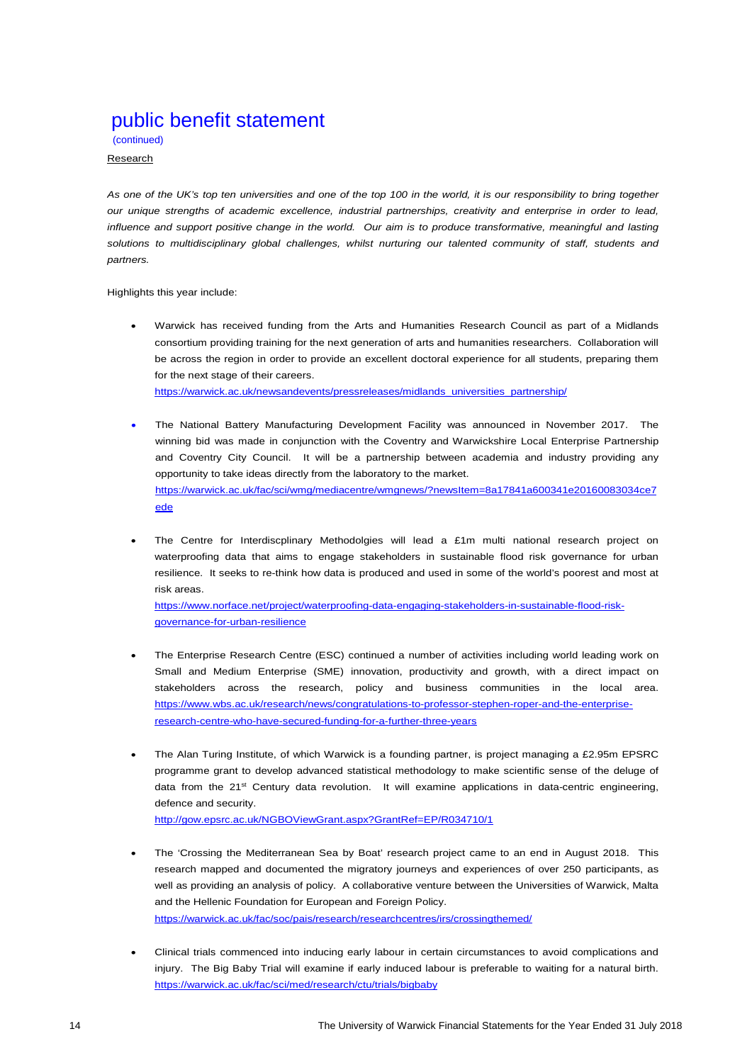# public benefit statement

(continued)

Research

*As one of the UK's top ten universities and one of the top 100 in the world, it is our responsibility to bring together our unique strengths of academic excellence, industrial partnerships, creativity and enterprise in order to lead, influence and support positive change in the world. Our aim is to produce transformative, meaningful and lasting solutions to multidisciplinary global challenges, whilst nurturing our talented community of staff, students and partners.*

Highlights this year include:

- Warwick has received funding from the Arts and Humanities Research Council as part of a Midlands consortium providing training for the next generation of arts and humanities researchers. Collaboration will be across the region in order to provide an excellent doctoral experience for all students, preparing them for the next stage of their careers.
  https://warwick.ac.uk/newsandevents/pressreleases/midlands_universities_partnership/

- The National Battery Manufacturing Development Facility was announced in November 2017. The winning bid was made in conjunction with the Coventry and Warwickshire Local Enterprise Partnership and Coventry City Council. It will be a partnership between academia and industry providing any opportunity to take ideas directly from the laboratory to the market.
  https://warwick.ac.uk/fac/sci/wmg/mediacentre/wmgnews/?newsItem=8a17841a600341e20160083034ce7ede

- The Centre for Interdiscplinary Methodolgies will lead a £1m multi national research project on waterproofing data that aims to engage stakeholders in sustainable flood risk governance for urban resilience. It seeks to re-think how data is produced and used in some of the world's poorest and most at risk areas.
  https://www.norface.net/project/waterproofing-data-engaging-stakeholders-in-sustainable-flood-risk-governance-for-urban-resilience

- The Enterprise Research Centre (ESC) continued a number of activities including world leading work on Small and Medium Enterprise (SME) innovation, productivity and growth, with a direct impact on stakeholders across the research, policy and business communities in the local area. https://www.wbs.ac.uk/research/news/congratulations-to-professor-stephen-roper-and-the-enterprise-research-centre-who-have-secured-funding-for-a-further-three-years

- The Alan Turing Institute, of which Warwick is a founding partner, is project managing a £2.95m EPSRC programme grant to develop advanced statistical methodology to make scientific sense of the deluge of data from the 21st Century data revolution. It will examine applications in data-centric engineering, defence and security.
  http://gow.epsrc.ac.uk/NGBOViewGrant.aspx?GrantRef=EP/R034710/1

- The 'Crossing the Mediterranean Sea by Boat' research project came to an end in August 2018. This research mapped and documented the migratory journeys and experiences of over 250 participants, as well as providing an analysis of policy. A collaborative venture between the Universities of Warwick, Malta and the Hellenic Foundation for European and Foreign Policy.
  https://warwick.ac.uk/fac/soc/pais/research/researchcentres/irs/crossingthemed/

- Clinical trials commenced into inducing early labour in certain circumstances to avoid complications and injury. The Big Baby Trial will examine if early induced labour is preferable to waiting for a natural birth. https://warwick.ac.uk/fac/sci/med/research/ctu/trials/bigbaby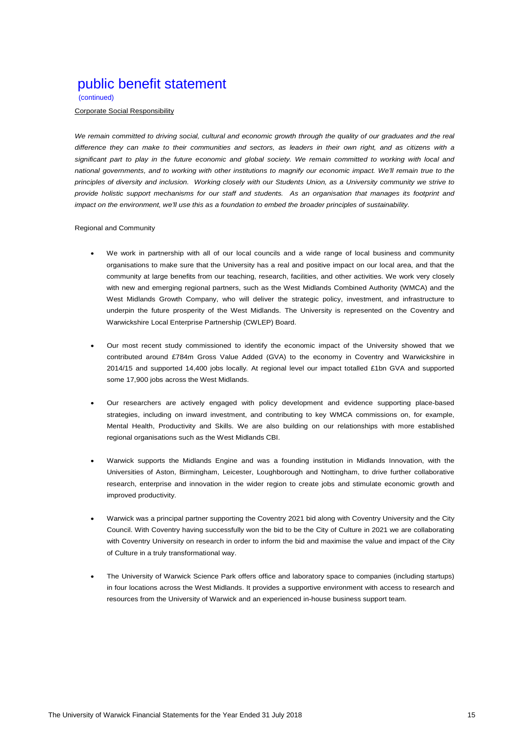# public benefit statement

(continued)

Corporate Social Responsibility

*We remain committed to driving social, cultural and economic growth through the quality of our graduates and the real difference they can make to their communities and sectors, as leaders in their own right, and as citizens with a significant part to play in the future economic and global society. We remain committed to working with local and national governments, and to working with other institutions to magnify our economic impact. We'll remain true to the principles of diversity and inclusion. Working closely with our Students Union, as a University community we strive to provide holistic support mechanisms for our staff and students. As an organisation that manages its footprint and impact on the environment, we'll use this as a foundation to embed the broader principles of sustainability.*

Regional and Community

- We work in partnership with all of our local councils and a wide range of local business and community organisations to make sure that the University has a real and positive impact on our local area, and that the community at large benefits from our teaching, research, facilities, and other activities. We work very closely with new and emerging regional partners, such as the West Midlands Combined Authority (WMCA) and the West Midlands Growth Company, who will deliver the strategic policy, investment, and infrastructure to underpin the future prosperity of the West Midlands. The University is represented on the Coventry and Warwickshire Local Enterprise Partnership (CWLEP) Board.

- Our most recent study commissioned to identify the economic impact of the University showed that we contributed around £784m Gross Value Added (GVA) to the economy in Coventry and Warwickshire in 2014/15 and supported 14,400 jobs locally. At regional level our impact totalled £1bn GVA and supported some 17,900 jobs across the West Midlands.

- Our researchers are actively engaged with policy development and evidence supporting place-based strategies, including on inward investment, and contributing to key WMCA commissions on, for example, Mental Health, Productivity and Skills. We are also building on our relationships with more established regional organisations such as the West Midlands CBI.

- Warwick supports the Midlands Engine and was a founding institution in Midlands Innovation, with the Universities of Aston, Birmingham, Leicester, Loughborough and Nottingham, to drive further collaborative research, enterprise and innovation in the wider region to create jobs and stimulate economic growth and improved productivity.

- Warwick was a principal partner supporting the Coventry 2021 bid along with Coventry University and the City Council. With Coventry having successfully won the bid to be the City of Culture in 2021 we are collaborating with Coventry University on research in order to inform the bid and maximise the value and impact of the City of Culture in a truly transformational way.

- The University of Warwick Science Park offers office and laboratory space to companies (including startups) in four locations across the West Midlands. It provides a supportive environment with access to research and resources from the University of Warwick and an experienced in-house business support team.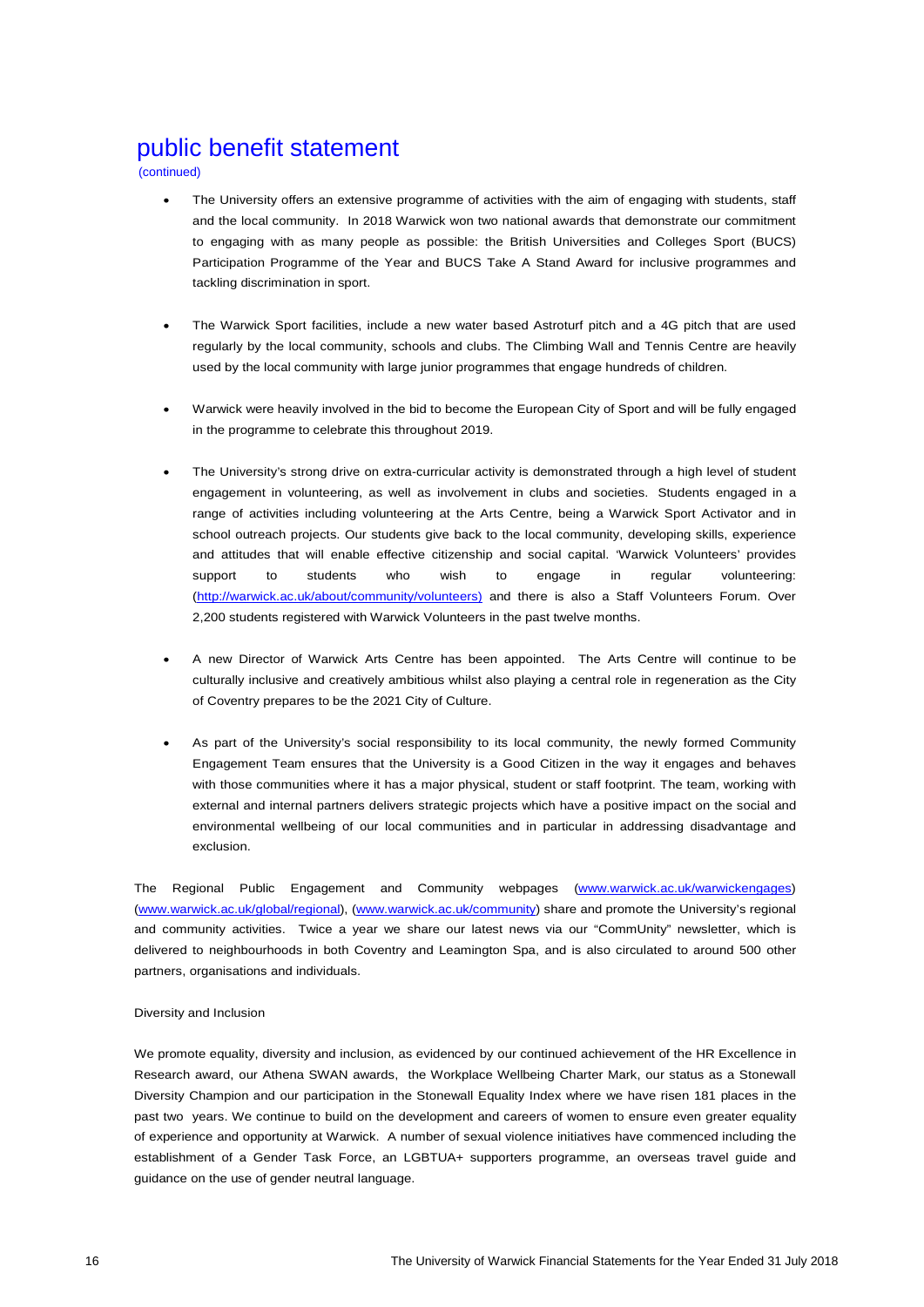# public benefit statement

(continued)

- The University offers an extensive programme of activities with the aim of engaging with students, staff and the local community. In 2018 Warwick won two national awards that demonstrate our commitment to engaging with as many people as possible: the British Universities and Colleges Sport (BUCS) Participation Programme of the Year and BUCS Take A Stand Award for inclusive programmes and tackling discrimination in sport.

- The Warwick Sport facilities, include a new water based Astroturf pitch and a 4G pitch that are used regularly by the local community, schools and clubs. The Climbing Wall and Tennis Centre are heavily used by the local community with large junior programmes that engage hundreds of children.

- Warwick were heavily involved in the bid to become the European City of Sport and will be fully engaged in the programme to celebrate this throughout 2019.

- The University's strong drive on extra-curricular activity is demonstrated through a high level of student engagement in volunteering, as well as involvement in clubs and societies. Students engaged in a range of activities including volunteering at the Arts Centre, being a Warwick Sport Activator and in school outreach projects. Our students give back to the local community, developing skills, experience and attitudes that will enable effective citizenship and social capital. 'Warwick Volunteers' provides support to students who wish to engage in regular volunteering: (http://warwick.ac.uk/about/community/volunteers) and there is also a Staff Volunteers Forum. Over 2,200 students registered with Warwick Volunteers in the past twelve months.

- A new Director of Warwick Arts Centre has been appointed. The Arts Centre will continue to be culturally inclusive and creatively ambitious whilst also playing a central role in regeneration as the City of Coventry prepares to be the 2021 City of Culture.

- As part of the University's social responsibility to its local community, the newly formed Community Engagement Team ensures that the University is a Good Citizen in the way it engages and behaves with those communities where it has a major physical, student or staff footprint. The team, working with external and internal partners delivers strategic projects which have a positive impact on the social and environmental wellbeing of our local communities and in particular in addressing disadvantage and exclusion.

The Regional Public Engagement and Community webpages (www.warwick.ac.uk/warwickengages) (www.warwick.ac.uk/global/regional), (www.warwick.ac.uk/community) share and promote the University's regional and community activities. Twice a year we share our latest news via our "CommUnity" newsletter, which is delivered to neighbourhoods in both Coventry and Leamington Spa, and is also circulated to around 500 other partners, organisations and individuals.

Diversity and Inclusion

We promote equality, diversity and inclusion, as evidenced by our continued achievement of the HR Excellence in Research award, our Athena SWAN awards, the Workplace Wellbeing Charter Mark, our status as a Stonewall Diversity Champion and our participation in the Stonewall Equality Index where we have risen 181 places in the past two years. We continue to build on the development and careers of women to ensure even greater equality of experience and opportunity at Warwick. A number of sexual violence initiatives have commenced including the establishment of a Gender Task Force, an LGBTUA+ supporters programme, an overseas travel guide and guidance on the use of gender neutral language.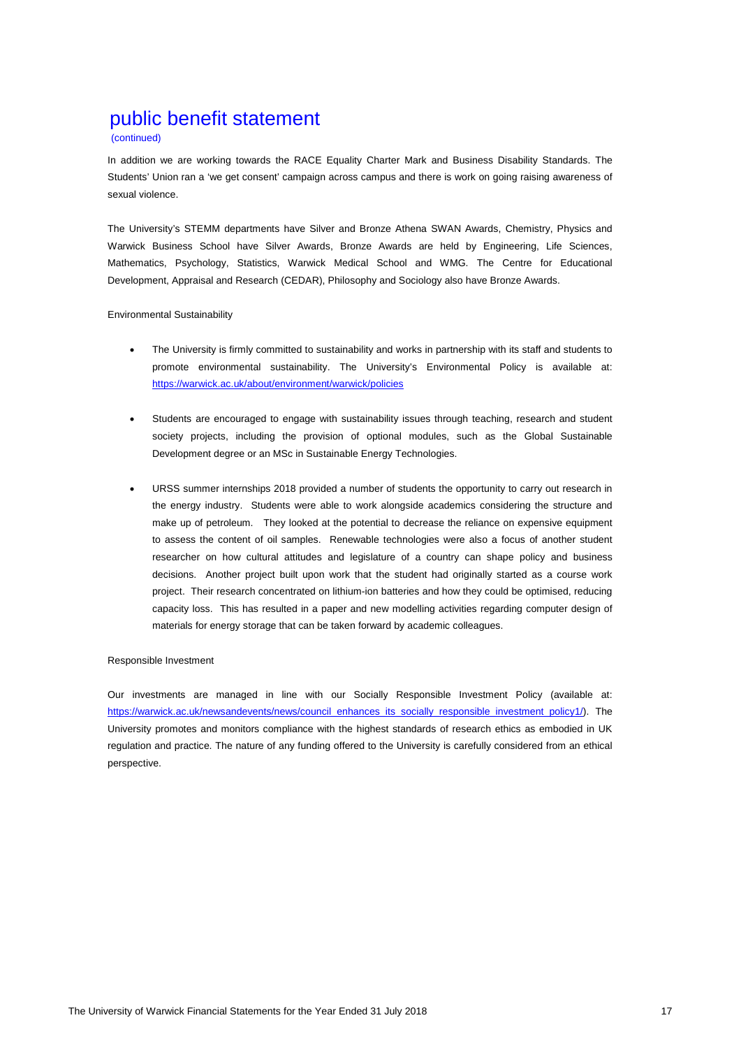# public benefit statement

(continued)

In addition we are working towards the RACE Equality Charter Mark and Business Disability Standards. The Students' Union ran a 'we get consent' campaign across campus and there is work on going raising awareness of sexual violence.

The University's STEMM departments have Silver and Bronze Athena SWAN Awards, Chemistry, Physics and Warwick Business School have Silver Awards, Bronze Awards are held by Engineering, Life Sciences, Mathematics, Psychology, Statistics, Warwick Medical School and WMG. The Centre for Educational Development, Appraisal and Research (CEDAR), Philosophy and Sociology also have Bronze Awards.

Environmental Sustainability

- The University is firmly committed to sustainability and works in partnership with its staff and students to promote environmental sustainability. The University's Environmental Policy is available at: https://warwick.ac.uk/about/environment/warwick/policies

- Students are encouraged to engage with sustainability issues through teaching, research and student society projects, including the provision of optional modules, such as the Global Sustainable Development degree or an MSc in Sustainable Energy Technologies.

- URSS summer internships 2018 provided a number of students the opportunity to carry out research in the energy industry. Students were able to work alongside academics considering the structure and make up of petroleum. They looked at the potential to decrease the reliance on expensive equipment to assess the content of oil samples. Renewable technologies were also a focus of another student researcher on how cultural attitudes and legislature of a country can shape policy and business decisions. Another project built upon work that the student had originally started as a course work project. Their research concentrated on lithium-ion batteries and how they could be optimised, reducing capacity loss. This has resulted in a paper and new modelling activities regarding computer design of materials for energy storage that can be taken forward by academic colleagues.

Responsible Investment

Our investments are managed in line with our Socially Responsible Investment Policy (available at: https://warwick.ac.uk/newsandevents/news/council_enhances_its_socially_responsible_investment_policy1/). The University promotes and monitors compliance with the highest standards of research ethics as embodied in UK regulation and practice. The nature of any funding offered to the University is carefully considered from an ethical perspective.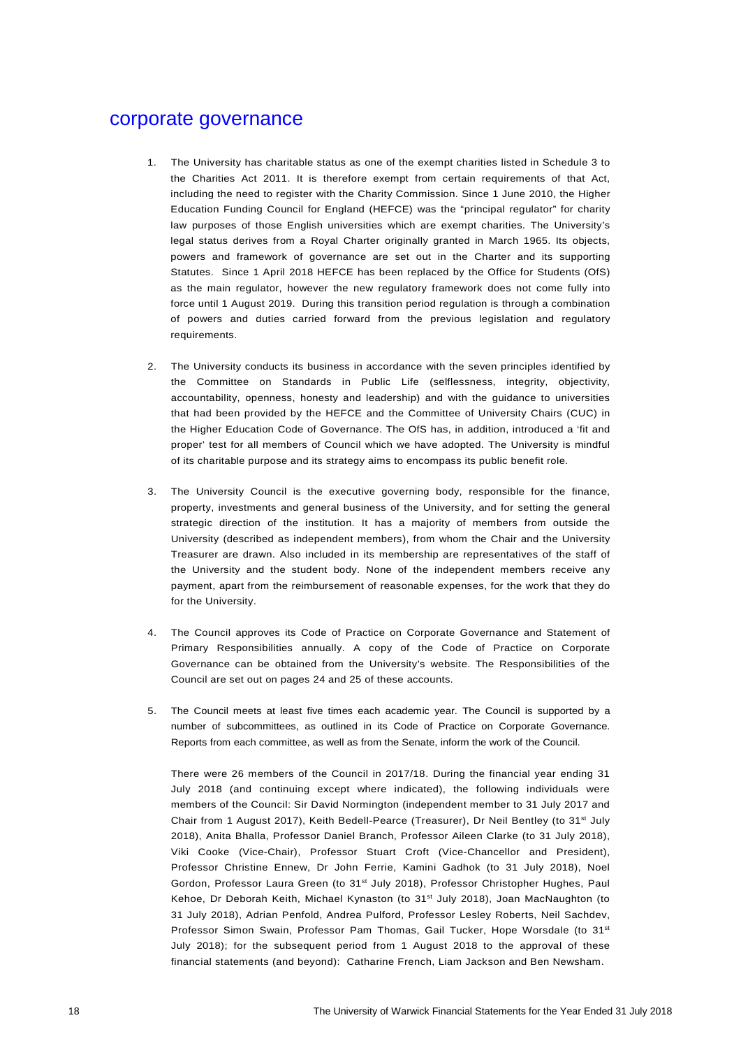# corporate governance

1. The University has charitable status as one of the exempt charities listed in Schedule 3 to the Charities Act 2011. It is therefore exempt from certain requirements of that Act, including the need to register with the Charity Commission. Since 1 June 2010, the Higher Education Funding Council for England (HEFCE) was the "principal regulator" for charity law purposes of those English universities which are exempt charities. The University's legal status derives from a Royal Charter originally granted in March 1965. Its objects, powers and framework of governance are set out in the Charter and its supporting Statutes. Since 1 April 2018 HEFCE has been replaced by the Office for Students (OfS) as the main regulator, however the new regulatory framework does not come fully into force until 1 August 2019. During this transition period regulation is through a combination of powers and duties carried forward from the previous legislation and regulatory requirements.

2. The University conducts its business in accordance with the seven principles identified by the Committee on Standards in Public Life (selflessness, integrity, objectivity, accountability, openness, honesty and leadership) and with the guidance to universities that had been provided by the HEFCE and the Committee of University Chairs (CUC) in the Higher Education Code of Governance. The OfS has, in addition, introduced a 'fit and proper' test for all members of Council which we have adopted. The University is mindful of its charitable purpose and its strategy aims to encompass its public benefit role.

3. The University Council is the executive governing body, responsible for the finance, property, investments and general business of the University, and for setting the general strategic direction of the institution. It has a majority of members from outside the University (described as independent members), from whom the Chair and the University Treasurer are drawn. Also included in its membership are representatives of the staff of the University and the student body. None of the independent members receive any payment, apart from the reimbursement of reasonable expenses, for the work that they do for the University.

4. The Council approves its Code of Practice on Corporate Governance and Statement of Primary Responsibilities annually. A copy of the Code of Practice on Corporate Governance can be obtained from the University's website. The Responsibilities of the Council are set out on pages 24 and 25 of these accounts.

5. The Council meets at least five times each academic year. The Council is supported by a number of subcommittees, as outlined in its Code of Practice on Corporate Governance. Reports from each committee, as well as from the Senate, inform the work of the Council.

   There were 26 members of the Council in 2017/18. During the financial year ending 31 July 2018 (and continuing except where indicated), the following individuals were members of the Council: Sir David Normington (independent member to 31 July 2017 and Chair from 1 August 2017), Keith Bedell-Pearce (Treasurer), Dr Neil Bentley (to 31st July 2018), Anita Bhalla, Professor Daniel Branch, Professor Aileen Clarke (to 31 July 2018), Viki Cooke (Vice-Chair), Professor Stuart Croft (Vice-Chancellor and President), Professor Christine Ennew, Dr John Ferrie, Kamini Gadhok (to 31 July 2018), Noel Gordon, Professor Laura Green (to 31st July 2018), Professor Christopher Hughes, Paul Kehoe, Dr Deborah Keith, Michael Kynaston (to 31st July 2018), Joan MacNaughton (to 31 July 2018), Adrian Penfold, Andrea Pulford, Professor Lesley Roberts, Neil Sachdev, Professor Simon Swain, Professor Pam Thomas, Gail Tucker, Hope Worsdale (to 31st July 2018); for the subsequent period from 1 August 2018 to the approval of these financial statements (and beyond): Catharine French, Liam Jackson and Ben Newsham.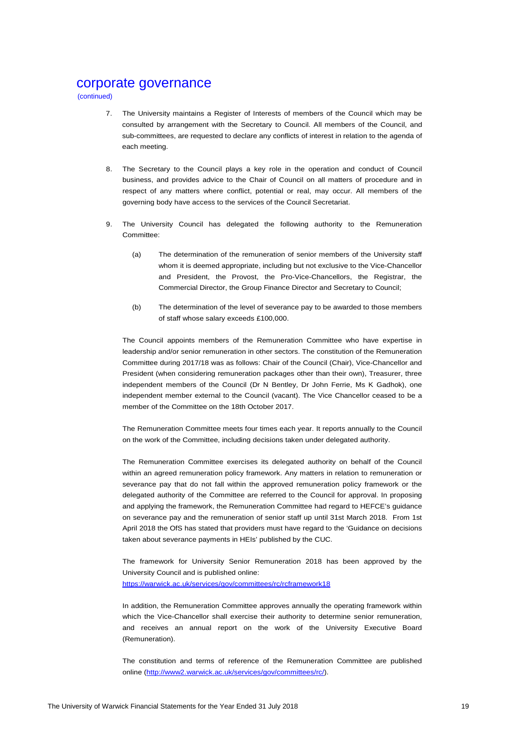# corporate governance

(continued)

7. The University maintains a Register of Interests of members of the Council which may be consulted by arrangement with the Secretary to Council. All members of the Council, and sub-committees, are requested to declare any conflicts of interest in relation to the agenda of each meeting.

8. The Secretary to the Council plays a key role in the operation and conduct of Council business, and provides advice to the Chair of Council on all matters of procedure and in respect of any matters where conflict, potential or real, may occur. All members of the governing body have access to the services of the Council Secretariat.

9. The University Council has delegated the following authority to the Remuneration Committee:

   (a) The determination of the remuneration of senior members of the University staff whom it is deemed appropriate, including but not exclusive to the Vice-Chancellor and President, the Provost, the Pro-Vice-Chancellors, the Registrar, the Commercial Director, the Group Finance Director and Secretary to Council;

   (b) The determination of the level of severance pay to be awarded to those members of staff whose salary exceeds £100,000.

   The Council appoints members of the Remuneration Committee who have expertise in leadership and/or senior remuneration in other sectors. The constitution of the Remuneration Committee during 2017/18 was as follows: Chair of the Council (Chair), Vice-Chancellor and President (when considering remuneration packages other than their own), Treasurer, three independent members of the Council (Dr N Bentley, Dr John Ferrie, Ms K Gadhok), one independent member external to the Council (vacant). The Vice Chancellor ceased to be a member of the Committee on the 18th October 2017.

   The Remuneration Committee meets four times each year. It reports annually to the Council on the work of the Committee, including decisions taken under delegated authority.

   The Remuneration Committee exercises its delegated authority on behalf of the Council within an agreed remuneration policy framework. Any matters in relation to remuneration or severance pay that do not fall within the approved remuneration policy framework or the delegated authority of the Committee are referred to the Council for approval. In proposing and applying the framework, the Remuneration Committee had regard to HEFCE's guidance on severance pay and the remuneration of senior staff up until 31st March 2018. From 1st April 2018 the OfS has stated that providers must have regard to the 'Guidance on decisions taken about severance payments in HEIs' published by the CUC.

   The framework for University Senior Remuneration 2018 has been approved by the University Council and is published online:
   https://warwick.ac.uk/services/gov/committees/rc/rcframework18

   In addition, the Remuneration Committee approves annually the operating framework within which the Vice-Chancellor shall exercise their authority to determine senior remuneration, and receives an annual report on the work of the University Executive Board (Remuneration).

   The constitution and terms of reference of the Remuneration Committee are published online (http://www2.warwick.ac.uk/services/gov/committees/rc/).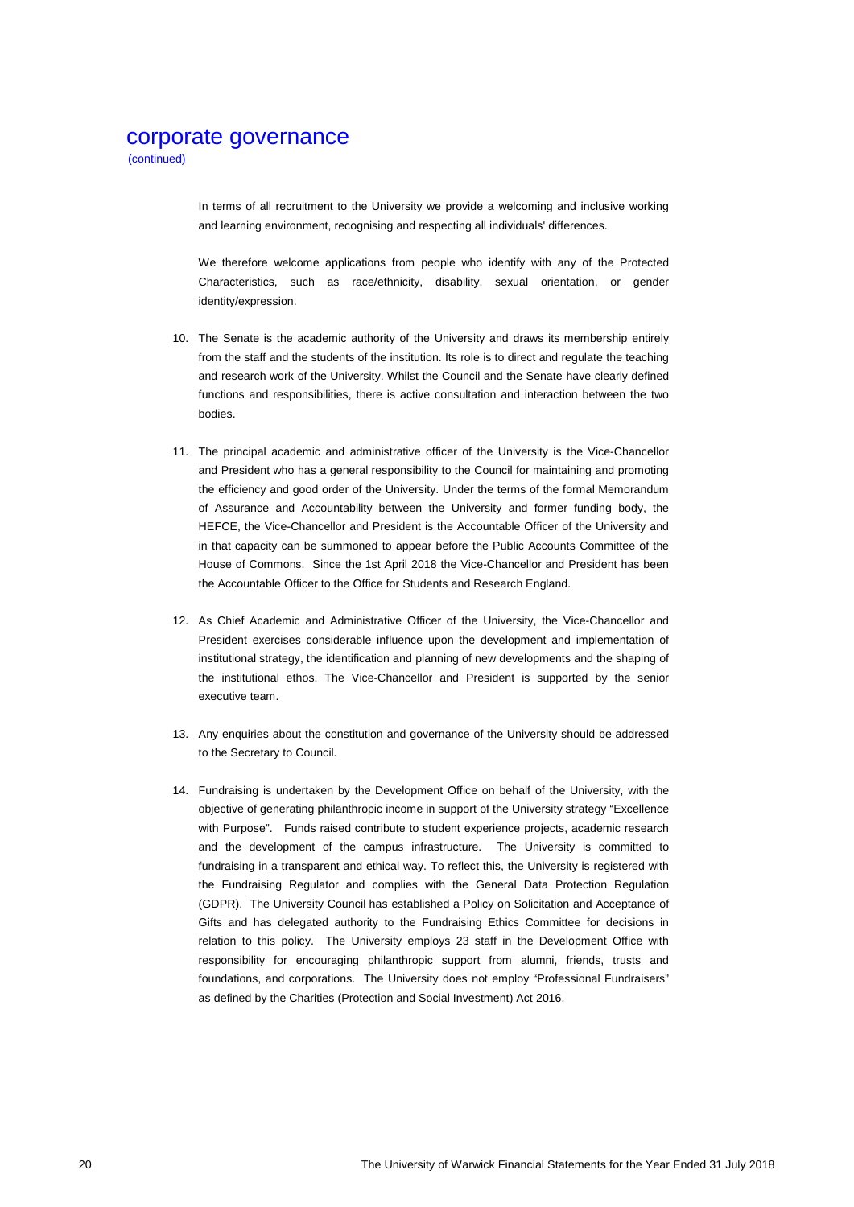# corporate governance

(continued)

In terms of all recruitment to the University we provide a welcoming and inclusive working and learning environment, recognising and respecting all individuals' differences.

We therefore welcome applications from people who identify with any of the Protected Characteristics, such as race/ethnicity, disability, sexual orientation, or gender identity/expression.

10. The Senate is the academic authority of the University and draws its membership entirely from the staff and the students of the institution. Its role is to direct and regulate the teaching and research work of the University. Whilst the Council and the Senate have clearly defined functions and responsibilities, there is active consultation and interaction between the two bodies.

11. The principal academic and administrative officer of the University is the Vice-Chancellor and President who has a general responsibility to the Council for maintaining and promoting the efficiency and good order of the University. Under the terms of the formal Memorandum of Assurance and Accountability between the University and former funding body, the HEFCE, the Vice-Chancellor and President is the Accountable Officer of the University and in that capacity can be summoned to appear before the Public Accounts Committee of the House of Commons. Since the 1st April 2018 the Vice-Chancellor and President has been the Accountable Officer to the Office for Students and Research England.

12. As Chief Academic and Administrative Officer of the University, the Vice-Chancellor and President exercises considerable influence upon the development and implementation of institutional strategy, the identification and planning of new developments and the shaping of the institutional ethos. The Vice-Chancellor and President is supported by the senior executive team.

13. Any enquiries about the constitution and governance of the University should be addressed to the Secretary to Council.

14. Fundraising is undertaken by the Development Office on behalf of the University, with the objective of generating philanthropic income in support of the University strategy "Excellence with Purpose". Funds raised contribute to student experience projects, academic research and the development of the campus infrastructure. The University is committed to fundraising in a transparent and ethical way. To reflect this, the University is registered with the Fundraising Regulator and complies with the General Data Protection Regulation (GDPR). The University Council has established a Policy on Solicitation and Acceptance of Gifts and has delegated authority to the Fundraising Ethics Committee for decisions in relation to this policy. The University employs 23 staff in the Development Office with responsibility for encouraging philanthropic support from alumni, friends, trusts and foundations, and corporations. The University does not employ "Professional Fundraisers" as defined by the Charities (Protection and Social Investment) Act 2016.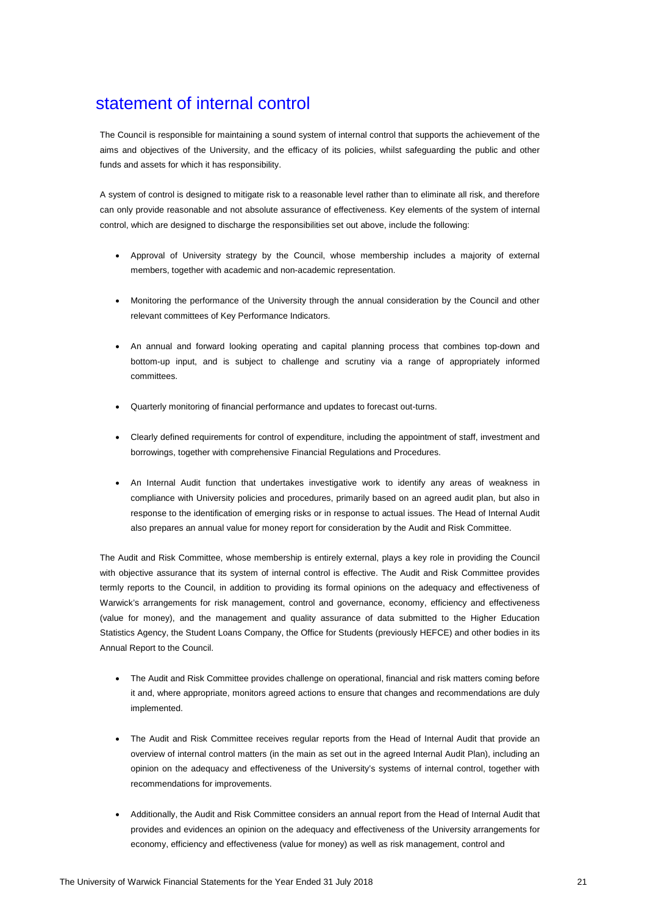# statement of internal control

The Council is responsible for maintaining a sound system of internal control that supports the achievement of the aims and objectives of the University, and the efficacy of its policies, whilst safeguarding the public and other funds and assets for which it has responsibility.

A system of control is designed to mitigate risk to a reasonable level rather than to eliminate all risk, and therefore can only provide reasonable and not absolute assurance of effectiveness. Key elements of the system of internal control, which are designed to discharge the responsibilities set out above, include the following:

- Approval of University strategy by the Council, whose membership includes a majority of external members, together with academic and non-academic representation.
- Monitoring the performance of the University through the annual consideration by the Council and other relevant committees of Key Performance Indicators.
- An annual and forward looking operating and capital planning process that combines top-down and bottom-up input, and is subject to challenge and scrutiny via a range of appropriately informed committees.
- Quarterly monitoring of financial performance and updates to forecast out-turns.
- Clearly defined requirements for control of expenditure, including the appointment of staff, investment and borrowings, together with comprehensive Financial Regulations and Procedures.
- An Internal Audit function that undertakes investigative work to identify any areas of weakness in compliance with University policies and procedures, primarily based on an agreed audit plan, but also in response to the identification of emerging risks or in response to actual issues. The Head of Internal Audit also prepares an annual value for money report for consideration by the Audit and Risk Committee.

The Audit and Risk Committee, whose membership is entirely external, plays a key role in providing the Council with objective assurance that its system of internal control is effective. The Audit and Risk Committee provides termly reports to the Council, in addition to providing its formal opinions on the adequacy and effectiveness of Warwick's arrangements for risk management, control and governance, economy, efficiency and effectiveness (value for money), and the management and quality assurance of data submitted to the Higher Education Statistics Agency, the Student Loans Company, the Office for Students (previously HEFCE) and other bodies in its Annual Report to the Council.

- The Audit and Risk Committee provides challenge on operational, financial and risk matters coming before it and, where appropriate, monitors agreed actions to ensure that changes and recommendations are duly implemented.
- The Audit and Risk Committee receives regular reports from the Head of Internal Audit that provide an overview of internal control matters (in the main as set out in the agreed Internal Audit Plan), including an opinion on the adequacy and effectiveness of the University's systems of internal control, together with recommendations for improvements.
- Additionally, the Audit and Risk Committee considers an annual report from the Head of Internal Audit that provides and evidences an opinion on the adequacy and effectiveness of the University arrangements for economy, efficiency and effectiveness (value for money) as well as risk management, control and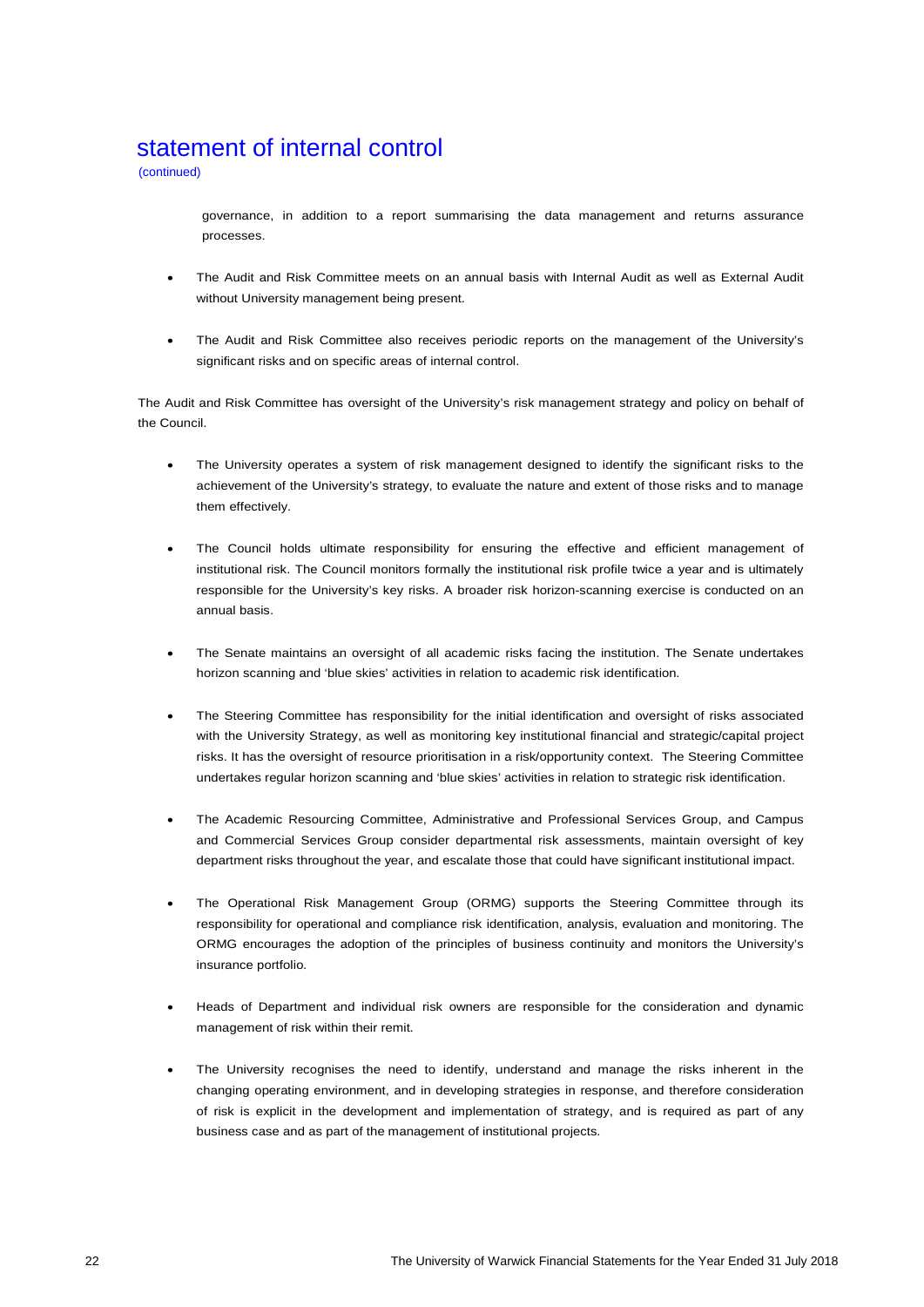# statement of internal control

(continued)

governance, in addition to a report summarising the data management and returns assurance processes.

- The Audit and Risk Committee meets on an annual basis with Internal Audit as well as External Audit without University management being present.

- The Audit and Risk Committee also receives periodic reports on the management of the University's significant risks and on specific areas of internal control.

The Audit and Risk Committee has oversight of the University's risk management strategy and policy on behalf of the Council.

- The University operates a system of risk management designed to identify the significant risks to the achievement of the University's strategy, to evaluate the nature and extent of those risks and to manage them effectively.

- The Council holds ultimate responsibility for ensuring the effective and efficient management of institutional risk. The Council monitors formally the institutional risk profile twice a year and is ultimately responsible for the University's key risks. A broader risk horizon-scanning exercise is conducted on an annual basis.

- The Senate maintains an oversight of all academic risks facing the institution. The Senate undertakes horizon scanning and 'blue skies' activities in relation to academic risk identification.

- The Steering Committee has responsibility for the initial identification and oversight of risks associated with the University Strategy, as well as monitoring key institutional financial and strategic/capital project risks. It has the oversight of resource prioritisation in a risk/opportunity context. The Steering Committee undertakes regular horizon scanning and 'blue skies' activities in relation to strategic risk identification.

- The Academic Resourcing Committee, Administrative and Professional Services Group, and Campus and Commercial Services Group consider departmental risk assessments, maintain oversight of key department risks throughout the year, and escalate those that could have significant institutional impact.

- The Operational Risk Management Group (ORMG) supports the Steering Committee through its responsibility for operational and compliance risk identification, analysis, evaluation and monitoring. The ORMG encourages the adoption of the principles of business continuity and monitors the University's insurance portfolio.

- Heads of Department and individual risk owners are responsible for the consideration and dynamic management of risk within their remit.

- The University recognises the need to identify, understand and manage the risks inherent in the changing operating environment, and in developing strategies in response, and therefore consideration of risk is explicit in the development and implementation of strategy, and is required as part of any business case and as part of the management of institutional projects.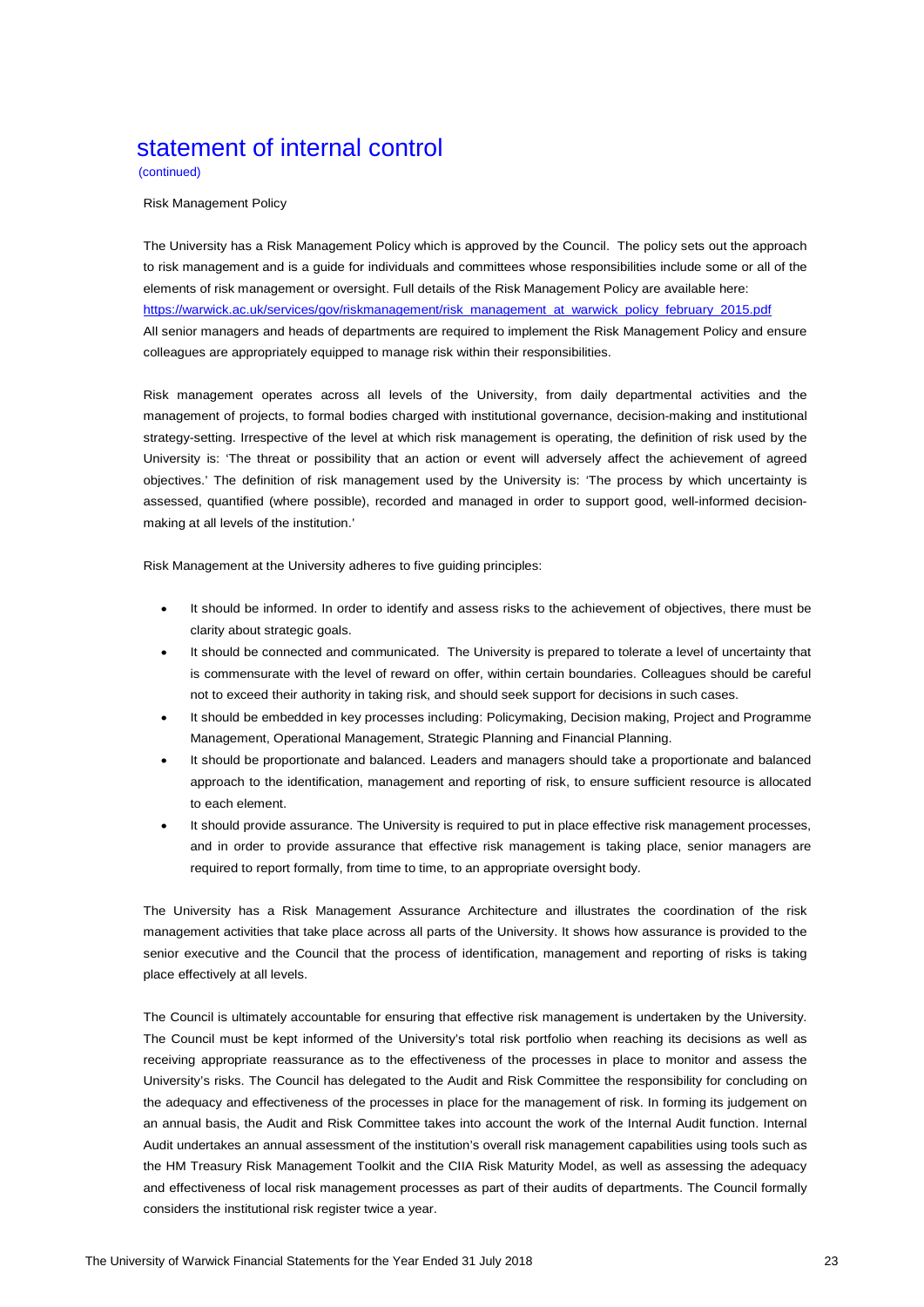# statement of internal control

(continued)

Risk Management Policy

The University has a Risk Management Policy which is approved by the Council. The policy sets out the approach to risk management and is a guide for individuals and committees whose responsibilities include some or all of the elements of risk management or oversight. Full details of the Risk Management Policy are available here: https://warwick.ac.uk/services/gov/riskmanagement/risk_management_at_warwick_policy_february_2015.pdf
All senior managers and heads of departments are required to implement the Risk Management Policy and ensure colleagues are appropriately equipped to manage risk within their responsibilities.

Risk management operates across all levels of the University, from daily departmental activities and the management of projects, to formal bodies charged with institutional governance, decision-making and institutional strategy-setting. Irrespective of the level at which risk management is operating, the definition of risk used by the University is: 'The threat or possibility that an action or event will adversely affect the achievement of agreed objectives.' The definition of risk management used by the University is: 'The process by which uncertainty is assessed, quantified (where possible), recorded and managed in order to support good, well-informed decision-making at all levels of the institution.'

Risk Management at the University adheres to five guiding principles:

- It should be informed. In order to identify and assess risks to the achievement of objectives, there must be clarity about strategic goals.
- It should be connected and communicated. The University is prepared to tolerate a level of uncertainty that is commensurate with the level of reward on offer, within certain boundaries. Colleagues should be careful not to exceed their authority in taking risk, and should seek support for decisions in such cases.
- It should be embedded in key processes including: Policymaking, Decision making, Project and Programme Management, Operational Management, Strategic Planning and Financial Planning.
- It should be proportionate and balanced. Leaders and managers should take a proportionate and balanced approach to the identification, management and reporting of risk, to ensure sufficient resource is allocated to each element.
- It should provide assurance. The University is required to put in place effective risk management processes, and in order to provide assurance that effective risk management is taking place, senior managers are required to report formally, from time to time, to an appropriate oversight body.

The University has a Risk Management Assurance Architecture and illustrates the coordination of the risk management activities that take place across all parts of the University. It shows how assurance is provided to the senior executive and the Council that the process of identification, management and reporting of risks is taking place effectively at all levels.

The Council is ultimately accountable for ensuring that effective risk management is undertaken by the University. The Council must be kept informed of the University's total risk portfolio when reaching its decisions as well as receiving appropriate reassurance as to the effectiveness of the processes in place to monitor and assess the University's risks. The Council has delegated to the Audit and Risk Committee the responsibility for concluding on the adequacy and effectiveness of the processes in place for the management of risk. In forming its judgement on an annual basis, the Audit and Risk Committee takes into account the work of the Internal Audit function. Internal Audit undertakes an annual assessment of the institution's overall risk management capabilities using tools such as the HM Treasury Risk Management Toolkit and the CIIA Risk Maturity Model, as well as assessing the adequacy and effectiveness of local risk management processes as part of their audits of departments. The Council formally considers the institutional risk register twice a year.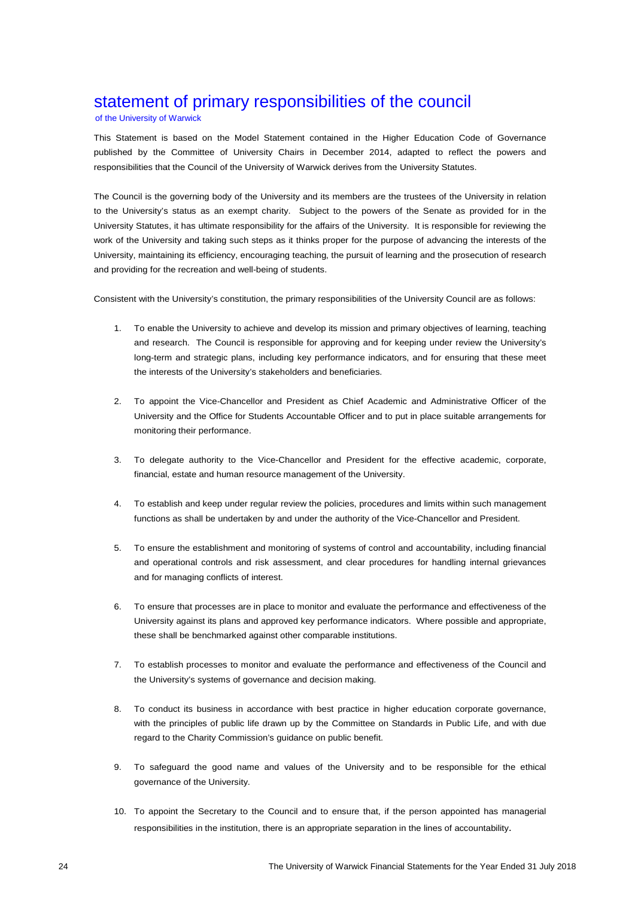# statement of primary responsibilities of the council

of the University of Warwick

This Statement is based on the Model Statement contained in the Higher Education Code of Governance published by the Committee of University Chairs in December 2014, adapted to reflect the powers and responsibilities that the Council of the University of Warwick derives from the University Statutes.

The Council is the governing body of the University and its members are the trustees of the University in relation to the University's status as an exempt charity. Subject to the powers of the Senate as provided for in the University Statutes, it has ultimate responsibility for the affairs of the University. It is responsible for reviewing the work of the University and taking such steps as it thinks proper for the purpose of advancing the interests of the University, maintaining its efficiency, encouraging teaching, the pursuit of learning and the prosecution of research and providing for the recreation and well-being of students.

Consistent with the University's constitution, the primary responsibilities of the University Council are as follows:

1. To enable the University to achieve and develop its mission and primary objectives of learning, teaching and research. The Council is responsible for approving and for keeping under review the University's long-term and strategic plans, including key performance indicators, and for ensuring that these meet the interests of the University's stakeholders and beneficiaries.

2. To appoint the Vice-Chancellor and President as Chief Academic and Administrative Officer of the University and the Office for Students Accountable Officer and to put in place suitable arrangements for monitoring their performance.

3. To delegate authority to the Vice-Chancellor and President for the effective academic, corporate, financial, estate and human resource management of the University.

4. To establish and keep under regular review the policies, procedures and limits within such management functions as shall be undertaken by and under the authority of the Vice-Chancellor and President.

5. To ensure the establishment and monitoring of systems of control and accountability, including financial and operational controls and risk assessment, and clear procedures for handling internal grievances and for managing conflicts of interest.

6. To ensure that processes are in place to monitor and evaluate the performance and effectiveness of the University against its plans and approved key performance indicators. Where possible and appropriate, these shall be benchmarked against other comparable institutions.

7. To establish processes to monitor and evaluate the performance and effectiveness of the Council and the University's systems of governance and decision making.

8. To conduct its business in accordance with best practice in higher education corporate governance, with the principles of public life drawn up by the Committee on Standards in Public Life, and with due regard to the Charity Commission's guidance on public benefit.

9. To safeguard the good name and values of the University and to be responsible for the ethical governance of the University.

10. To appoint the Secretary to the Council and to ensure that, if the person appointed has managerial responsibilities in the institution, there is an appropriate separation in the lines of accountability.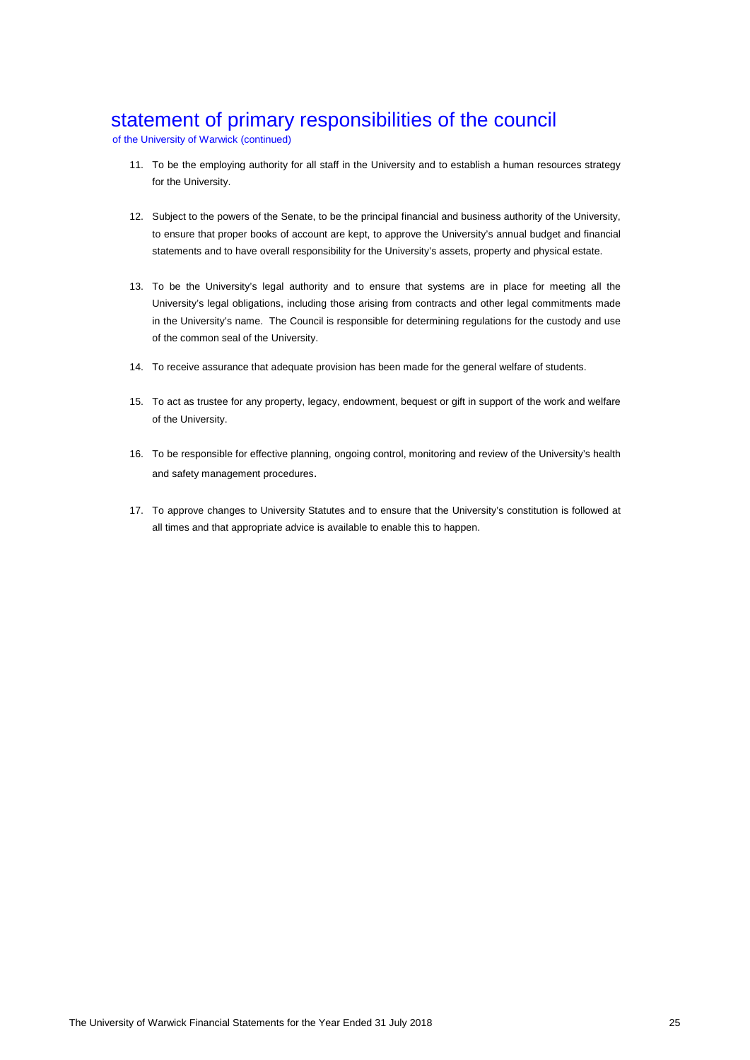# statement of primary responsibilities of the council

of the University of Warwick (continued)

11. To be the employing authority for all staff in the University and to establish a human resources strategy for the University.

12. Subject to the powers of the Senate, to be the principal financial and business authority of the University, to ensure that proper books of account are kept, to approve the University's annual budget and financial statements and to have overall responsibility for the University's assets, property and physical estate.

13. To be the University's legal authority and to ensure that systems are in place for meeting all the University's legal obligations, including those arising from contracts and other legal commitments made in the University's name. The Council is responsible for determining regulations for the custody and use of the common seal of the University.

14. To receive assurance that adequate provision has been made for the general welfare of students.

15. To act as trustee for any property, legacy, endowment, bequest or gift in support of the work and welfare of the University.

16. To be responsible for effective planning, ongoing control, monitoring and review of the University's health and safety management procedures.

17. To approve changes to University Statutes and to ensure that the University's constitution is followed at all times and that appropriate advice is available to enable this to happen.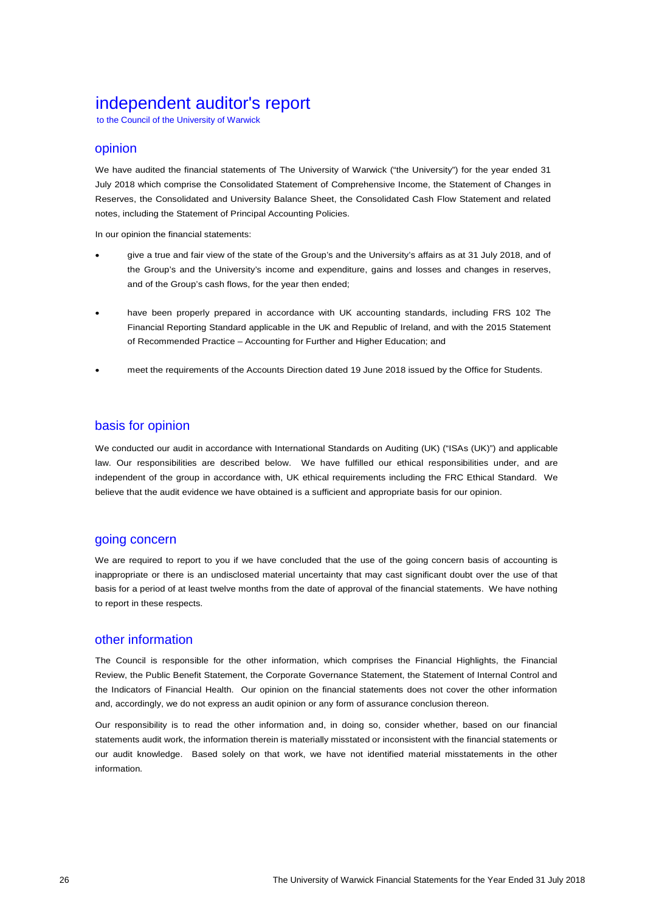# independent auditor's report

to the Council of the University of Warwick

## opinion

We have audited the financial statements of The University of Warwick ("the University") for the year ended 31 July 2018 which comprise the Consolidated Statement of Comprehensive Income, the Statement of Changes in Reserves, the Consolidated and University Balance Sheet, the Consolidated Cash Flow Statement and related notes, including the Statement of Principal Accounting Policies.

In our opinion the financial statements:

- give a true and fair view of the state of the Group's and the University's affairs as at 31 July 2018, and of the Group's and the University's income and expenditure, gains and losses and changes in reserves, and of the Group's cash flows, for the year then ended;
- have been properly prepared in accordance with UK accounting standards, including FRS 102 The Financial Reporting Standard applicable in the UK and Republic of Ireland, and with the 2015 Statement of Recommended Practice – Accounting for Further and Higher Education; and
- meet the requirements of the Accounts Direction dated 19 June 2018 issued by the Office for Students.

## basis for opinion

We conducted our audit in accordance with International Standards on Auditing (UK) ("ISAs (UK)") and applicable law. Our responsibilities are described below. We have fulfilled our ethical responsibilities under, and are independent of the group in accordance with, UK ethical requirements including the FRC Ethical Standard. We believe that the audit evidence we have obtained is a sufficient and appropriate basis for our opinion.

## going concern

We are required to report to you if we have concluded that the use of the going concern basis of accounting is inappropriate or there is an undisclosed material uncertainty that may cast significant doubt over the use of that basis for a period of at least twelve months from the date of approval of the financial statements. We have nothing to report in these respects.

## other information

The Council is responsible for the other information, which comprises the Financial Highlights, the Financial Review, the Public Benefit Statement, the Corporate Governance Statement, the Statement of Internal Control and the Indicators of Financial Health. Our opinion on the financial statements does not cover the other information and, accordingly, we do not express an audit opinion or any form of assurance conclusion thereon.

Our responsibility is to read the other information and, in doing so, consider whether, based on our financial statements audit work, the information therein is materially misstated or inconsistent with the financial statements or our audit knowledge. Based solely on that work, we have not identified material misstatements in the other information.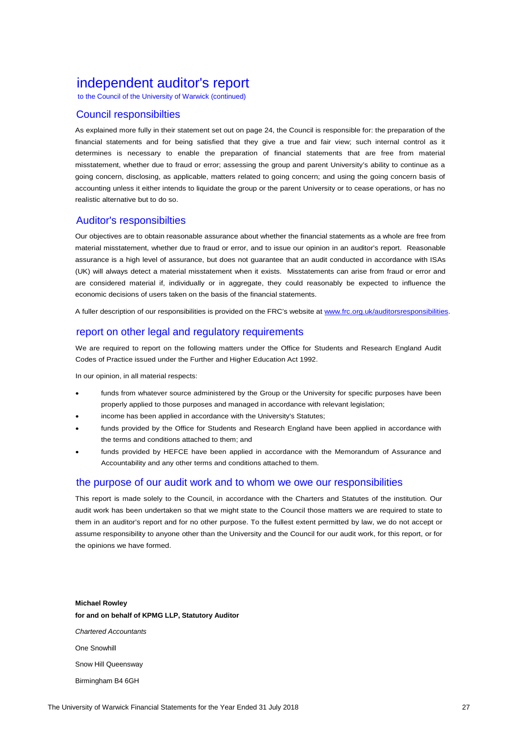# independent auditor's report

to the Council of the University of Warwick (continued)

## Council responsibilties

As explained more fully in their statement set out on page 24, the Council is responsible for: the preparation of the financial statements and for being satisfied that they give a true and fair view; such internal control as it determines is necessary to enable the preparation of financial statements that are free from material misstatement, whether due to fraud or error; assessing the group and parent University's ability to continue as a going concern, disclosing, as applicable, matters related to going concern; and using the going concern basis of accounting unless it either intends to liquidate the group or the parent University or to cease operations, or has no realistic alternative but to do so.

## Auditor's responsibilties

Our objectives are to obtain reasonable assurance about whether the financial statements as a whole are free from material misstatement, whether due to fraud or error, and to issue our opinion in an auditor's report. Reasonable assurance is a high level of assurance, but does not guarantee that an audit conducted in accordance with ISAs (UK) will always detect a material misstatement when it exists. Misstatements can arise from fraud or error and are considered material if, individually or in aggregate, they could reasonably be expected to influence the economic decisions of users taken on the basis of the financial statements.

A fuller description of our responsibilities is provided on the FRC's website at www.frc.org.uk/auditorsresponsibilities.

## report on other legal and regulatory requirements

We are required to report on the following matters under the Office for Students and Research England Audit Codes of Practice issued under the Further and Higher Education Act 1992.

In our opinion, in all material respects:

- funds from whatever source administered by the Group or the University for specific purposes have been properly applied to those purposes and managed in accordance with relevant legislation;
- income has been applied in accordance with the University's Statutes;
- funds provided by the Office for Students and Research England have been applied in accordance with the terms and conditions attached to them; and
- funds provided by HEFCE have been applied in accordance with the Memorandum of Assurance and Accountability and any other terms and conditions attached to them.

## the purpose of our audit work and to whom we owe our responsibilities

This report is made solely to the Council, in accordance with the Charters and Statutes of the institution. Our audit work has been undertaken so that we might state to the Council those matters we are required to state to them in an auditor's report and for no other purpose. To the fullest extent permitted by law, we do not accept or assume responsibility to anyone other than the University and the Council for our audit work, for this report, or for the opinions we have formed.

**Michael Rowley**

**for and on behalf of KPMG LLP, Statutory Auditor**

*Chartered Accountants*

One Snowhill

Snow Hill Queensway

Birmingham B4 6GH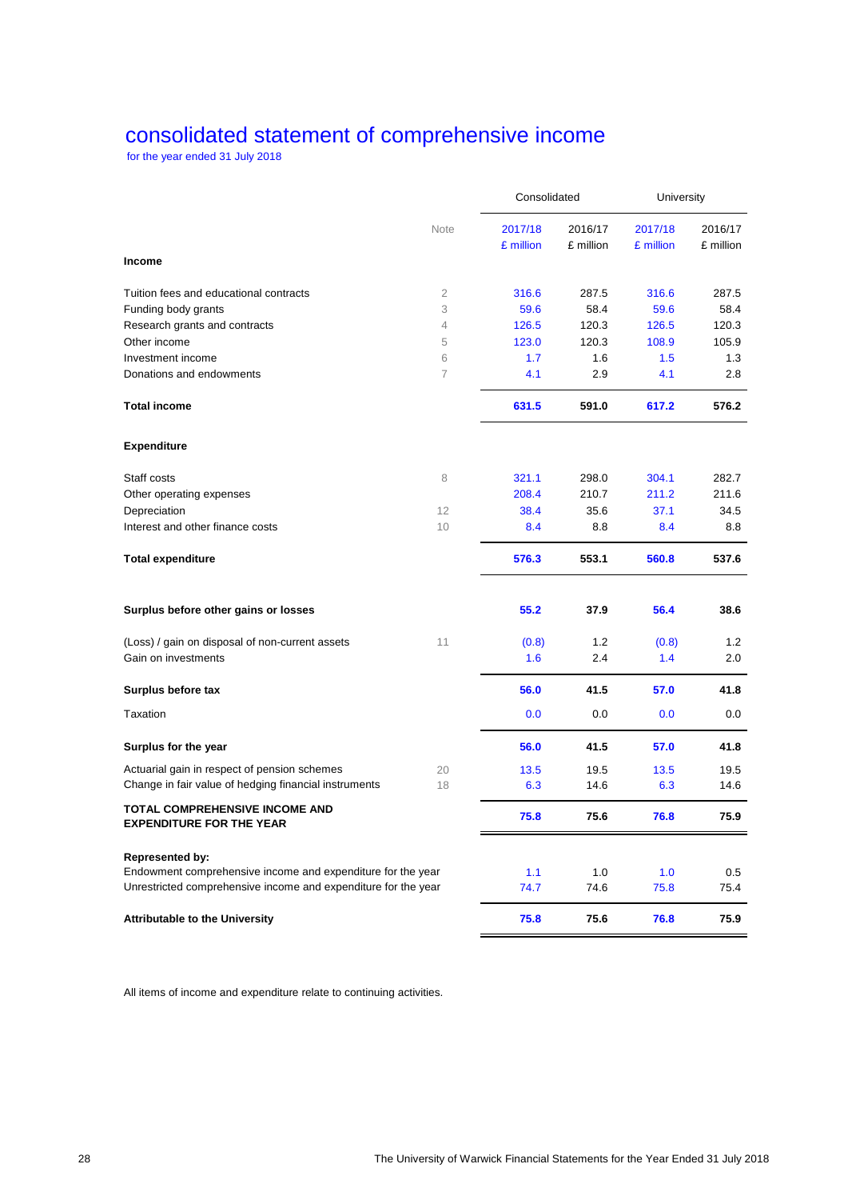# consolidated statement of comprehensive income

for the year ended 31 July 2018

| | Note | Consolidated | | University | |
|---|---|---|---|---|---|
| | | 2017/18 £ million | 2016/17 £ million | 2017/18 £ million | 2016/17 £ million |
| **Income** | | | | | |
| Tuition fees and educational contracts | 2 | 316.6 | 287.5 | 316.6 | 287.5 |
| Funding body grants | 3 | 59.6 | 58.4 | 59.6 | 58.4 |
| Research grants and contracts | 4 | 126.5 | 120.3 | 126.5 | 120.3 |
| Other income | 5 | 123.0 | 120.3 | 108.9 | 105.9 |
| Investment income | 6 | 1.7 | 1.6 | 1.5 | 1.3 |
| Donations and endowments | 7 | 4.1 | 2.9 | 4.1 | 2.8 |
| **Total income** | | **631.5** | **591.0** | **617.2** | **576.2** |
| **Expenditure** | | | | | |
| Staff costs | 8 | 321.1 | 298.0 | 304.1 | 282.7 |
| Other operating expenses | | 208.4 | 210.7 | 211.2 | 211.6 |
| Depreciation | 12 | 38.4 | 35.6 | 37.1 | 34.5 |
| Interest and other finance costs | 10 | 8.4 | 8.8 | 8.4 | 8.8 |
| **Total expenditure** | | **576.3** | **553.1** | **560.8** | **537.6** |
| **Surplus before other gains or losses** | | **55.2** | **37.9** | **56.4** | **38.6** |
| (Loss) / gain on disposal of non-current assets | 11 | (0.8) | 1.2 | (0.8) | 1.2 |
| Gain on investments | | 1.6 | 2.4 | 1.4 | 2.0 |
| **Surplus before tax** | | **56.0** | **41.5** | **57.0** | **41.8** |
| Taxation | | 0.0 | 0.0 | 0.0 | 0.0 |
| **Surplus for the year** | | **56.0** | **41.5** | **57.0** | **41.8** |
| Actuarial gain in respect of pension schemes | 20 | 13.5 | 19.5 | 13.5 | 19.5 |
| Change in fair value of hedging financial instruments | 18 | 6.3 | 14.6 | 6.3 | 14.6 |
| **TOTAL COMPREHENSIVE INCOME AND EXPENDITURE FOR THE YEAR** | | **75.8** | **75.6** | **76.8** | **75.9** |
| **Represented by:** | | | | | |
| Endowment comprehensive income and expenditure for the year | | 1.1 | 1.0 | 1.0 | 0.5 |
| Unrestricted comprehensive income and expenditure for the year | | 74.7 | 74.6 | 75.8 | 75.4 |
| **Attributable to the University** | | **75.8** | **75.6** | **76.8** | **75.9** |

All items of income and expenditure relate to continuing activities.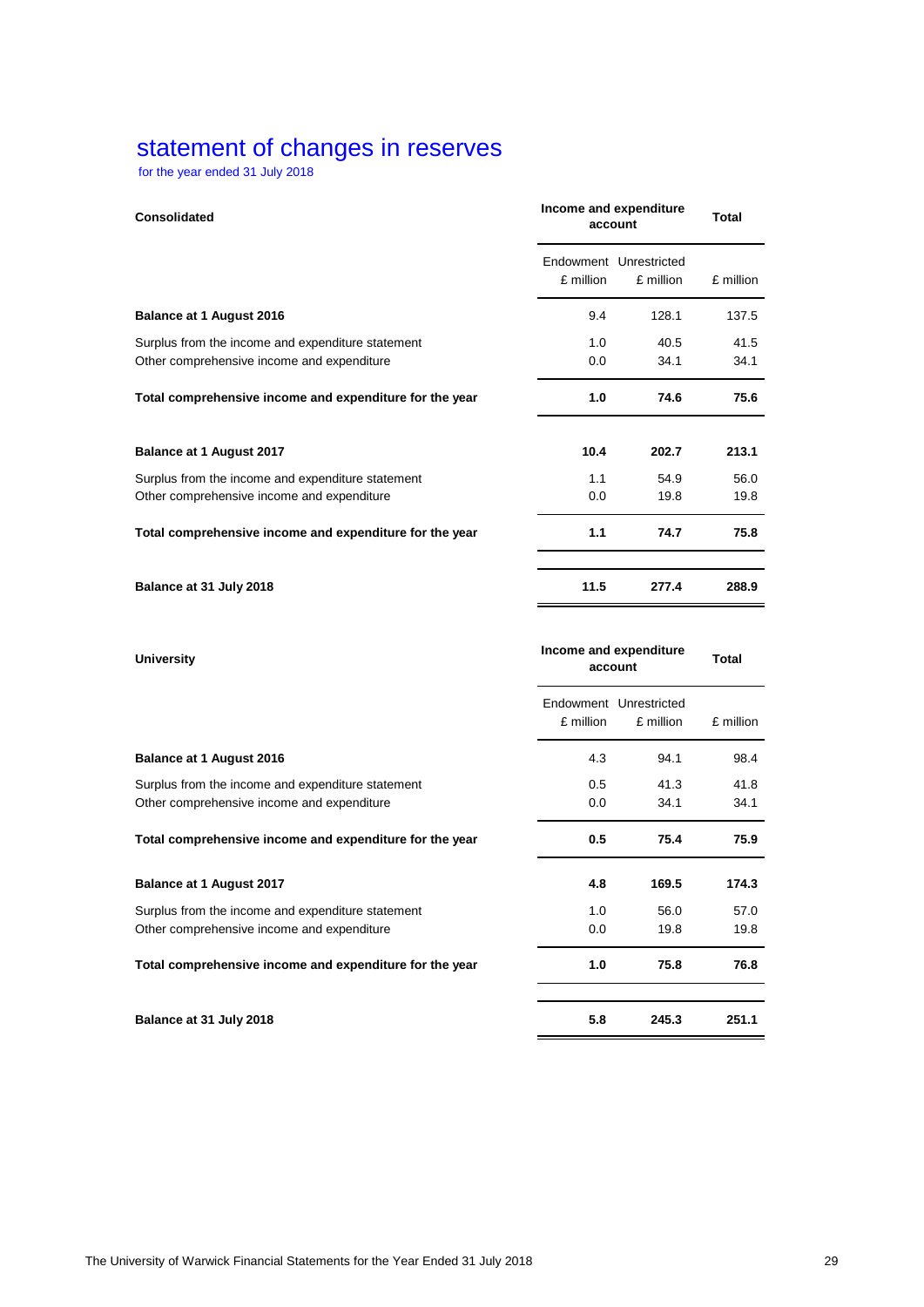# statement of changes in reserves

for the year ended 31 July 2018

| Consolidated | Income and expenditure account | | Total |
|---|---|---|---|
| | Endowment £ million | Unrestricted £ million | £ million |
| **Balance at 1 August 2016** | 9.4 | 128.1 | 137.5 |
| Surplus from the income and expenditure statement | 1.0 | 40.5 | 41.5 |
| Other comprehensive income and expenditure | 0.0 | 34.1 | 34.1 |
| **Total comprehensive income and expenditure for the year** | **1.0** | **74.6** | **75.6** |
| **Balance at 1 August 2017** | **10.4** | **202.7** | **213.1** |
| Surplus from the income and expenditure statement | 1.1 | 54.9 | 56.0 |
| Other comprehensive income and expenditure | 0.0 | 19.8 | 19.8 |
| **Total comprehensive income and expenditure for the year** | **1.1** | **74.7** | **75.8** |
| **Balance at 31 July 2018** | **11.5** | **277.4** | **288.9** |

| University | Income and expenditure account | | Total |
|---|---|---|---|
| | Endowment £ million | Unrestricted £ million | £ million |
| **Balance at 1 August 2016** | 4.3 | 94.1 | 98.4 |
| Surplus from the income and expenditure statement | 0.5 | 41.3 | 41.8 |
| Other comprehensive income and expenditure | 0.0 | 34.1 | 34.1 |
| **Total comprehensive income and expenditure for the year** | **0.5** | **75.4** | **75.9** |
| **Balance at 1 August 2017** | **4.8** | **169.5** | **174.3** |
| Surplus from the income and expenditure statement | 1.0 | 56.0 | 57.0 |
| Other comprehensive income and expenditure | 0.0 | 19.8 | 19.8 |
| **Total comprehensive income and expenditure for the year** | **1.0** | **75.8** | **76.8** |
| **Balance at 31 July 2018** | **5.8** | **245.3** | **251.1** |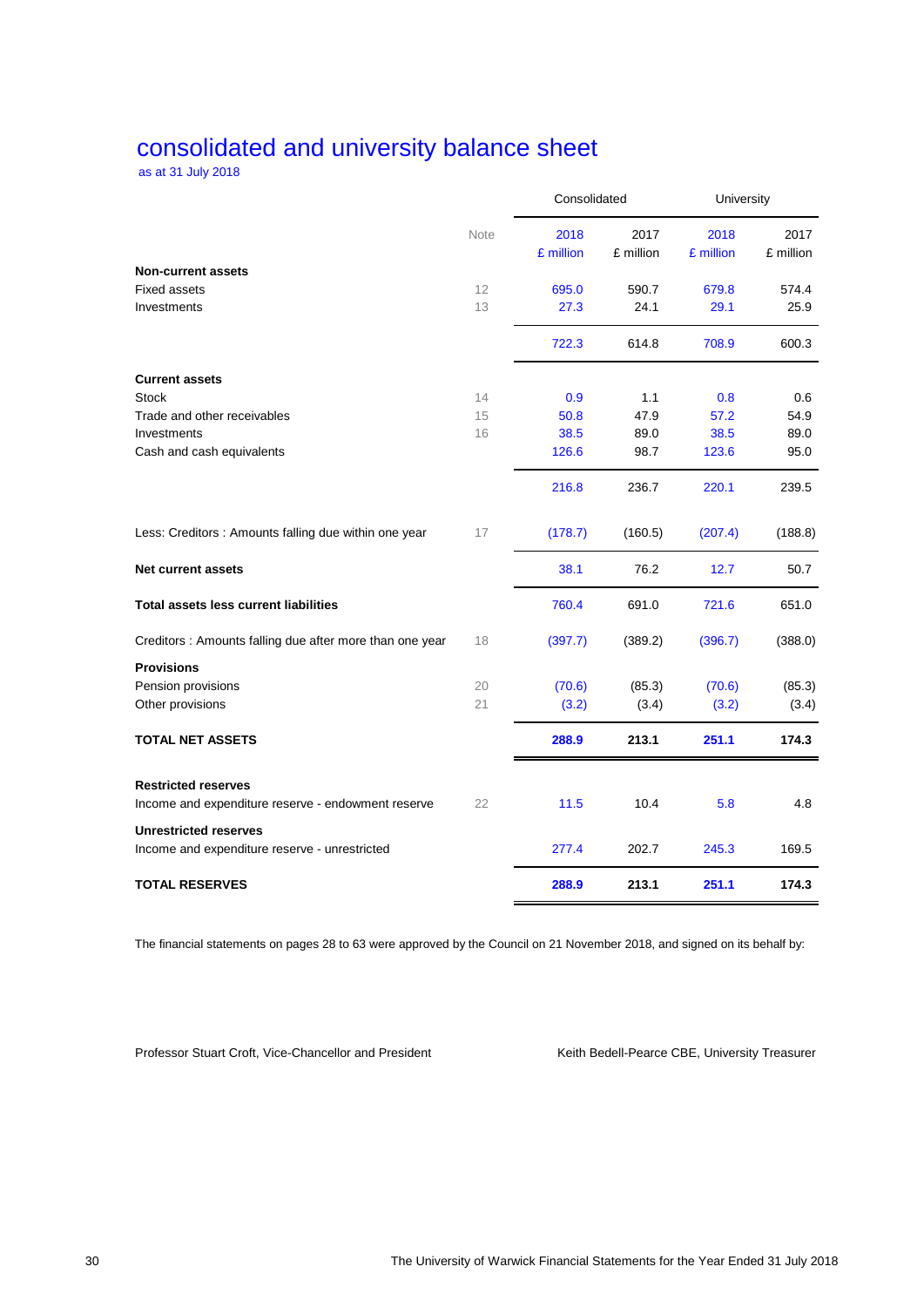# consolidated and university balance sheet

as at 31 July 2018

| | Note | Consolidated | | University | |
|---|---|---|---|---|---|
| | | 2018 £ million | 2017 £ million | 2018 £ million | 2017 £ million |
| **Non-current assets** | | | | | |
| Fixed assets | 12 | 695.0 | 590.7 | 679.8 | 574.4 |
| Investments | 13 | 27.3 | 24.1 | 29.1 | 25.9 |
| | | 722.3 | 614.8 | 708.9 | 600.3 |
| **Current assets** | | | | | |
| Stock | 14 | 0.9 | 1.1 | 0.8 | 0.6 |
| Trade and other receivables | 15 | 50.8 | 47.9 | 57.2 | 54.9 |
| Investments | 16 | 38.5 | 89.0 | 38.5 | 89.0 |
| Cash and cash equivalents | | 126.6 | 98.7 | 123.6 | 95.0 |
| | | 216.8 | 236.7 | 220.1 | 239.5 |
| Less: Creditors : Amounts falling due within one year | 17 | (178.7) | (160.5) | (207.4) | (188.8) |
| **Net current assets** | | 38.1 | 76.2 | 12.7 | 50.7 |
| **Total assets less current liabilities** | | 760.4 | 691.0 | 721.6 | 651.0 |
| Creditors : Amounts falling due after more than one year | 18 | (397.7) | (389.2) | (396.7) | (388.0) |
| **Provisions** | | | | | |
| Pension provisions | 20 | (70.6) | (85.3) | (70.6) | (85.3) |
| Other provisions | 21 | (3.2) | (3.4) | (3.2) | (3.4) |
| **TOTAL NET ASSETS** | | **288.9** | **213.1** | **251.1** | **174.3** |
| **Restricted reserves** | | | | | |
| Income and expenditure reserve - endowment reserve | 22 | 11.5 | 10.4 | 5.8 | 4.8 |
| **Unrestricted reserves** | | | | | |
| Income and expenditure reserve - unrestricted | | 277.4 | 202.7 | 245.3 | 169.5 |
| **TOTAL RESERVES** | | **288.9** | **213.1** | **251.1** | **174.3** |

The financial statements on pages 28 to 63 were approved by the Council on 21 November 2018, and signed on its behalf by:

Professor Stuart Croft, Vice-Chancellor and President

Keith Bedell-Pearce CBE, University Treasurer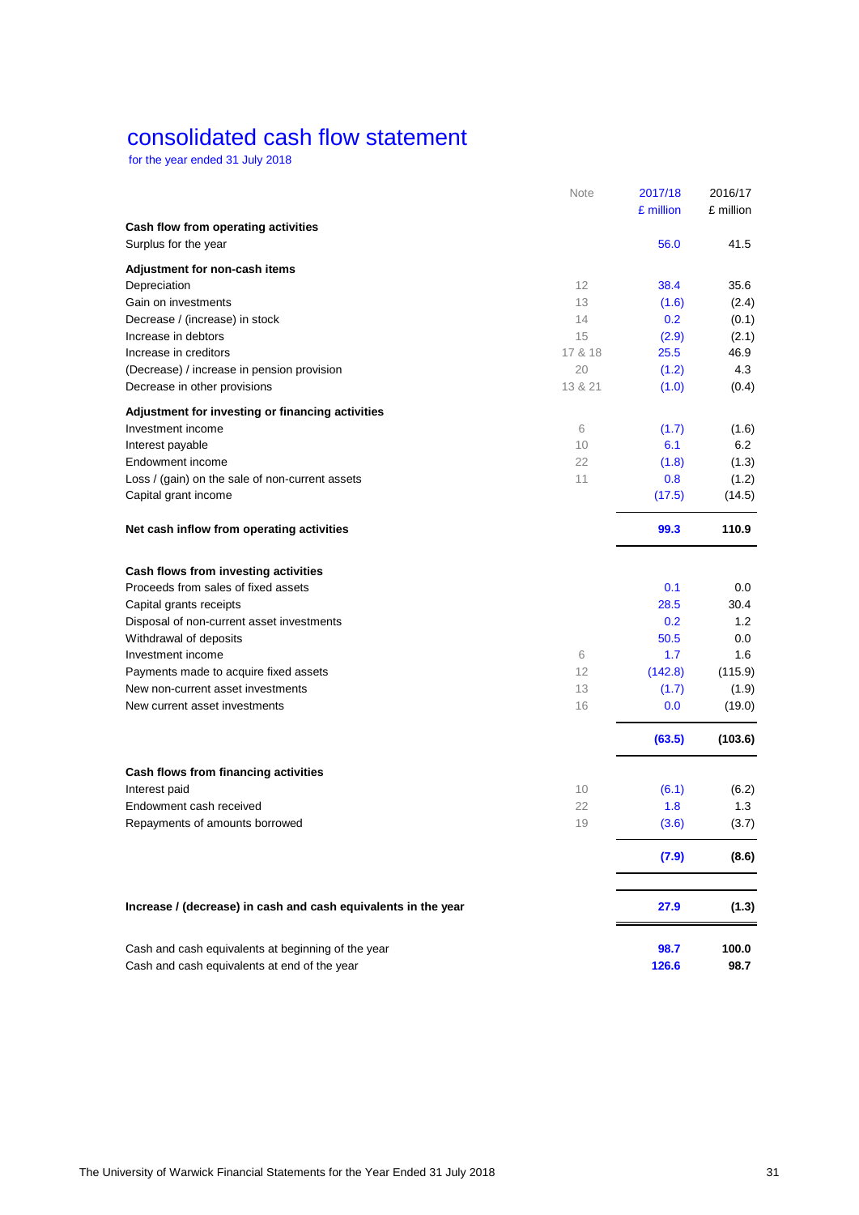# consolidated cash flow statement

for the year ended 31 July 2018

| | Note | 2017/18<br>£ million | 2016/17<br>£ million |
|---|---|---|---|
| **Cash flow from operating activities** | | | |
| Surplus for the year | | 56.0 | 41.5 |
| **Adjustment for non-cash items** | | | |
| Depreciation | 12 | 38.4 | 35.6 |
| Gain on investments | 13 | (1.6) | (2.4) |
| Decrease / (increase) in stock | 14 | 0.2 | (0.1) |
| Increase in debtors | 15 | (2.9) | (2.1) |
| Increase in creditors | 17 & 18 | 25.5 | 46.9 |
| (Decrease) / increase in pension provision | 20 | (1.2) | 4.3 |
| Decrease in other provisions | 13 & 21 | (1.0) | (0.4) |
| **Adjustment for investing or financing activities** | | | |
| Investment income | 6 | (1.7) | (1.6) |
| Interest payable | 10 | 6.1 | 6.2 |
| Endowment income | 22 | (1.8) | (1.3) |
| Loss / (gain) on the sale of non-current assets | 11 | 0.8 | (1.2) |
| Capital grant income | | (17.5) | (14.5) |
| **Net cash inflow from operating activities** | | **99.3** | **110.9** |
| **Cash flows from investing activities** | | | |
| Proceeds from sales of fixed assets | | 0.1 | 0.0 |
| Capital grants receipts | | 28.5 | 30.4 |
| Disposal of non-current asset investments | | 0.2 | 1.2 |
| Withdrawal of deposits | | 50.5 | 0.0 |
| Investment income | 6 | 1.7 | 1.6 |
| Payments made to acquire fixed assets | 12 | (142.8) | (115.9) |
| New non-current asset investments | 13 | (1.7) | (1.9) |
| New current asset investments | 16 | 0.0 | (19.0) |
| | | **(63.5)** | **(103.6)** |
| **Cash flows from financing activities** | | | |
| Interest paid | 10 | (6.1) | (6.2) |
| Endowment cash received | 22 | 1.8 | 1.3 |
| Repayments of amounts borrowed | 19 | (3.6) | (3.7) |
| | | **(7.9)** | **(8.6)** |
| **Increase / (decrease) in cash and cash equivalents in the year** | | **27.9** | **(1.3)** |
| Cash and cash equivalents at beginning of the year | | **98.7** | **100.0** |
| Cash and cash equivalents at end of the year | | **126.6** | **98.7** |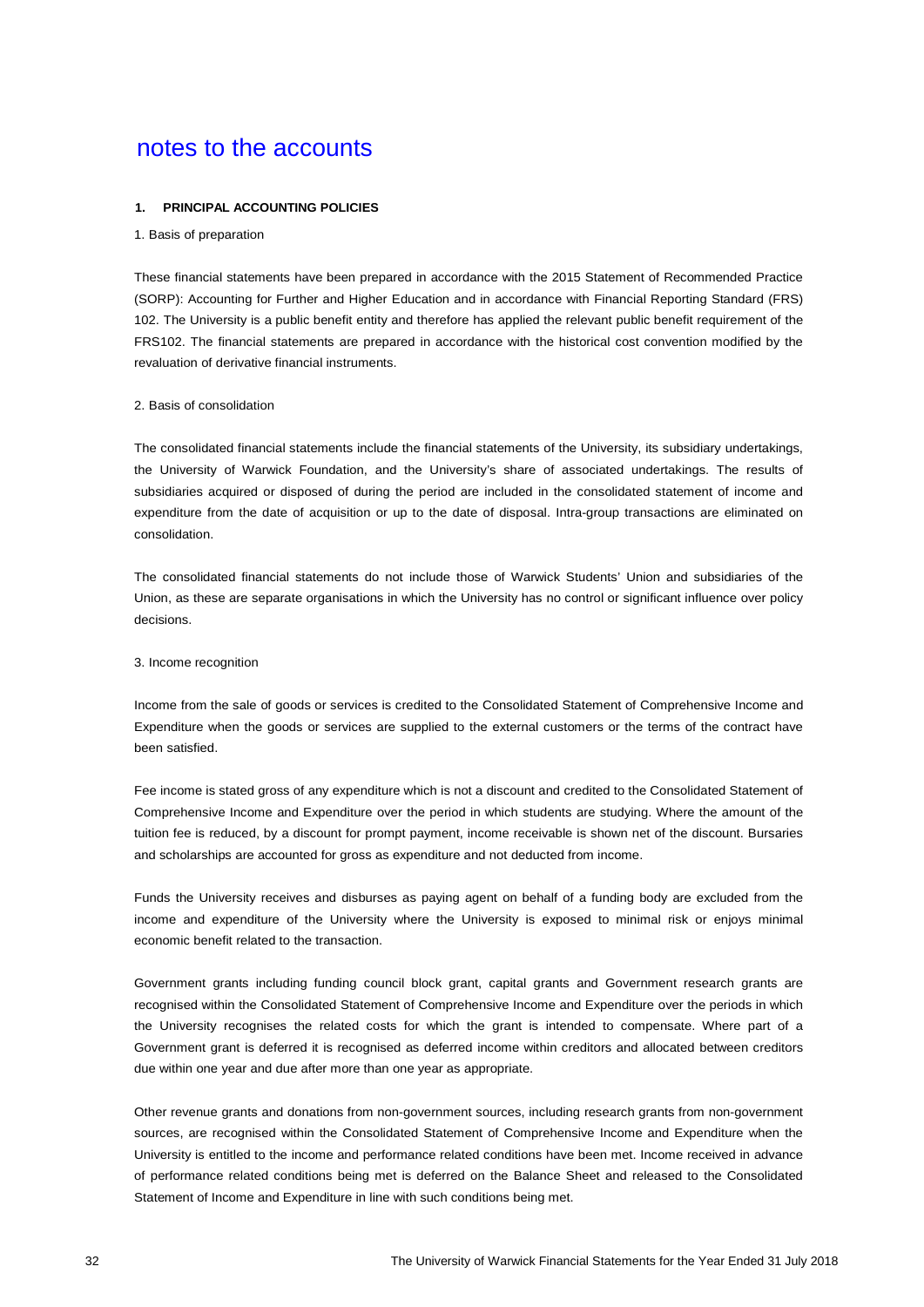# notes to the accounts

## 1. PRINCIPAL ACCOUNTING POLICIES

### 1. Basis of preparation

These financial statements have been prepared in accordance with the 2015 Statement of Recommended Practice (SORP): Accounting for Further and Higher Education and in accordance with Financial Reporting Standard (FRS) 102. The University is a public benefit entity and therefore has applied the relevant public benefit requirement of the FRS102. The financial statements are prepared in accordance with the historical cost convention modified by the revaluation of derivative financial instruments.

### 2. Basis of consolidation

The consolidated financial statements include the financial statements of the University, its subsidiary undertakings, the University of Warwick Foundation, and the University's share of associated undertakings. The results of subsidiaries acquired or disposed of during the period are included in the consolidated statement of income and expenditure from the date of acquisition or up to the date of disposal. Intra-group transactions are eliminated on consolidation.

The consolidated financial statements do not include those of Warwick Students' Union and subsidiaries of the Union, as these are separate organisations in which the University has no control or significant influence over policy decisions.

### 3. Income recognition

Income from the sale of goods or services is credited to the Consolidated Statement of Comprehensive Income and Expenditure when the goods or services are supplied to the external customers or the terms of the contract have been satisfied.

Fee income is stated gross of any expenditure which is not a discount and credited to the Consolidated Statement of Comprehensive Income and Expenditure over the period in which students are studying. Where the amount of the tuition fee is reduced, by a discount for prompt payment, income receivable is shown net of the discount. Bursaries and scholarships are accounted for gross as expenditure and not deducted from income.

Funds the University receives and disburses as paying agent on behalf of a funding body are excluded from the income and expenditure of the University where the University is exposed to minimal risk or enjoys minimal economic benefit related to the transaction.

Government grants including funding council block grant, capital grants and Government research grants are recognised within the Consolidated Statement of Comprehensive Income and Expenditure over the periods in which the University recognises the related costs for which the grant is intended to compensate. Where part of a Government grant is deferred it is recognised as deferred income within creditors and allocated between creditors due within one year and due after more than one year as appropriate.

Other revenue grants and donations from non-government sources, including research grants from non-government sources, are recognised within the Consolidated Statement of Comprehensive Income and Expenditure when the University is entitled to the income and performance related conditions have been met. Income received in advance of performance related conditions being met is deferred on the Balance Sheet and released to the Consolidated Statement of Income and Expenditure in line with such conditions being met.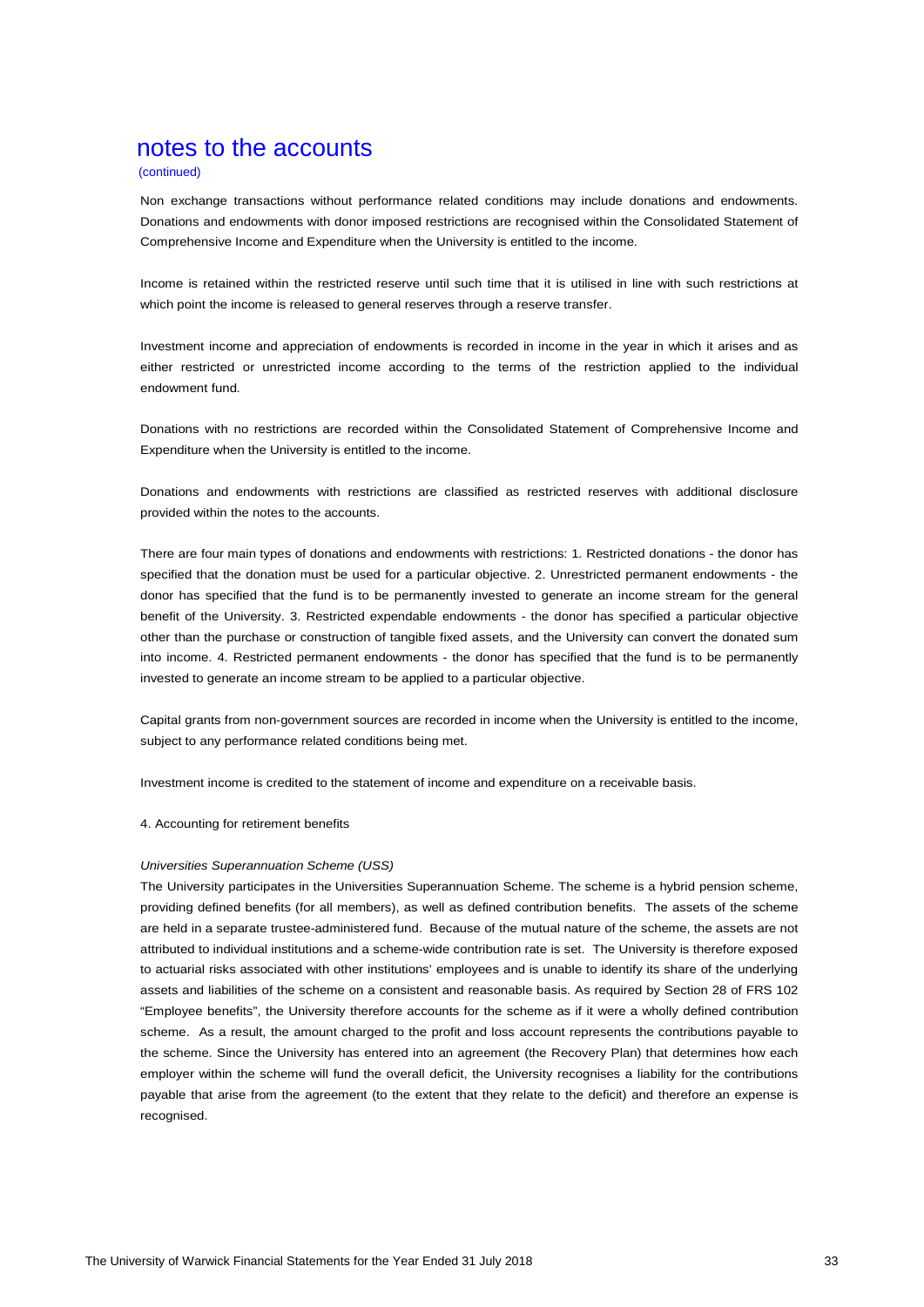# notes to the accounts

(continued)

Non exchange transactions without performance related conditions may include donations and endowments. Donations and endowments with donor imposed restrictions are recognised within the Consolidated Statement of Comprehensive Income and Expenditure when the University is entitled to the income.

Income is retained within the restricted reserve until such time that it is utilised in line with such restrictions at which point the income is released to general reserves through a reserve transfer.

Investment income and appreciation of endowments is recorded in income in the year in which it arises and as either restricted or unrestricted income according to the terms of the restriction applied to the individual endowment fund.

Donations with no restrictions are recorded within the Consolidated Statement of Comprehensive Income and Expenditure when the University is entitled to the income.

Donations and endowments with restrictions are classified as restricted reserves with additional disclosure provided within the notes to the accounts.

There are four main types of donations and endowments with restrictions: 1. Restricted donations - the donor has specified that the donation must be used for a particular objective. 2. Unrestricted permanent endowments - the donor has specified that the fund is to be permanently invested to generate an income stream for the general benefit of the University. 3. Restricted expendable endowments - the donor has specified a particular objective other than the purchase or construction of tangible fixed assets, and the University can convert the donated sum into income. 4. Restricted permanent endowments - the donor has specified that the fund is to be permanently invested to generate an income stream to be applied to a particular objective.

Capital grants from non-government sources are recorded in income when the University is entitled to the income, subject to any performance related conditions being met.

Investment income is credited to the statement of income and expenditure on a receivable basis.

4. Accounting for retirement benefits

*Universities Superannuation Scheme (USS)*

The University participates in the Universities Superannuation Scheme. The scheme is a hybrid pension scheme, providing defined benefits (for all members), as well as defined contribution benefits. The assets of the scheme are held in a separate trustee-administered fund. Because of the mutual nature of the scheme, the assets are not attributed to individual institutions and a scheme-wide contribution rate is set. The University is therefore exposed to actuarial risks associated with other institutions' employees and is unable to identify its share of the underlying assets and liabilities of the scheme on a consistent and reasonable basis. As required by Section 28 of FRS 102 "Employee benefits", the University therefore accounts for the scheme as if it were a wholly defined contribution scheme. As a result, the amount charged to the profit and loss account represents the contributions payable to the scheme. Since the University has entered into an agreement (the Recovery Plan) that determines how each employer within the scheme will fund the overall deficit, the University recognises a liability for the contributions payable that arise from the agreement (to the extent that they relate to the deficit) and therefore an expense is recognised.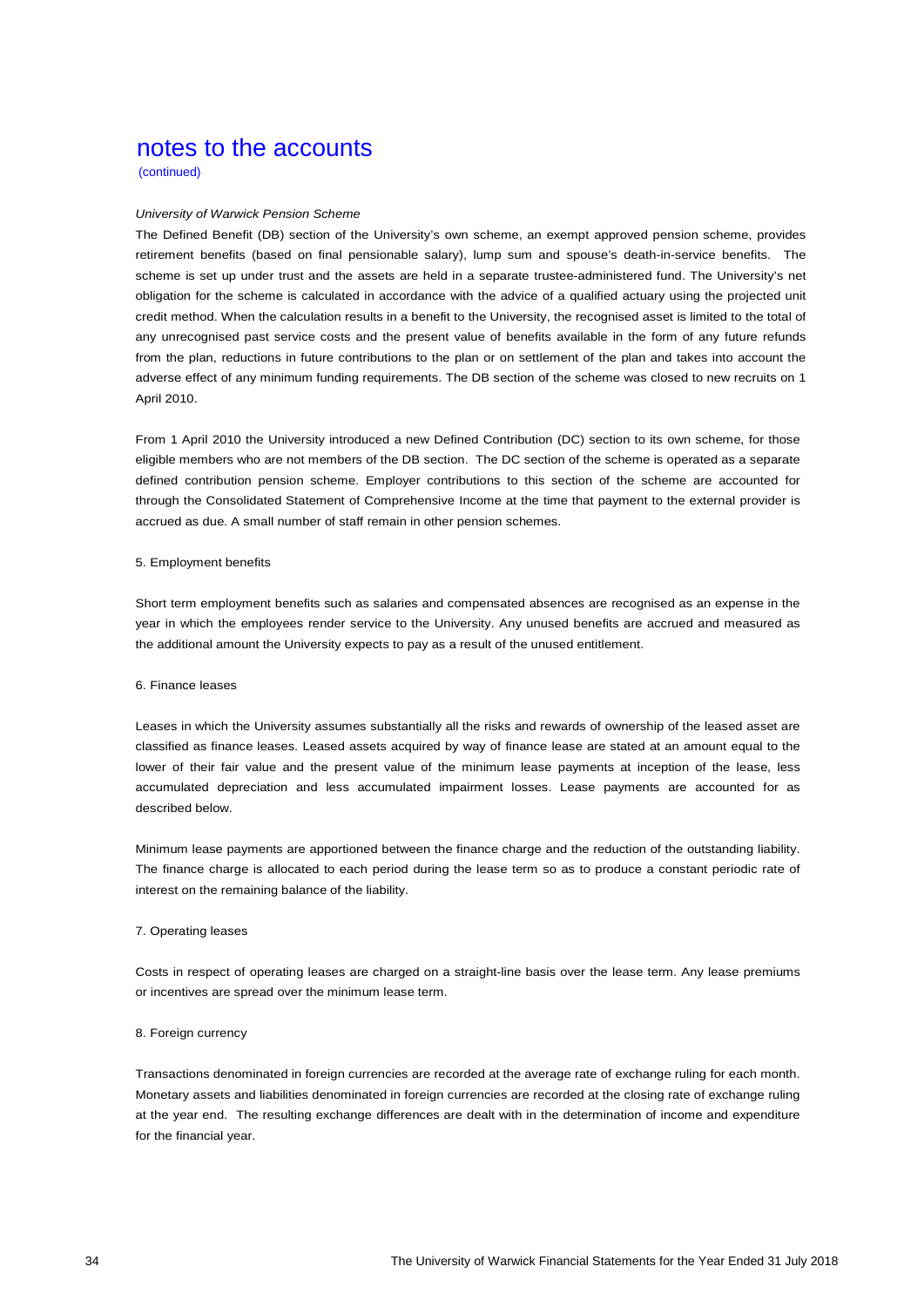# notes to the accounts

(continued)

*University of Warwick Pension Scheme*

The Defined Benefit (DB) section of the University's own scheme, an exempt approved pension scheme, provides retirement benefits (based on final pensionable salary), lump sum and spouse's death-in-service benefits. The scheme is set up under trust and the assets are held in a separate trustee-administered fund. The University's net obligation for the scheme is calculated in accordance with the advice of a qualified actuary using the projected unit credit method. When the calculation results in a benefit to the University, the recognised asset is limited to the total of any unrecognised past service costs and the present value of benefits available in the form of any future refunds from the plan, reductions in future contributions to the plan or on settlement of the plan and takes into account the adverse effect of any minimum funding requirements. The DB section of the scheme was closed to new recruits on 1 April 2010.

From 1 April 2010 the University introduced a new Defined Contribution (DC) section to its own scheme, for those eligible members who are not members of the DB section. The DC section of the scheme is operated as a separate defined contribution pension scheme. Employer contributions to this section of the scheme are accounted for through the Consolidated Statement of Comprehensive Income at the time that payment to the external provider is accrued as due. A small number of staff remain in other pension schemes.

5. Employment benefits

Short term employment benefits such as salaries and compensated absences are recognised as an expense in the year in which the employees render service to the University. Any unused benefits are accrued and measured as the additional amount the University expects to pay as a result of the unused entitlement.

6. Finance leases

Leases in which the University assumes substantially all the risks and rewards of ownership of the leased asset are classified as finance leases. Leased assets acquired by way of finance lease are stated at an amount equal to the lower of their fair value and the present value of the minimum lease payments at inception of the lease, less accumulated depreciation and less accumulated impairment losses. Lease payments are accounted for as described below.

Minimum lease payments are apportioned between the finance charge and the reduction of the outstanding liability. The finance charge is allocated to each period during the lease term so as to produce a constant periodic rate of interest on the remaining balance of the liability.

7. Operating leases

Costs in respect of operating leases are charged on a straight-line basis over the lease term. Any lease premiums or incentives are spread over the minimum lease term.

8. Foreign currency

Transactions denominated in foreign currencies are recorded at the average rate of exchange ruling for each month. Monetary assets and liabilities denominated in foreign currencies are recorded at the closing rate of exchange ruling at the year end. The resulting exchange differences are dealt with in the determination of income and expenditure for the financial year.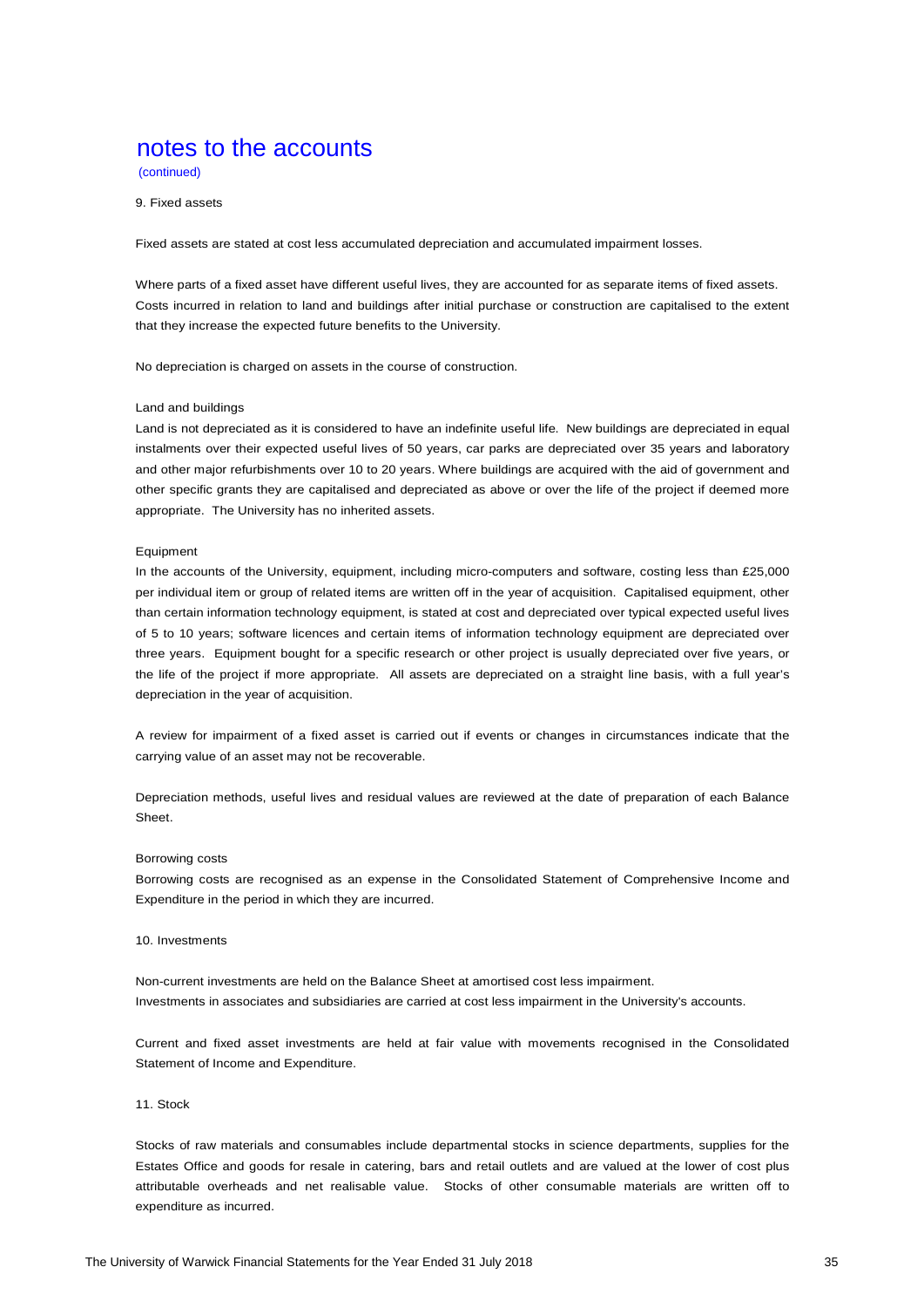# notes to the accounts

(continued)

9. Fixed assets

Fixed assets are stated at cost less accumulated depreciation and accumulated impairment losses.

Where parts of a fixed asset have different useful lives, they are accounted for as separate items of fixed assets. Costs incurred in relation to land and buildings after initial purchase or construction are capitalised to the extent that they increase the expected future benefits to the University.

No depreciation is charged on assets in the course of construction.

Land and buildings

Land is not depreciated as it is considered to have an indefinite useful life. New buildings are depreciated in equal instalments over their expected useful lives of 50 years, car parks are depreciated over 35 years and laboratory and other major refurbishments over 10 to 20 years. Where buildings are acquired with the aid of government and other specific grants they are capitalised and depreciated as above or over the life of the project if deemed more appropriate. The University has no inherited assets.

Equipment

In the accounts of the University, equipment, including micro-computers and software, costing less than £25,000 per individual item or group of related items are written off in the year of acquisition. Capitalised equipment, other than certain information technology equipment, is stated at cost and depreciated over typical expected useful lives of 5 to 10 years; software licences and certain items of information technology equipment are depreciated over three years. Equipment bought for a specific research or other project is usually depreciated over five years, or the life of the project if more appropriate. All assets are depreciated on a straight line basis, with a full year's depreciation in the year of acquisition.

A review for impairment of a fixed asset is carried out if events or changes in circumstances indicate that the carrying value of an asset may not be recoverable.

Depreciation methods, useful lives and residual values are reviewed at the date of preparation of each Balance Sheet.

Borrowing costs

Borrowing costs are recognised as an expense in the Consolidated Statement of Comprehensive Income and Expenditure in the period in which they are incurred.

10. Investments

Non-current investments are held on the Balance Sheet at amortised cost less impairment.
Investments in associates and subsidiaries are carried at cost less impairment in the University's accounts.

Current and fixed asset investments are held at fair value with movements recognised in the Consolidated Statement of Income and Expenditure.

11. Stock

Stocks of raw materials and consumables include departmental stocks in science departments, supplies for the Estates Office and goods for resale in catering, bars and retail outlets and are valued at the lower of cost plus attributable overheads and net realisable value. Stocks of other consumable materials are written off to expenditure as incurred.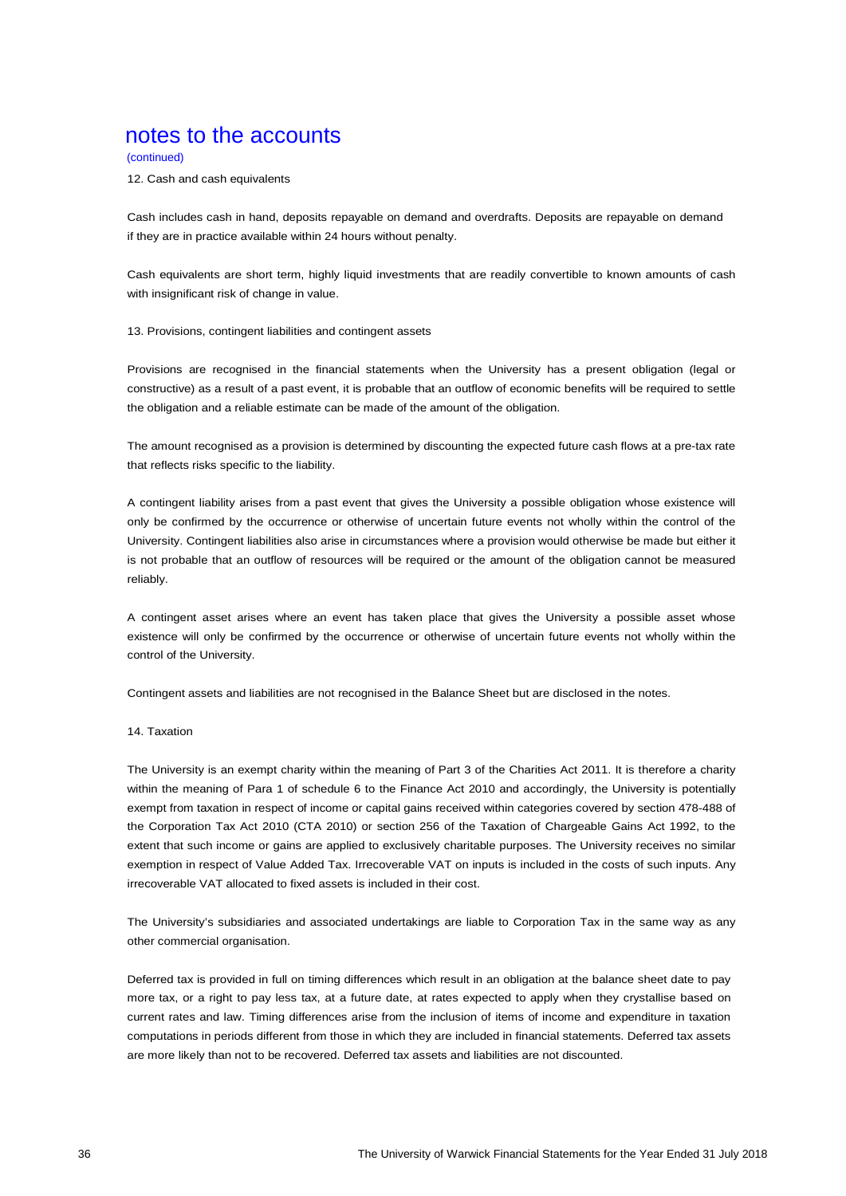# notes to the accounts

(continued)

12. Cash and cash equivalents

Cash includes cash in hand, deposits repayable on demand and overdrafts. Deposits are repayable on demand if they are in practice available within 24 hours without penalty.

Cash equivalents are short term, highly liquid investments that are readily convertible to known amounts of cash with insignificant risk of change in value.

13. Provisions, contingent liabilities and contingent assets

Provisions are recognised in the financial statements when the University has a present obligation (legal or constructive) as a result of a past event, it is probable that an outflow of economic benefits will be required to settle the obligation and a reliable estimate can be made of the amount of the obligation.

The amount recognised as a provision is determined by discounting the expected future cash flows at a pre-tax rate that reflects risks specific to the liability.

A contingent liability arises from a past event that gives the University a possible obligation whose existence will only be confirmed by the occurrence or otherwise of uncertain future events not wholly within the control of the University. Contingent liabilities also arise in circumstances where a provision would otherwise be made but either it is not probable that an outflow of resources will be required or the amount of the obligation cannot be measured reliably.

A contingent asset arises where an event has taken place that gives the University a possible asset whose existence will only be confirmed by the occurrence or otherwise of uncertain future events not wholly within the control of the University.

Contingent assets and liabilities are not recognised in the Balance Sheet but are disclosed in the notes.

14. Taxation

The University is an exempt charity within the meaning of Part 3 of the Charities Act 2011. It is therefore a charity within the meaning of Para 1 of schedule 6 to the Finance Act 2010 and accordingly, the University is potentially exempt from taxation in respect of income or capital gains received within categories covered by section 478-488 of the Corporation Tax Act 2010 (CTA 2010) or section 256 of the Taxation of Chargeable Gains Act 1992, to the extent that such income or gains are applied to exclusively charitable purposes. The University receives no similar exemption in respect of Value Added Tax. Irrecoverable VAT on inputs is included in the costs of such inputs. Any irrecoverable VAT allocated to fixed assets is included in their cost.

The University's subsidiaries and associated undertakings are liable to Corporation Tax in the same way as any other commercial organisation.

Deferred tax is provided in full on timing differences which result in an obligation at the balance sheet date to pay more tax, or a right to pay less tax, at a future date, at rates expected to apply when they crystallise based on current rates and law. Timing differences arise from the inclusion of items of income and expenditure in taxation computations in periods different from those in which they are included in financial statements. Deferred tax assets are more likely than not to be recovered. Deferred tax assets and liabilities are not discounted.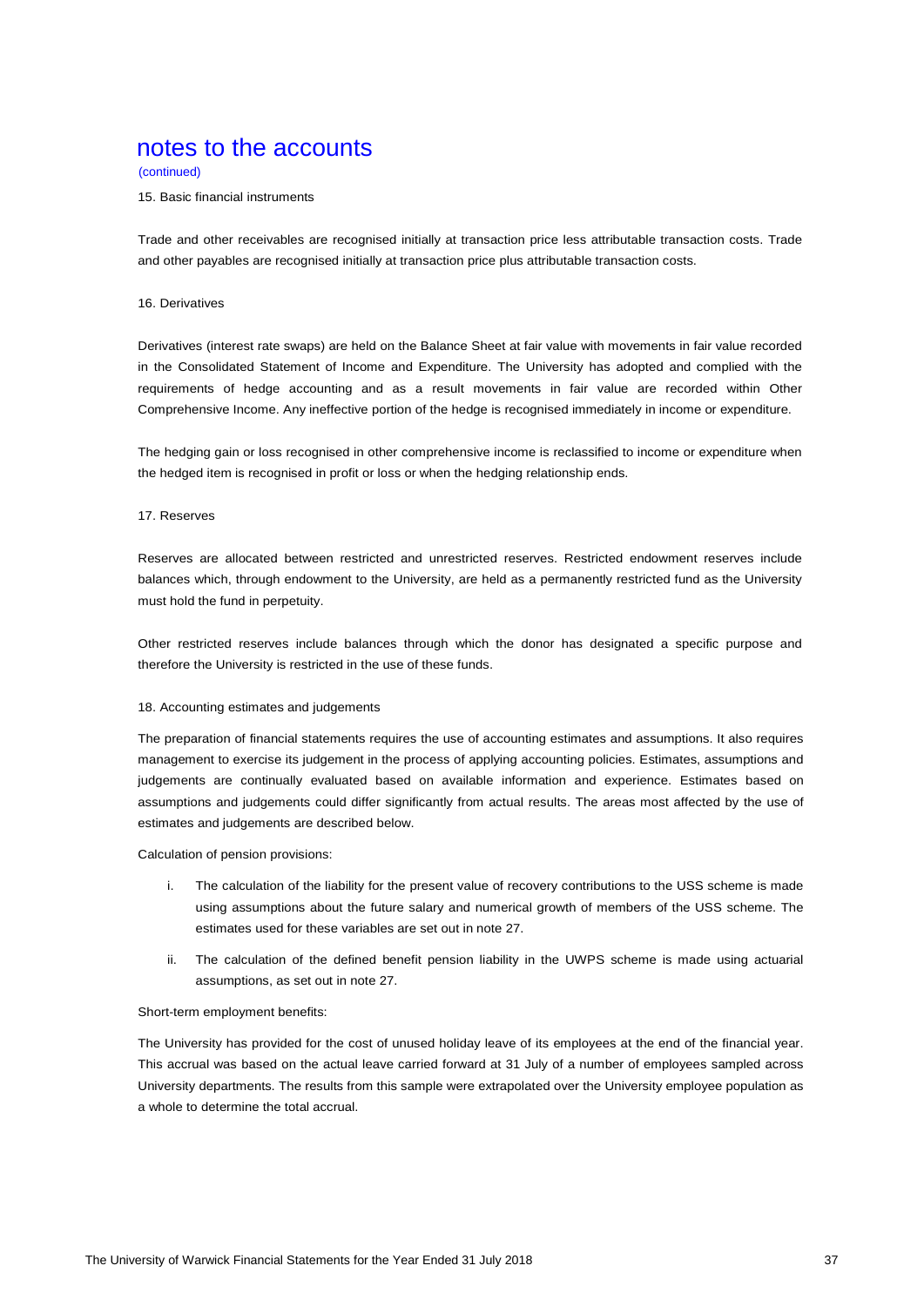# notes to the accounts

(continued)

15. Basic financial instruments

Trade and other receivables are recognised initially at transaction price less attributable transaction costs. Trade and other payables are recognised initially at transaction price plus attributable transaction costs.

16. Derivatives

Derivatives (interest rate swaps) are held on the Balance Sheet at fair value with movements in fair value recorded in the Consolidated Statement of Income and Expenditure. The University has adopted and complied with the requirements of hedge accounting and as a result movements in fair value are recorded within Other Comprehensive Income. Any ineffective portion of the hedge is recognised immediately in income or expenditure.

The hedging gain or loss recognised in other comprehensive income is reclassified to income or expenditure when the hedged item is recognised in profit or loss or when the hedging relationship ends.

17. Reserves

Reserves are allocated between restricted and unrestricted reserves. Restricted endowment reserves include balances which, through endowment to the University, are held as a permanently restricted fund as the University must hold the fund in perpetuity.

Other restricted reserves include balances through which the donor has designated a specific purpose and therefore the University is restricted in the use of these funds.

18. Accounting estimates and judgements

The preparation of financial statements requires the use of accounting estimates and assumptions. It also requires management to exercise its judgement in the process of applying accounting policies. Estimates, assumptions and judgements are continually evaluated based on available information and experience. Estimates based on assumptions and judgements could differ significantly from actual results. The areas most affected by the use of estimates and judgements are described below.

Calculation of pension provisions:

i. The calculation of the liability for the present value of recovery contributions to the USS scheme is made using assumptions about the future salary and numerical growth of members of the USS scheme. The estimates used for these variables are set out in note 27.

ii. The calculation of the defined benefit pension liability in the UWPS scheme is made using actuarial assumptions, as set out in note 27.

Short-term employment benefits:

The University has provided for the cost of unused holiday leave of its employees at the end of the financial year. This accrual was based on the actual leave carried forward at 31 July of a number of employees sampled across University departments. The results from this sample were extrapolated over the University employee population as a whole to determine the total accrual.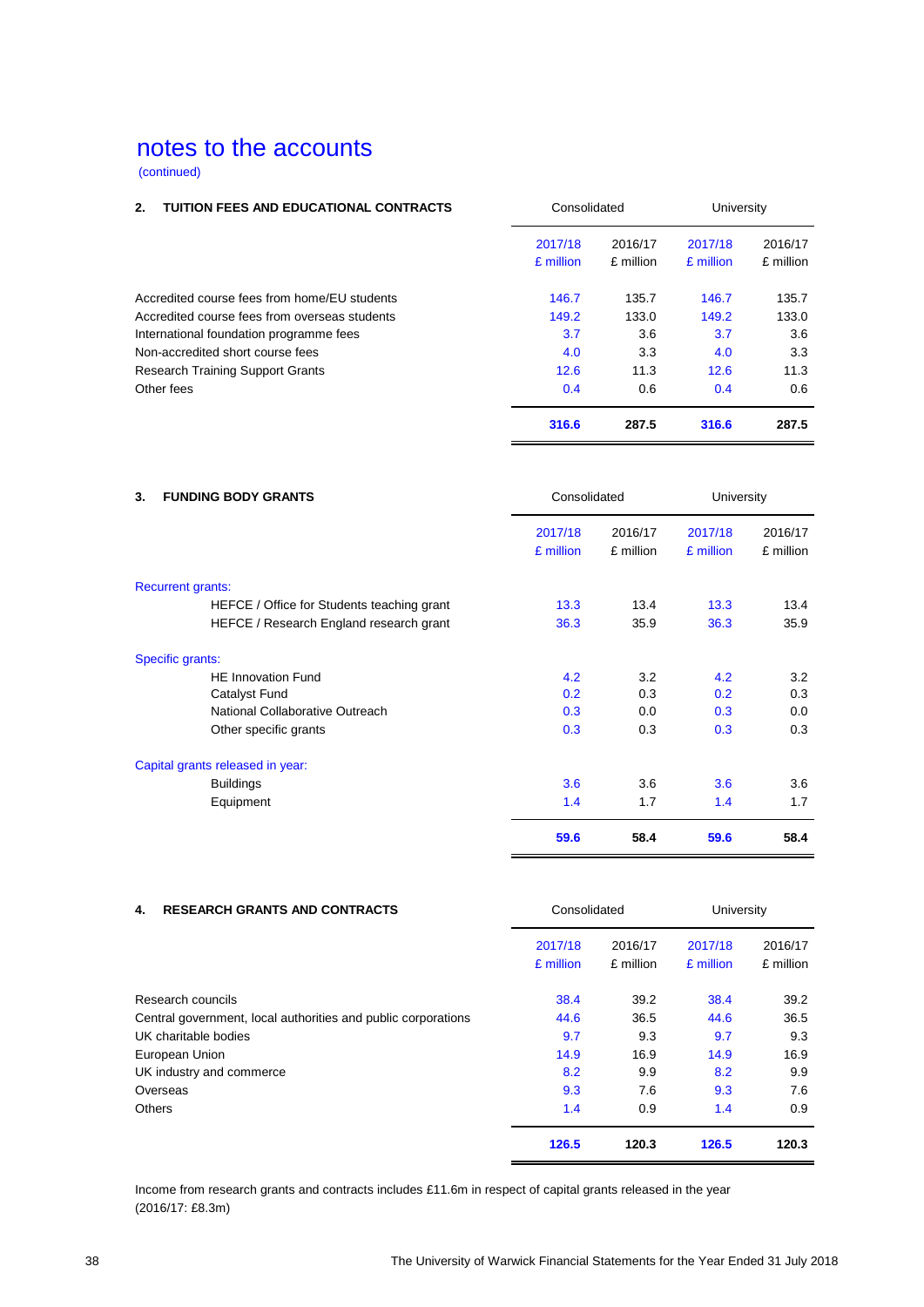# notes to the accounts

(continued)

## 2. TUITION FEES AND EDUCATIONAL CONTRACTS

| | Consolidated | | University | |
|---|---|---|---|---|
| | 2017/18 £ million | 2016/17 £ million | 2017/18 £ million | 2016/17 £ million |
| Accredited course fees from home/EU students | 146.7 | 135.7 | 146.7 | 135.7 |
| Accredited course fees from overseas students | 149.2 | 133.0 | 149.2 | 133.0 |
| International foundation programme fees | 3.7 | 3.6 | 3.7 | 3.6 |
| Non-accredited short course fees | 4.0 | 3.3 | 4.0 | 3.3 |
| Research Training Support Grants | 12.6 | 11.3 | 12.6 | 11.3 |
| Other fees | 0.4 | 0.6 | 0.4 | 0.6 |
| | **316.6** | **287.5** | **316.6** | **287.5** |

## 3. FUNDING BODY GRANTS

| | Consolidated | | University | |
|---|---|---|---|---|
| | 2017/18 £ million | 2016/17 £ million | 2017/18 £ million | 2016/17 £ million |
| Recurrent grants: | | | | |
| HEFCE / Office for Students teaching grant | 13.3 | 13.4 | 13.3 | 13.4 |
| HEFCE / Research England research grant | 36.3 | 35.9 | 36.3 | 35.9 |
| Specific grants: | | | | |
| HE Innovation Fund | 4.2 | 3.2 | 4.2 | 3.2 |
| Catalyst Fund | 0.2 | 0.3 | 0.2 | 0.3 |
| National Collaborative Outreach | 0.3 | 0.0 | 0.3 | 0.0 |
| Other specific grants | 0.3 | 0.3 | 0.3 | 0.3 |
| Capital grants released in year: | | | | |
| Buildings | 3.6 | 3.6 | 3.6 | 3.6 |
| Equipment | 1.4 | 1.7 | 1.4 | 1.7 |
| | **59.6** | **58.4** | **59.6** | **58.4** |

## 4. RESEARCH GRANTS AND CONTRACTS

| | Consolidated | | University | |
|---|---|---|---|---|
| | 2017/18 £ million | 2016/17 £ million | 2017/18 £ million | 2016/17 £ million |
| Research councils | 38.4 | 39.2 | 38.4 | 39.2 |
| Central government, local authorities and public corporations | 44.6 | 36.5 | 44.6 | 36.5 |
| UK charitable bodies | 9.7 | 9.3 | 9.7 | 9.3 |
| European Union | 14.9 | 16.9 | 14.9 | 16.9 |
| UK industry and commerce | 8.2 | 9.9 | 8.2 | 9.9 |
| Overseas | 9.3 | 7.6 | 9.3 | 7.6 |
| Others | 1.4 | 0.9 | 1.4 | 0.9 |
| | **126.5** | **120.3** | **126.5** | **120.3** |

Income from research grants and contracts includes £11.6m in respect of capital grants released in the year (2016/17: £8.3m)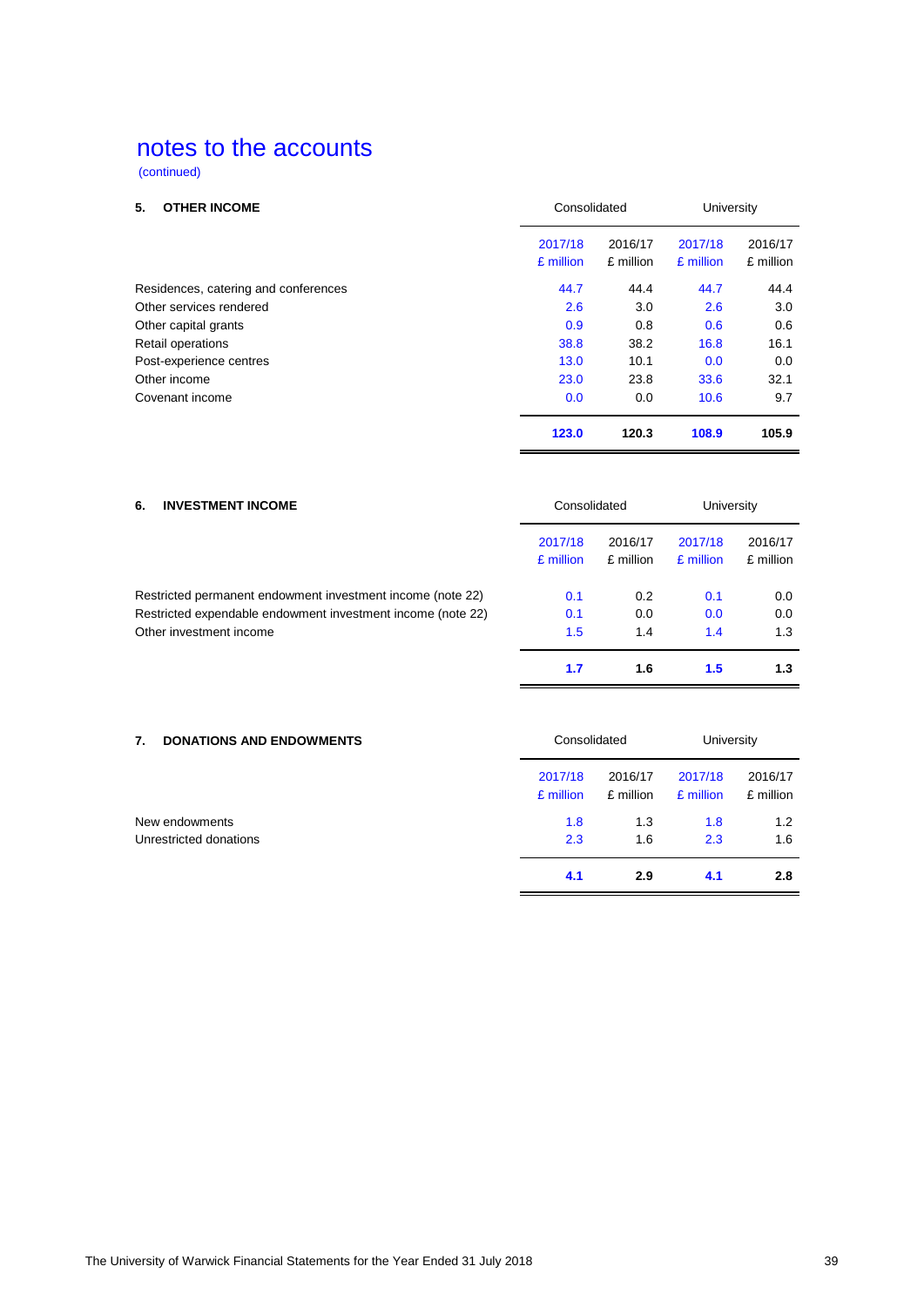# notes to the accounts

(continued)

## 5. OTHER INCOME

| | Consolidated | | University | |
|---|---|---|---|---|
| | 2017/18 £ million | 2016/17 £ million | 2017/18 £ million | 2016/17 £ million |
| Residences, catering and conferences | 44.7 | 44.4 | 44.7 | 44.4 |
| Other services rendered | 2.6 | 3.0 | 2.6 | 3.0 |
| Other capital grants | 0.9 | 0.8 | 0.6 | 0.6 |
| Retail operations | 38.8 | 38.2 | 16.8 | 16.1 |
| Post-experience centres | 13.0 | 10.1 | 0.0 | 0.0 |
| Other income | 23.0 | 23.8 | 33.6 | 32.1 |
| Covenant income | 0.0 | 0.0 | 10.6 | 9.7 |
| | **123.0** | **120.3** | **108.9** | **105.9** |

## 6. INVESTMENT INCOME

| | Consolidated | | University | |
|---|---|---|---|---|
| | 2017/18 £ million | 2016/17 £ million | 2017/18 £ million | 2016/17 £ million |
| Restricted permanent endowment investment income (note 22) | 0.1 | 0.2 | 0.1 | 0.0 |
| Restricted expendable endowment investment income (note 22) | 0.1 | 0.0 | 0.0 | 0.0 |
| Other investment income | 1.5 | 1.4 | 1.4 | 1.3 |
| | **1.7** | **1.6** | **1.5** | **1.3** |

## 7. DONATIONS AND ENDOWMENTS

| | Consolidated | | University | |
|---|---|---|---|---|
| | 2017/18 £ million | 2016/17 £ million | 2017/18 £ million | 2016/17 £ million |
| New endowments | 1.8 | 1.3 | 1.8 | 1.2 |
| Unrestricted donations | 2.3 | 1.6 | 2.3 | 1.6 |
| | **4.1** | **2.9** | **4.1** | **2.8** |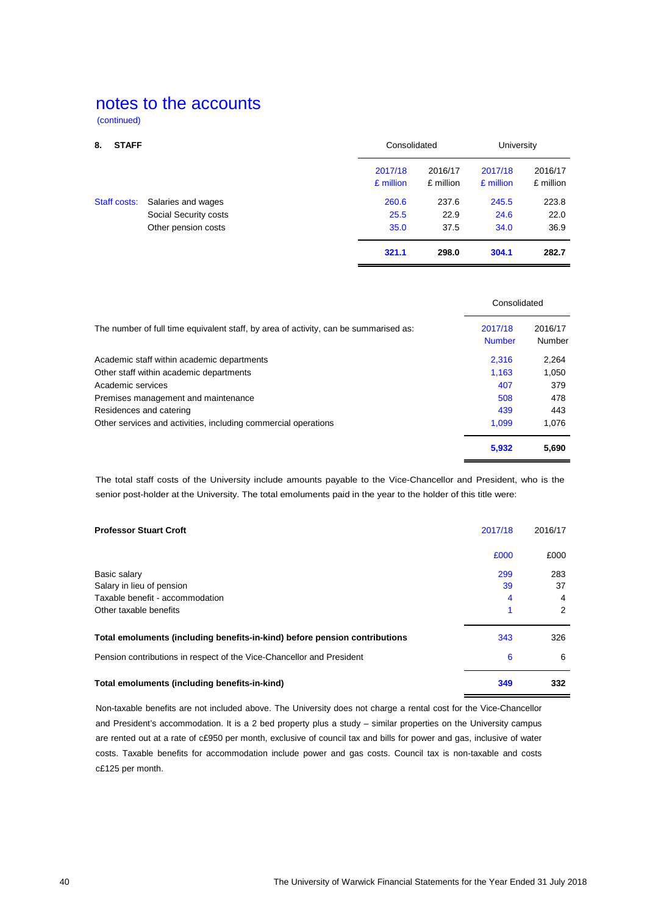# notes to the accounts

(continued)

## 8. STAFF

| | | Consolidated | | University | |
|---|---|---|---|---|---|
| | | 2017/18 £ million | 2016/17 £ million | 2017/18 £ million | 2016/17 £ million |
| Staff costs: | Salaries and wages | 260.6 | 237.6 | 245.5 | 223.8 |
| | Social Security costs | 25.5 | 22.9 | 24.6 | 22.0 |
| | Other pension costs | 35.0 | 37.5 | 34.0 | 36.9 |
| | | **321.1** | **298.0** | **304.1** | **282.7** |

| | Consolidated | |
|---|---|---|
| The number of full time equivalent staff, by area of activity, can be summarised as: | 2017/18 Number | 2016/17 Number |
| Academic staff within academic departments | 2,316 | 2,264 |
| Other staff within academic departments | 1,163 | 1,050 |
| Academic services | 407 | 379 |
| Premises management and maintenance | 508 | 478 |
| Residences and catering | 439 | 443 |
| Other services and activities, including commercial operations | 1,099 | 1,076 |
| | **5,932** | **5,690** |

The total staff costs of the University include amounts payable to the Vice-Chancellor and President, who is the senior post-holder at the University. The total emoluments paid in the year to the holder of this title were:

| **Professor Stuart Croft** | 2017/18 | 2016/17 |
|---|---|---|
| | £000 | £000 |
| Basic salary | 299 | 283 |
| Salary in lieu of pension | 39 | 37 |
| Taxable benefit - accommodation | 4 | 4 |
| Other taxable benefits | 1 | 2 |
| **Total emoluments (including benefits-in-kind) before pension contributions** | 343 | 326 |
| Pension contributions in respect of the Vice-Chancellor and President | 6 | 6 |
| **Total emoluments (including benefits-in-kind)** | **349** | **332** |

Non-taxable benefits are not included above. The University does not charge a rental cost for the Vice-Chancellor and President's accommodation. It is a 2 bed property plus a study – similar properties on the University campus are rented out at a rate of c£950 per month, exclusive of council tax and bills for power and gas, inclusive of water costs. Taxable benefits for accommodation include power and gas costs. Council tax is non-taxable and costs c£125 per month.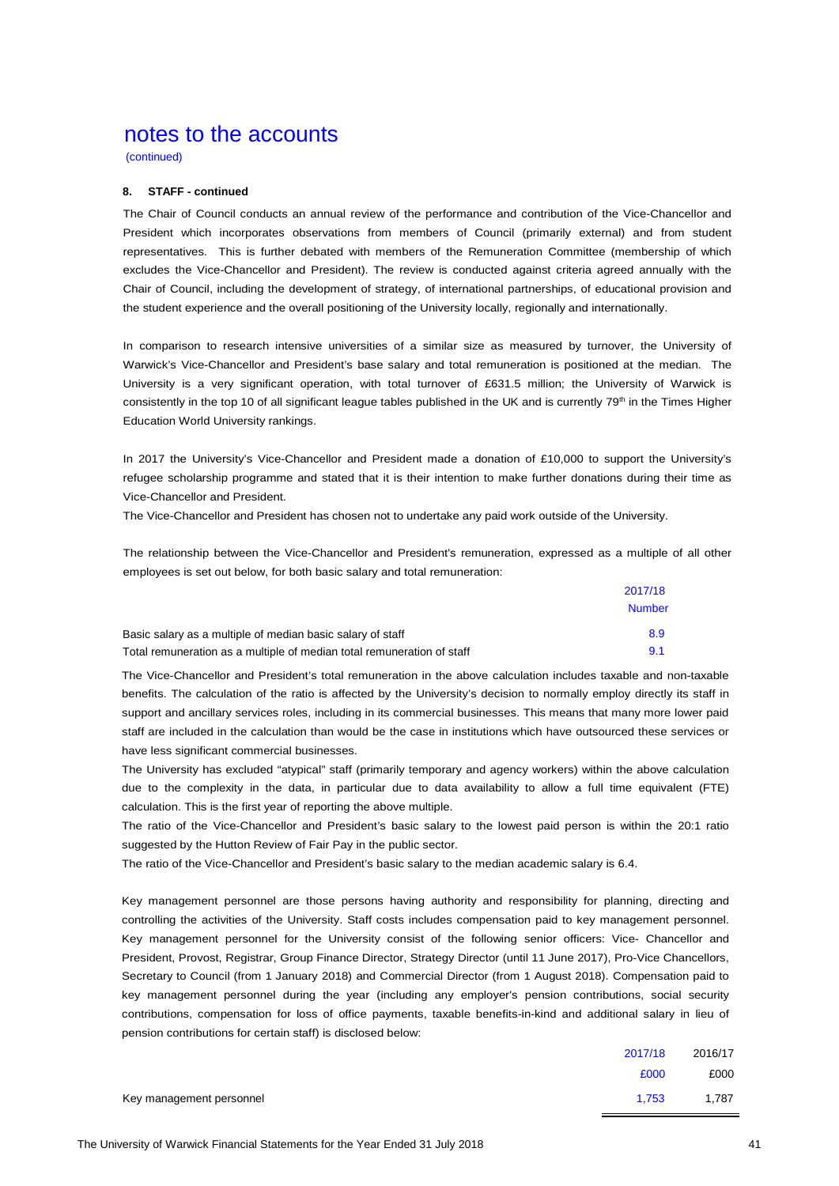# notes to the accounts

(continued)

### 8. STAFF - continued

The Chair of Council conducts an annual review of the performance and contribution of the Vice-Chancellor and President which incorporates observations from members of Council (primarily external) and from student representatives. This is further debated with members of the Remuneration Committee (membership of which excludes the Vice-Chancellor and President). The review is conducted against criteria agreed annually with the Chair of Council, including the development of strategy, of international partnerships, of educational provision and the student experience and the overall positioning of the University locally, regionally and internationally.

In comparison to research intensive universities of a similar size as measured by turnover, the University of Warwick's Vice-Chancellor and President's base salary and total remuneration is positioned at the median. The University is a very significant operation, with total turnover of £631.5 million; the University of Warwick is consistently in the top 10 of all significant league tables published in the UK and is currently 79th in the Times Higher Education World University rankings.

In 2017 the University's Vice-Chancellor and President made a donation of £10,000 to support the University's refugee scholarship programme and stated that it is their intention to make further donations during their time as Vice-Chancellor and President.

The Vice-Chancellor and President has chosen not to undertake any paid work outside of the University.

The relationship between the Vice-Chancellor and President's remuneration, expressed as a multiple of all other employees is set out below, for both basic salary and total remuneration:

| | 2017/18 |
|---|---|
| | Number |
| Basic salary as a multiple of median basic salary of staff | 8.9 |
| Total remuneration as a multiple of median total remuneration of staff | 9.1 |

The Vice-Chancellor and President's total remuneration in the above calculation includes taxable and non-taxable benefits. The calculation of the ratio is affected by the University's decision to normally employ directly its staff in support and ancillary services roles, including in its commercial businesses. This means that many more lower paid staff are included in the calculation than would be the case in institutions which have outsourced these services or have less significant commercial businesses.

The University has excluded "atypical" staff (primarily temporary and agency workers) within the above calculation due to the complexity in the data, in particular due to data availability to allow a full time equivalent (FTE) calculation. This is the first year of reporting the above multiple.

The ratio of the Vice-Chancellor and President's basic salary to the lowest paid person is within the 20:1 ratio suggested by the Hutton Review of Fair Pay in the public sector.

The ratio of the Vice-Chancellor and President's basic salary to the median academic salary is 6.4.

Key management personnel are those persons having authority and responsibility for planning, directing and controlling the activities of the University. Staff costs includes compensation paid to key management personnel. Key management personnel for the University consist of the following senior officers: Vice- Chancellor and President, Provost, Registrar, Group Finance Director, Strategy Director (until 11 June 2017), Pro-Vice Chancellors, Secretary to Council (from 1 January 2018) and Commercial Director (from 1 August 2018). Compensation paid to key management personnel during the year (including any employer's pension contributions, social security contributions, compensation for loss of office payments, taxable benefits-in-kind and additional salary in lieu of pension contributions for certain staff) is disclosed below:

| | 2017/18 | 2016/17 |
|---|---|---|
| | £000 | £000 |
| Key management personnel | 1,753 | 1,787 |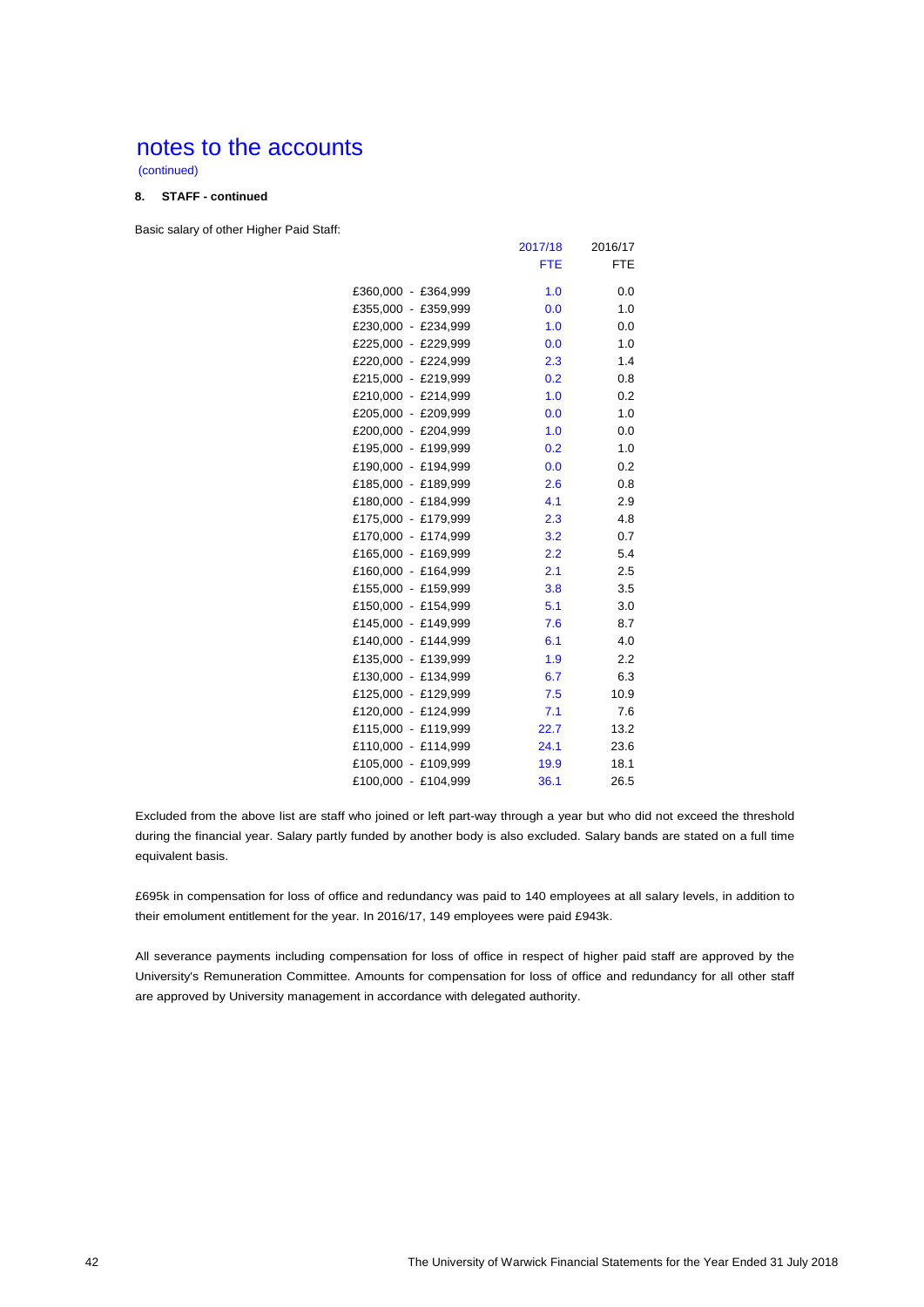# notes to the accounts

(continued)

**8. STAFF - continued**

Basic salary of other Higher Paid Staff:

| | 2017/18 | 2016/17 |
|---|---|---|
| | FTE | FTE |
| £360,000 - £364,999 | 1.0 | 0.0 |
| £355,000 - £359,999 | 0.0 | 1.0 |
| £230,000 - £234,999 | 1.0 | 0.0 |
| £225,000 - £229,999 | 0.0 | 1.0 |
| £220,000 - £224,999 | 2.3 | 1.4 |
| £215,000 - £219,999 | 0.2 | 0.8 |
| £210,000 - £214,999 | 1.0 | 0.2 |
| £205,000 - £209,999 | 0.0 | 1.0 |
| £200,000 - £204,999 | 1.0 | 0.0 |
| £195,000 - £199,999 | 0.2 | 1.0 |
| £190,000 - £194,999 | 0.0 | 0.2 |
| £185,000 - £189,999 | 2.6 | 0.8 |
| £180,000 - £184,999 | 4.1 | 2.9 |
| £175,000 - £179,999 | 2.3 | 4.8 |
| £170,000 - £174,999 | 3.2 | 0.7 |
| £165,000 - £169,999 | 2.2 | 5.4 |
| £160,000 - £164,999 | 2.1 | 2.5 |
| £155,000 - £159,999 | 3.8 | 3.5 |
| £150,000 - £154,999 | 5.1 | 3.0 |
| £145,000 - £149,999 | 7.6 | 8.7 |
| £140,000 - £144,999 | 6.1 | 4.0 |
| £135,000 - £139,999 | 1.9 | 2.2 |
| £130,000 - £134,999 | 6.7 | 6.3 |
| £125,000 - £129,999 | 7.5 | 10.9 |
| £120,000 - £124,999 | 7.1 | 7.6 |
| £115,000 - £119,999 | 22.7 | 13.2 |
| £110,000 - £114,999 | 24.1 | 23.6 |
| £105,000 - £109,999 | 19.9 | 18.1 |
| £100,000 - £104,999 | 36.1 | 26.5 |

Excluded from the above list are staff who joined or left part-way through a year but who did not exceed the threshold during the financial year. Salary partly funded by another body is also excluded. Salary bands are stated on a full time equivalent basis.

£695k in compensation for loss of office and redundancy was paid to 140 employees at all salary levels, in addition to their emolument entitlement for the year. In 2016/17, 149 employees were paid £943k.

All severance payments including compensation for loss of office in respect of higher paid staff are approved by the University's Remuneration Committee. Amounts for compensation for loss of office and redundancy for all other staff are approved by University management in accordance with delegated authority.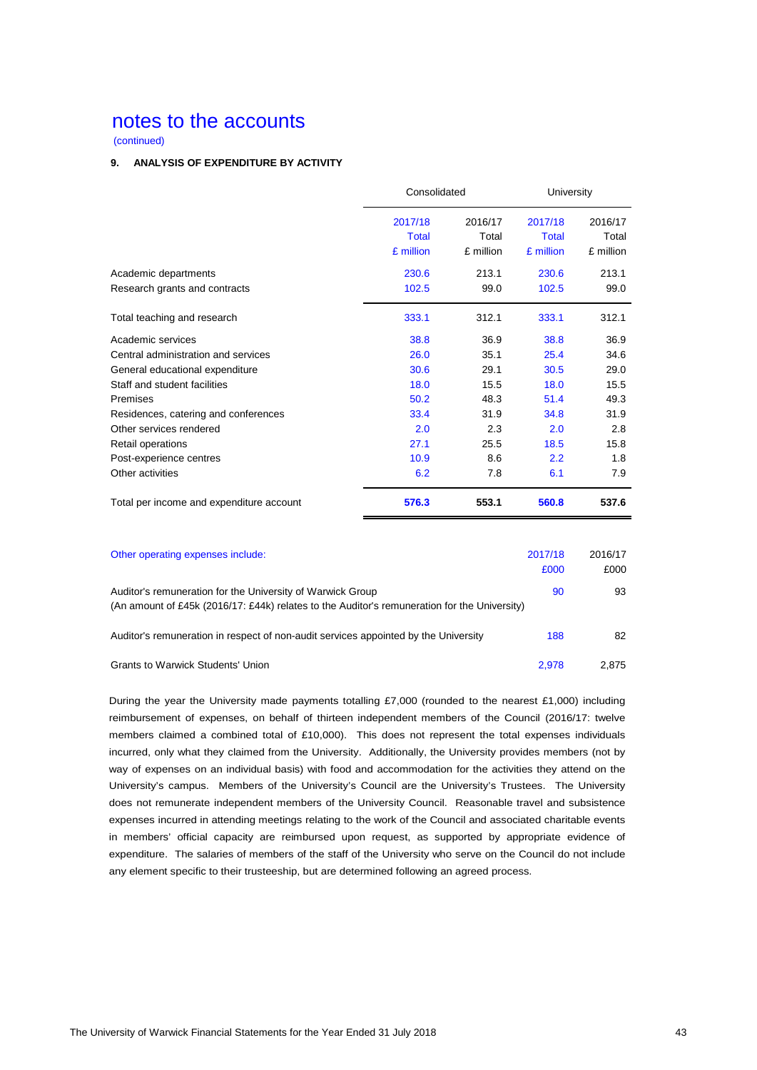# notes to the accounts

(continued)

### 9. ANALYSIS OF EXPENDITURE BY ACTIVITY

| | Consolidated | | University | |
|---|---|---|---|---|
| | 2017/18 Total £ million | 2016/17 Total £ million | 2017/18 Total £ million | 2016/17 Total £ million |
| Academic departments | 230.6 | 213.1 | 230.6 | 213.1 |
| Research grants and contracts | 102.5 | 99.0 | 102.5 | 99.0 |
| Total teaching and research | 333.1 | 312.1 | 333.1 | 312.1 |
| Academic services | 38.8 | 36.9 | 38.8 | 36.9 |
| Central administration and services | 26.0 | 35.1 | 25.4 | 34.6 |
| General educational expenditure | 30.6 | 29.1 | 30.5 | 29.0 |
| Staff and student facilities | 18.0 | 15.5 | 18.0 | 15.5 |
| Premises | 50.2 | 48.3 | 51.4 | 49.3 |
| Residences, catering and conferences | 33.4 | 31.9 | 34.8 | 31.9 |
| Other services rendered | 2.0 | 2.3 | 2.0 | 2.8 |
| Retail operations | 27.1 | 25.5 | 18.5 | 15.8 |
| Post-experience centres | 10.9 | 8.6 | 2.2 | 1.8 |
| Other activities | 6.2 | 7.8 | 6.1 | 7.9 |
| Total per income and expenditure account | **576.3** | **553.1** | **560.8** | **537.6** |

| Other operating expenses include: | 2017/18 £000 | 2016/17 £000 |
|---|---|---|
| Auditor's remuneration for the University of Warwick Group<br>(An amount of £45k (2016/17: £44k) relates to the Auditor's remuneration for the University) | 90 | 93 |
| Auditor's remuneration in respect of non-audit services appointed by the University | 188 | 82 |
| Grants to Warwick Students' Union | 2,978 | 2,875 |

During the year the University made payments totalling £7,000 (rounded to the nearest £1,000) including reimbursement of expenses, on behalf of thirteen independent members of the Council (2016/17: twelve members claimed a combined total of £10,000). This does not represent the total expenses individuals incurred, only what they claimed from the University. Additionally, the University provides members (not by way of expenses on an individual basis) with food and accommodation for the activities they attend on the University's campus. Members of the University's Council are the University's Trustees. The University does not remunerate independent members of the University Council. Reasonable travel and subsistence expenses incurred in attending meetings relating to the work of the Council and associated charitable events in members' official capacity are reimbursed upon request, as supported by appropriate evidence of expenditure. The salaries of members of the staff of the University who serve on the Council do not include any element specific to their trusteeship, but are determined following an agreed process.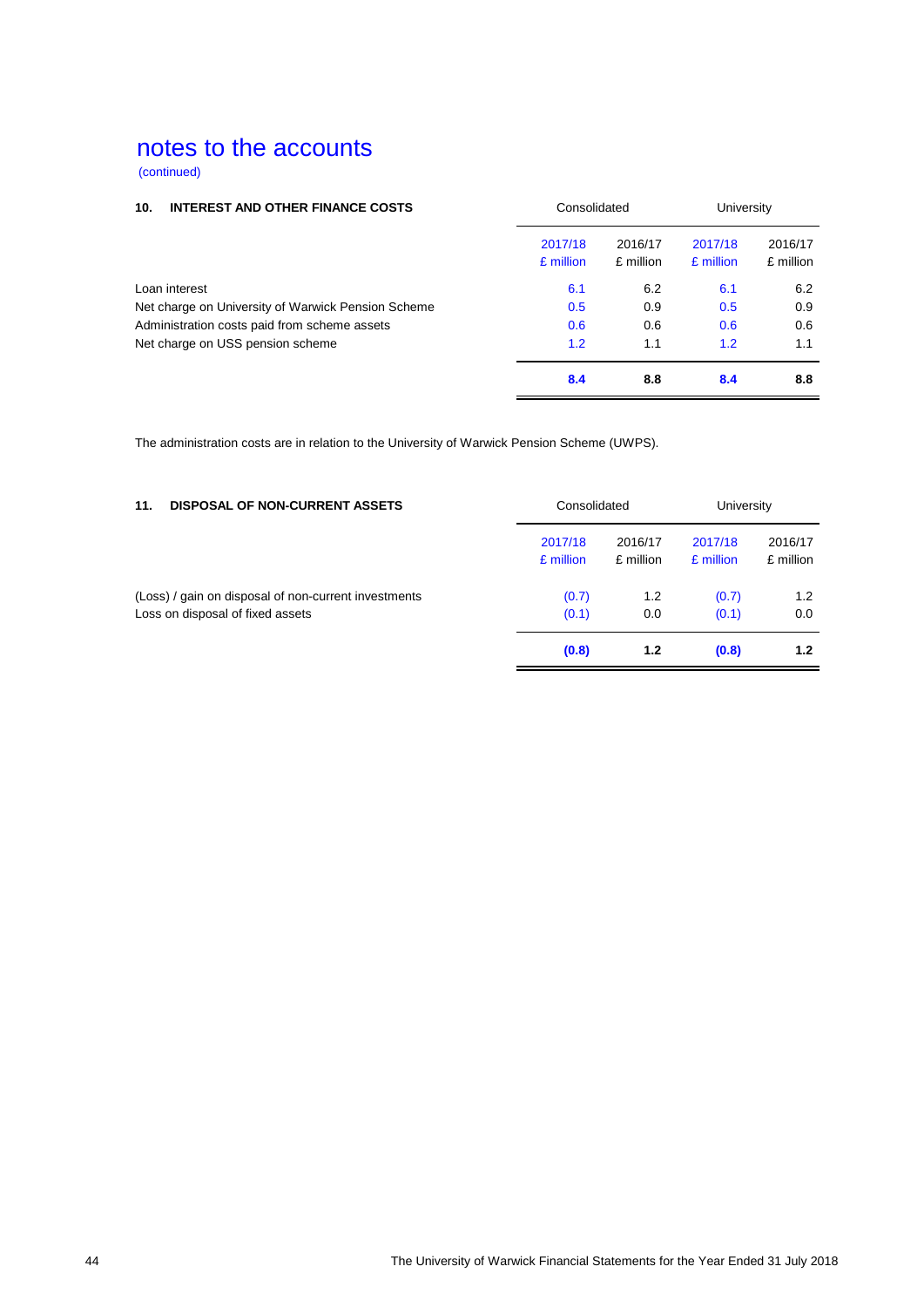# notes to the accounts

(continued)

| 10. INTEREST AND OTHER FINANCE COSTS | Consolidated | | University | |
|---|---|---|---|---|
| | 2017/18 £ million | 2016/17 £ million | 2017/18 £ million | 2016/17 £ million |
| Loan interest | 6.1 | 6.2 | 6.1 | 6.2 |
| Net charge on University of Warwick Pension Scheme | 0.5 | 0.9 | 0.5 | 0.9 |
| Administration costs paid from scheme assets | 0.6 | 0.6 | 0.6 | 0.6 |
| Net charge on USS pension scheme | 1.2 | 1.1 | 1.2 | 1.1 |
| | **8.4** | **8.8** | **8.4** | **8.8** |

The administration costs are in relation to the University of Warwick Pension Scheme (UWPS).

| 11. DISPOSAL OF NON-CURRENT ASSETS | Consolidated | | University | |
|---|---|---|---|---|
| | 2017/18 £ million | 2016/17 £ million | 2017/18 £ million | 2016/17 £ million |
| (Loss) / gain on disposal of non-current investments | (0.7) | 1.2 | (0.7) | 1.2 |
| Loss on disposal of fixed assets | (0.1) | 0.0 | (0.1) | 0.0 |
| | **(0.8)** | **1.2** | **(0.8)** | **1.2** |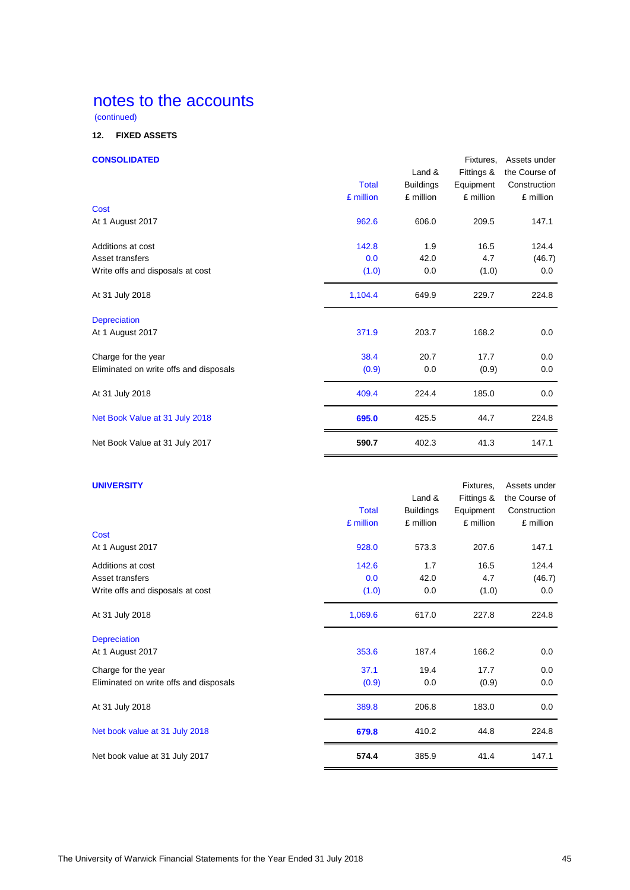# notes to the accounts

(continued)

**12. FIXED ASSETS**

**CONSOLIDATED**

| | Total<br>£ million | Land & Buildings<br>£ million | Fixtures, Fittings & Equipment<br>£ million | Assets under the Course of Construction<br>£ million |
|---|---|---|---|---|
| **Cost** | | | | |
| At 1 August 2017 | 962.6 | 606.0 | 209.5 | 147.1 |
| Additions at cost | 142.8 | 1.9 | 16.5 | 124.4 |
| Asset transfers | 0.0 | 42.0 | 4.7 | (46.7) |
| Write offs and disposals at cost | (1.0) | 0.0 | (1.0) | 0.0 |
| At 31 July 2018 | 1,104.4 | 649.9 | 229.7 | 224.8 |
| **Depreciation** | | | | |
| At 1 August 2017 | 371.9 | 203.7 | 168.2 | 0.0 |
| Charge for the year | 38.4 | 20.7 | 17.7 | 0.0 |
| Eliminated on write offs and disposals | (0.9) | 0.0 | (0.9) | 0.0 |
| At 31 July 2018 | 409.4 | 224.4 | 185.0 | 0.0 |
| Net Book Value at 31 July 2018 | **695.0** | 425.5 | 44.7 | 224.8 |
| Net Book Value at 31 July 2017 | **590.7** | 402.3 | 41.3 | 147.1 |

**UNIVERSITY**

| | Total<br>£ million | Land & Buildings<br>£ million | Fixtures, Fittings & Equipment<br>£ million | Assets under the Course of Construction<br>£ million |
|---|---|---|---|---|
| **Cost** | | | | |
| At 1 August 2017 | 928.0 | 573.3 | 207.6 | 147.1 |
| Additions at cost | 142.6 | 1.7 | 16.5 | 124.4 |
| Asset transfers | 0.0 | 42.0 | 4.7 | (46.7) |
| Write offs and disposals at cost | (1.0) | 0.0 | (1.0) | 0.0 |
| At 31 July 2018 | 1,069.6 | 617.0 | 227.8 | 224.8 |
| **Depreciation** | | | | |
| At 1 August 2017 | 353.6 | 187.4 | 166.2 | 0.0 |
| Charge for the year | 37.1 | 19.4 | 17.7 | 0.0 |
| Eliminated on write offs and disposals | (0.9) | 0.0 | (0.9) | 0.0 |
| At 31 July 2018 | 389.8 | 206.8 | 183.0 | 0.0 |
| Net book value at 31 July 2018 | **679.8** | 410.2 | 44.8 | 224.8 |
| Net book value at 31 July 2017 | **574.4** | 385.9 | 41.4 | 147.1 |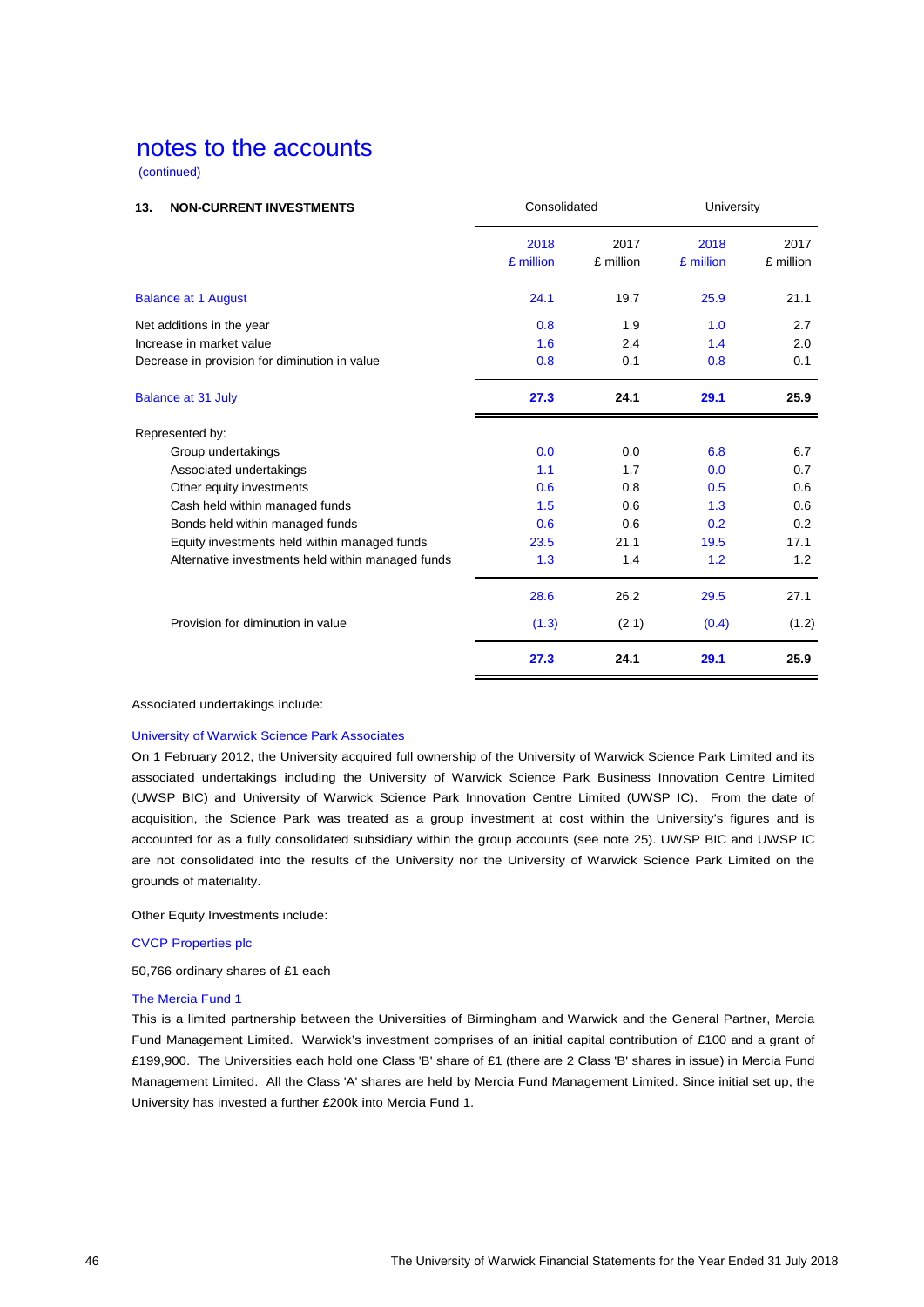# notes to the accounts

(continued)

| 13. NON-CURRENT INVESTMENTS | Consolidated | | University | |
|---|---|---|---|---|
| | 2018 £ million | 2017 £ million | 2018 £ million | 2017 £ million |
| Balance at 1 August | 24.1 | 19.7 | 25.9 | 21.1 |
| Net additions in the year | 0.8 | 1.9 | 1.0 | 2.7 |
| Increase in market value | 1.6 | 2.4 | 1.4 | 2.0 |
| Decrease in provision for diminution in value | 0.8 | 0.1 | 0.8 | 0.1 |
| Balance at 31 July | **27.3** | **24.1** | **29.1** | **25.9** |
| Represented by: | | | | |
| Group undertakings | 0.0 | 0.0 | 6.8 | 6.7 |
| Associated undertakings | 1.1 | 1.7 | 0.0 | 0.7 |
| Other equity investments | 0.6 | 0.8 | 0.5 | 0.6 |
| Cash held within managed funds | 1.5 | 0.6 | 1.3 | 0.6 |
| Bonds held within managed funds | 0.6 | 0.6 | 0.2 | 0.2 |
| Equity investments held within managed funds | 23.5 | 21.1 | 19.5 | 17.1 |
| Alternative investments held within managed funds | 1.3 | 1.4 | 1.2 | 1.2 |
| | 28.6 | 26.2 | 29.5 | 27.1 |
| Provision for diminution in value | (1.3) | (2.1) | (0.4) | (1.2) |
| | **27.3** | **24.1** | **29.1** | **25.9** |

Associated undertakings include:

University of Warwick Science Park Associates

On 1 February 2012, the University acquired full ownership of the University of Warwick Science Park Limited and its associated undertakings including the University of Warwick Science Park Business Innovation Centre Limited (UWSP BIC) and University of Warwick Science Park Innovation Centre Limited (UWSP IC). From the date of acquisition, the Science Park was treated as a group investment at cost within the University's figures and is accounted for as a fully consolidated subsidiary within the group accounts (see note 25). UWSP BIC and UWSP IC are not consolidated into the results of the University nor the University of Warwick Science Park Limited on the grounds of materiality.

Other Equity Investments include:

CVCP Properties plc

50,766 ordinary shares of £1 each

The Mercia Fund 1

This is a limited partnership between the Universities of Birmingham and Warwick and the General Partner, Mercia Fund Management Limited. Warwick's investment comprises of an initial capital contribution of £100 and a grant of £199,900. The Universities each hold one Class 'B' share of £1 (there are 2 Class 'B' shares in issue) in Mercia Fund Management Limited. All the Class 'A' shares are held by Mercia Fund Management Limited. Since initial set up, the University has invested a further £200k into Mercia Fund 1.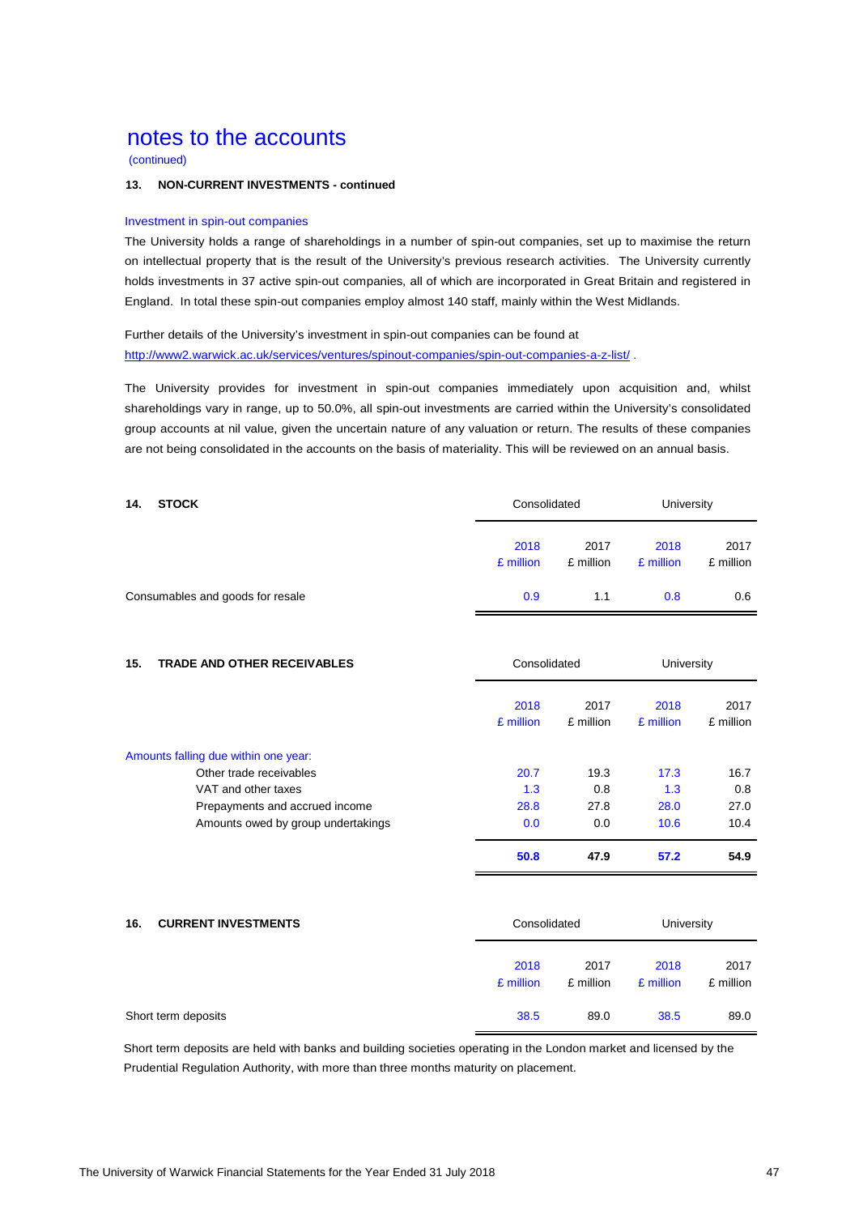# notes to the accounts

(continued)

**13. NON-CURRENT INVESTMENTS - continued**

### Investment in spin-out companies

The University holds a range of shareholdings in a number of spin-out companies, set up to maximise the return on intellectual property that is the result of the University's previous research activities. The University currently holds investments in 37 active spin-out companies, all of which are incorporated in Great Britain and registered in England. In total these spin-out companies employ almost 140 staff, mainly within the West Midlands.

Further details of the University's investment in spin-out companies can be found at
http://www2.warwick.ac.uk/services/ventures/spinout-companies/spin-out-companies-a-z-list/ .

The University provides for investment in spin-out companies immediately upon acquisition and, whilst shareholdings vary in range, up to 50.0%, all spin-out investments are carried within the University's consolidated group accounts at nil value, given the uncertain nature of any valuation or return. The results of these companies are not being consolidated in the accounts on the basis of materiality. This will be reviewed on an annual basis.

**14. STOCK**

| | Consolidated | | University | |
|---|---|---|---|---|
| | 2018 £ million | 2017 £ million | 2018 £ million | 2017 £ million |
| Consumables and goods for resale | 0.9 | 1.1 | 0.8 | 0.6 |

**15. TRADE AND OTHER RECEIVABLES**

| | Consolidated | | University | |
|---|---|---|---|---|
| | 2018 £ million | 2017 £ million | 2018 £ million | 2017 £ million |
| Amounts falling due within one year: | | | | |
| Other trade receivables | 20.7 | 19.3 | 17.3 | 16.7 |
| VAT and other taxes | 1.3 | 0.8 | 1.3 | 0.8 |
| Prepayments and accrued income | 28.8 | 27.8 | 28.0 | 27.0 |
| Amounts owed by group undertakings | 0.0 | 0.0 | 10.6 | 10.4 |
| | **50.8** | **47.9** | **57.2** | **54.9** |

**16. CURRENT INVESTMENTS**

| | Consolidated | | University | |
|---|---|---|---|---|
| | 2018 £ million | 2017 £ million | 2018 £ million | 2017 £ million |
| Short term deposits | 38.5 | 89.0 | 38.5 | 89.0 |

Short term deposits are held with banks and building societies operating in the London market and licensed by the Prudential Regulation Authority, with more than three months maturity on placement.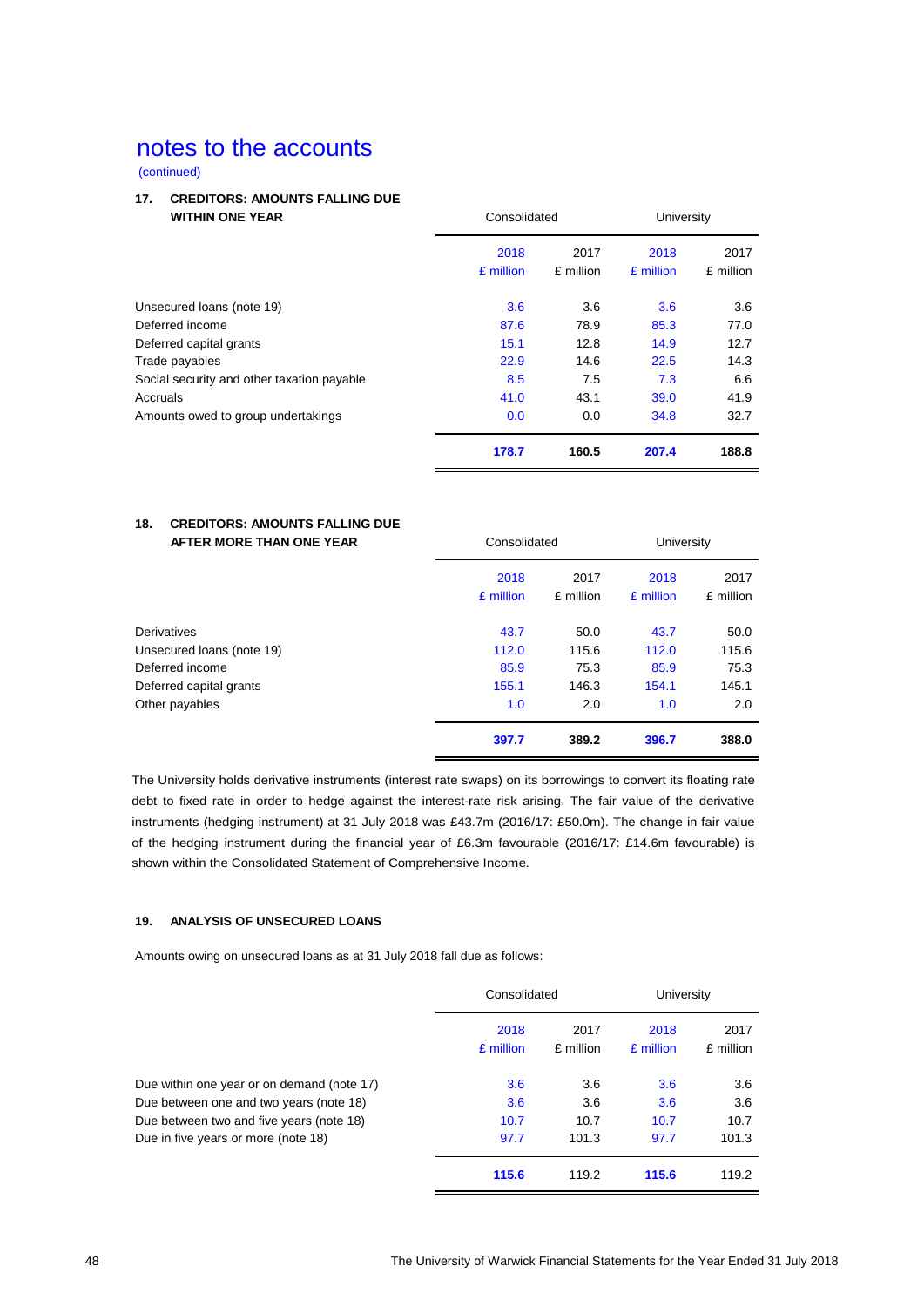# notes to the accounts

(continued)

## 17. CREDITORS: AMOUNTS FALLING DUE WITHIN ONE YEAR

| | Consolidated | | University | |
|---|---|---|---|---|
| | 2018 £ million | 2017 £ million | 2018 £ million | 2017 £ million |
| Unsecured loans (note 19) | 3.6 | 3.6 | 3.6 | 3.6 |
| Deferred income | 87.6 | 78.9 | 85.3 | 77.0 |
| Deferred capital grants | 15.1 | 12.8 | 14.9 | 12.7 |
| Trade payables | 22.9 | 14.6 | 22.5 | 14.3 |
| Social security and other taxation payable | 8.5 | 7.5 | 7.3 | 6.6 |
| Accruals | 41.0 | 43.1 | 39.0 | 41.9 |
| Amounts owed to group undertakings | 0.0 | 0.0 | 34.8 | 32.7 |
| | **178.7** | **160.5** | **207.4** | **188.8** |

## 18. CREDITORS: AMOUNTS FALLING DUE AFTER MORE THAN ONE YEAR

| | Consolidated | | University | |
|---|---|---|---|---|
| | 2018 £ million | 2017 £ million | 2018 £ million | 2017 £ million |
| Derivatives | 43.7 | 50.0 | 43.7 | 50.0 |
| Unsecured loans (note 19) | 112.0 | 115.6 | 112.0 | 115.6 |
| Deferred income | 85.9 | 75.3 | 85.9 | 75.3 |
| Deferred capital grants | 155.1 | 146.3 | 154.1 | 145.1 |
| Other payables | 1.0 | 2.0 | 1.0 | 2.0 |
| | **397.7** | **389.2** | **396.7** | **388.0** |

The University holds derivative instruments (interest rate swaps) on its borrowings to convert its floating rate debt to fixed rate in order to hedge against the interest-rate risk arising. The fair value of the derivative instruments (hedging instrument) at 31 July 2018 was £43.7m (2016/17: £50.0m). The change in fair value of the hedging instrument during the financial year of £6.3m favourable (2016/17: £14.6m favourable) is shown within the Consolidated Statement of Comprehensive Income.

## 19. ANALYSIS OF UNSECURED LOANS

Amounts owing on unsecured loans as at 31 July 2018 fall due as follows:

| | Consolidated | | University | |
|---|---|---|---|---|
| | 2018 £ million | 2017 £ million | 2018 £ million | 2017 £ million |
| Due within one year or on demand (note 17) | 3.6 | 3.6 | 3.6 | 3.6 |
| Due between one and two years (note 18) | 3.6 | 3.6 | 3.6 | 3.6 |
| Due between two and five years (note 18) | 10.7 | 10.7 | 10.7 | 10.7 |
| Due in five years or more (note 18) | 97.7 | 101.3 | 97.7 | 101.3 |
| | **115.6** | 119.2 | **115.6** | 119.2 |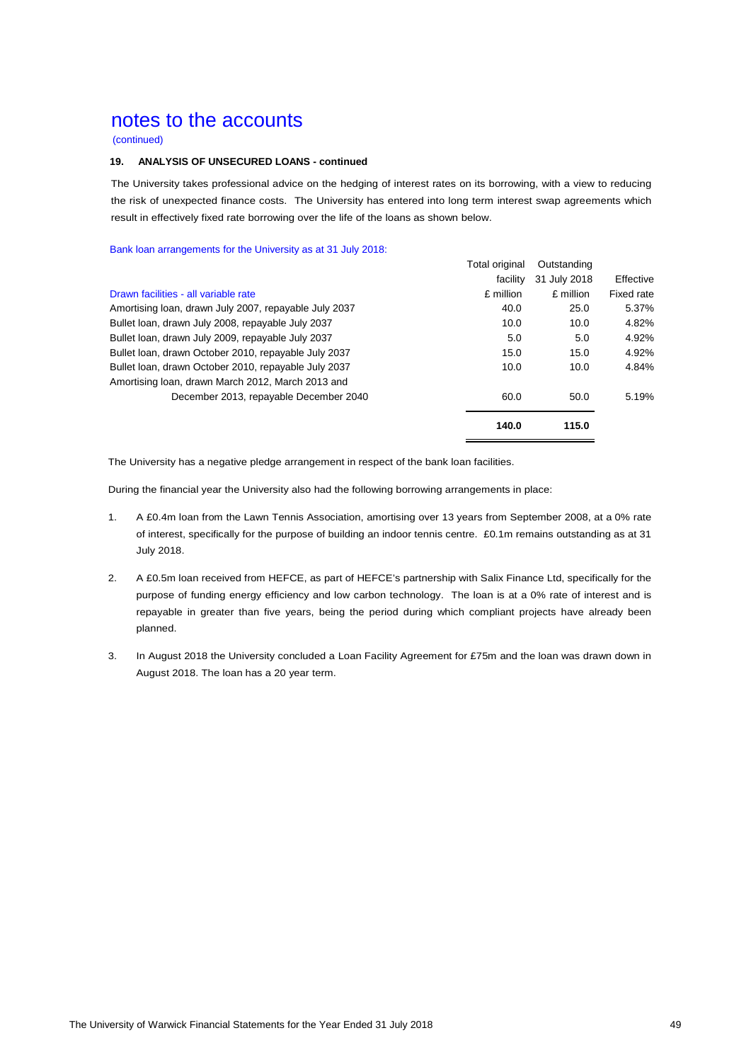# notes to the accounts

(continued)

### 19. ANALYSIS OF UNSECURED LOANS - continued

The University takes professional advice on the hedging of interest rates on its borrowing, with a view to reducing the risk of unexpected finance costs. The University has entered into long term interest swap agreements which result in effectively fixed rate borrowing over the life of the loans as shown below.

Bank loan arrangements for the University as at 31 July 2018:

| Drawn facilities - all variable rate | Total original facility £ million | Outstanding 31 July 2018 £ million | Effective Fixed rate |
|---|---|---|---|
| Amortising loan, drawn July 2007, repayable July 2037 | 40.0 | 25.0 | 5.37% |
| Bullet loan, drawn July 2008, repayable July 2037 | 10.0 | 10.0 | 4.82% |
| Bullet loan, drawn July 2009, repayable July 2037 | 5.0 | 5.0 | 4.92% |
| Bullet loan, drawn October 2010, repayable July 2037 | 15.0 | 15.0 | 4.92% |
| Bullet loan, drawn October 2010, repayable July 2037 | 10.0 | 10.0 | 4.84% |
| Amortising loan, drawn March 2012, March 2013 and December 2013, repayable December 2040 | 60.0 | 50.0 | 5.19% |
| | **140.0** | **115.0** | |

The University has a negative pledge arrangement in respect of the bank loan facilities.

During the financial year the University also had the following borrowing arrangements in place:

1. A £0.4m loan from the Lawn Tennis Association, amortising over 13 years from September 2008, at a 0% rate of interest, specifically for the purpose of building an indoor tennis centre. £0.1m remains outstanding as at 31 July 2018.

2. A £0.5m loan received from HEFCE, as part of HEFCE's partnership with Salix Finance Ltd, specifically for the purpose of funding energy efficiency and low carbon technology. The loan is at a 0% rate of interest and is repayable in greater than five years, being the period during which compliant projects have already been planned.

3. In August 2018 the University concluded a Loan Facility Agreement for £75m and the loan was drawn down in August 2018. The loan has a 20 year term.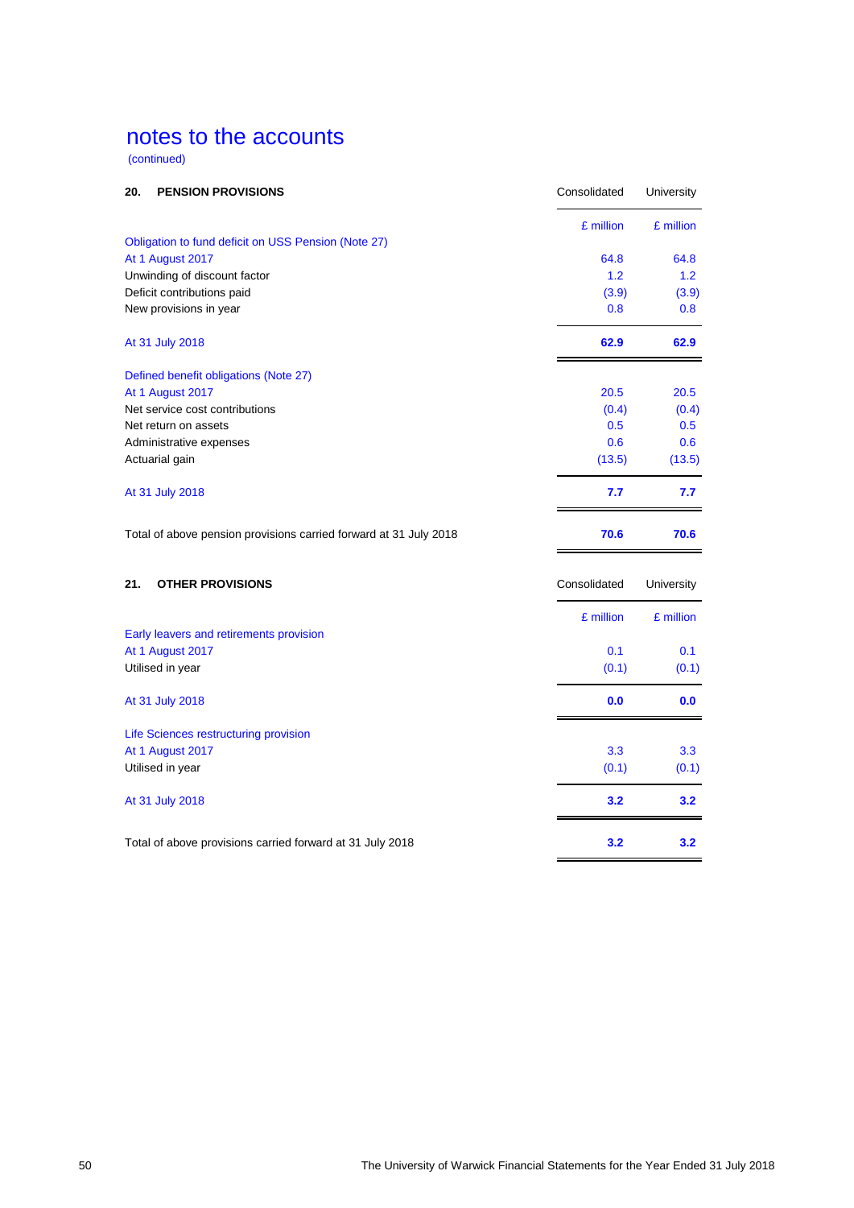# notes to the accounts

(continued)

## 20. PENSION PROVISIONS

| | Consolidated | University |
|---|---|---|
| | £ million | £ million |
| Obligation to fund deficit on USS Pension (Note 27) | | |
| At 1 August 2017 | 64.8 | 64.8 |
| Unwinding of discount factor | 1.2 | 1.2 |
| Deficit contributions paid | (3.9) | (3.9) |
| New provisions in year | 0.8 | 0.8 |
| At 31 July 2018 | **62.9** | **62.9** |
| Defined benefit obligations (Note 27) | | |
| At 1 August 2017 | 20.5 | 20.5 |
| Net service cost contributions | (0.4) | (0.4) |
| Net return on assets | 0.5 | 0.5 |
| Administrative expenses | 0.6 | 0.6 |
| Actuarial gain | (13.5) | (13.5) |
| At 31 July 2018 | **7.7** | **7.7** |
| Total of above pension provisions carried forward at 31 July 2018 | **70.6** | **70.6** |

## 21. OTHER PROVISIONS

| | Consolidated | University |
|---|---|---|
| | £ million | £ million |
| Early leavers and retirements provision | | |
| At 1 August 2017 | 0.1 | 0.1 |
| Utilised in year | (0.1) | (0.1) |
| At 31 July 2018 | **0.0** | **0.0** |
| Life Sciences restructuring provision | | |
| At 1 August 2017 | 3.3 | 3.3 |
| Utilised in year | (0.1) | (0.1) |
| At 31 July 2018 | **3.2** | **3.2** |
| Total of above provisions carried forward at 31 July 2018 | **3.2** | **3.2** |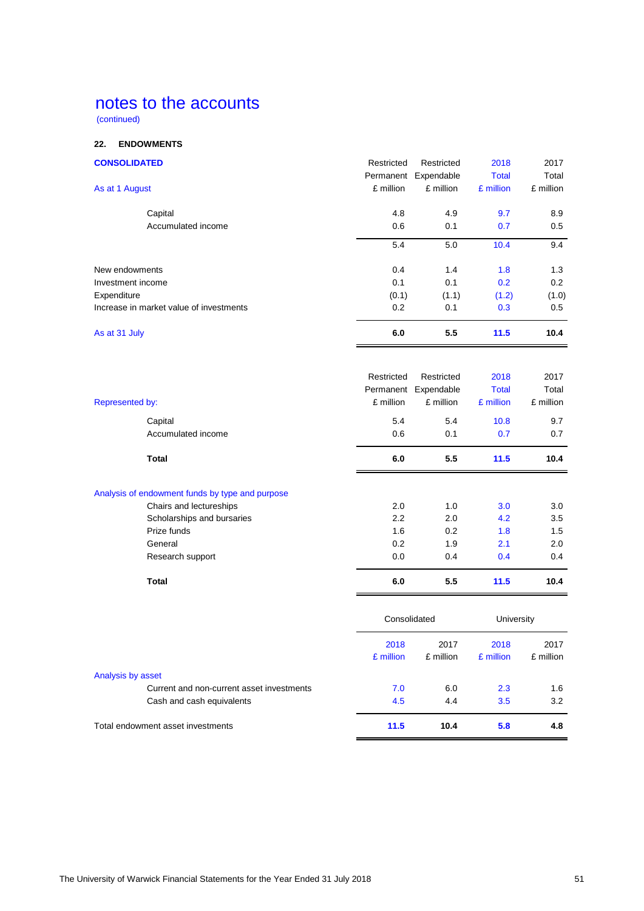# notes to the accounts

(continued)

## 22. ENDOWMENTS

| CONSOLIDATED | Restricted Permanent | Restricted Expendable | 2018 Total | 2017 Total |
|---|---|---|---|---|
| As at 1 August | £ million | £ million | £ million | £ million |
| Capital | 4.8 | 4.9 | 9.7 | 8.9 |
| Accumulated income | 0.6 | 0.1 | 0.7 | 0.5 |
| | 5.4 | 5.0 | 10.4 | 9.4 |
| New endowments | 0.4 | 1.4 | 1.8 | 1.3 |
| Investment income | 0.1 | 0.1 | 0.2 | 0.2 |
| Expenditure | (0.1) | (1.1) | (1.2) | (1.0) |
| Increase in market value of investments | 0.2 | 0.1 | 0.3 | 0.5 |
| As at 31 July | **6.0** | **5.5** | **11.5** | **10.4** |

| Represented by: | Restricted Permanent £ million | Restricted Expendable £ million | 2018 Total £ million | 2017 Total £ million |
|---|---|---|---|---|
| Capital | 5.4 | 5.4 | 10.8 | 9.7 |
| Accumulated income | 0.6 | 0.1 | 0.7 | 0.7 |
| **Total** | **6.0** | **5.5** | **11.5** | **10.4** |
| **Analysis of endowment funds by type and purpose** | | | | |
| Chairs and lectureships | 2.0 | 1.0 | 3.0 | 3.0 |
| Scholarships and bursaries | 2.2 | 2.0 | 4.2 | 3.5 |
| Prize funds | 1.6 | 0.2 | 1.8 | 1.5 |
| General | 0.2 | 1.9 | 2.1 | 2.0 |
| Research support | 0.0 | 0.4 | 0.4 | 0.4 |
| **Total** | **6.0** | **5.5** | **11.5** | **10.4** |

| | Consolidated | | University | |
|---|---|---|---|---|
| | 2018 £ million | 2017 £ million | 2018 £ million | 2017 £ million |
| **Analysis by asset** | | | | |
| Current and non-current asset investments | 7.0 | 6.0 | 2.3 | 1.6 |
| Cash and cash equivalents | 4.5 | 4.4 | 3.5 | 3.2 |
| Total endowment asset investments | **11.5** | **10.4** | **5.8** | **4.8** |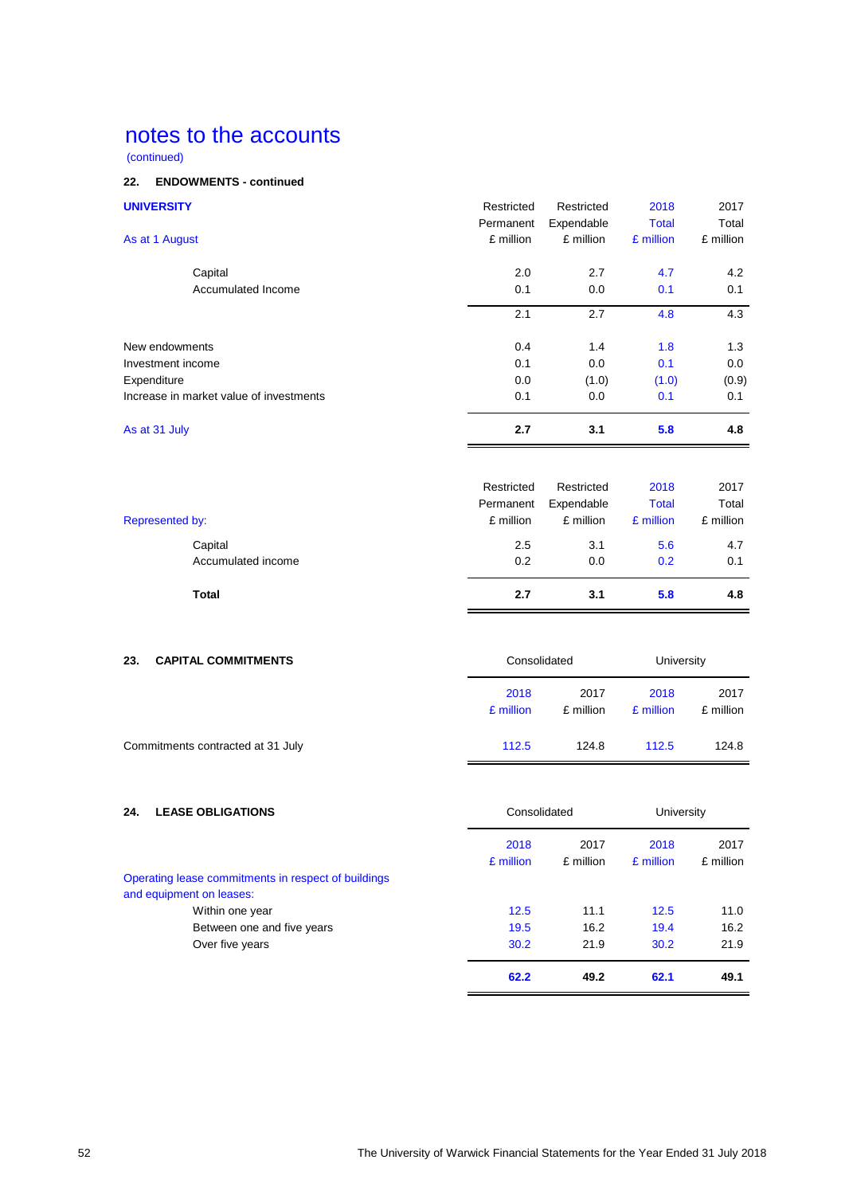# notes to the accounts

(continued)

### 22. ENDOWMENTS - continued

| UNIVERSITY | Restricted Permanent | Restricted Expendable | 2018 Total | 2017 Total |
|---|---|---|---|---|
| As at 1 August | £ million | £ million | £ million | £ million |
| Capital | 2.0 | 2.7 | 4.7 | 4.2 |
| Accumulated Income | 0.1 | 0.0 | 0.1 | 0.1 |
| | 2.1 | 2.7 | 4.8 | 4.3 |
| New endowments | 0.4 | 1.4 | 1.8 | 1.3 |
| Investment income | 0.1 | 0.0 | 0.1 | 0.0 |
| Expenditure | 0.0 | (1.0) | (1.0) | (0.9) |
| Increase in market value of investments | 0.1 | 0.0 | 0.1 | 0.1 |
| As at 31 July | **2.7** | **3.1** | **5.8** | **4.8** |

| Represented by: | Restricted Permanent £ million | Restricted Expendable £ million | 2018 Total £ million | 2017 Total £ million |
|---|---|---|---|---|
| Capital | 2.5 | 3.1 | 5.6 | 4.7 |
| Accumulated income | 0.2 | 0.0 | 0.2 | 0.1 |
| **Total** | **2.7** | **3.1** | **5.8** | **4.8** |

### 23. CAPITAL COMMITMENTS

| | Consolidated | | University | |
|---|---|---|---|---|
| | 2018 £ million | 2017 £ million | 2018 £ million | 2017 £ million |
| Commitments contracted at 31 July | 112.5 | 124.8 | 112.5 | 124.8 |

### 24. LEASE OBLIGATIONS

| | Consolidated | | University | |
|---|---|---|---|---|
| | 2018 £ million | 2017 £ million | 2018 £ million | 2017 £ million |
| Operating lease commitments in respect of buildings and equipment on leases: | | | | |
| Within one year | 12.5 | 11.1 | 12.5 | 11.0 |
| Between one and five years | 19.5 | 16.2 | 19.4 | 16.2 |
| Over five years | 30.2 | 21.9 | 30.2 | 21.9 |
| | **62.2** | **49.2** | **62.1** | **49.1** |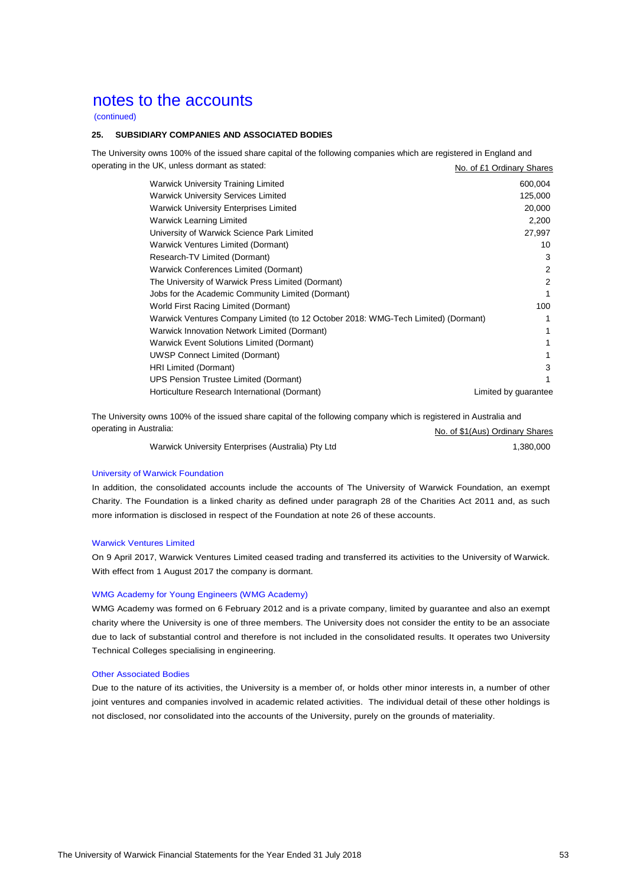# notes to the accounts

(continued)

## 25. SUBSIDIARY COMPANIES AND ASSOCIATED BODIES

The University owns 100% of the issued share capital of the following companies which are registered in England and operating in the UK, unless dormant as stated:

| | No. of £1 Ordinary Shares |
|---|---|
| Warwick University Training Limited | 600,004 |
| Warwick University Services Limited | 125,000 |
| Warwick University Enterprises Limited | 20,000 |
| Warwick Learning Limited | 2,200 |
| University of Warwick Science Park Limited | 27,997 |
| Warwick Ventures Limited (Dormant) | 10 |
| Research-TV Limited (Dormant) | 3 |
| Warwick Conferences Limited (Dormant) | 2 |
| The University of Warwick Press Limited (Dormant) | 2 |
| Jobs for the Academic Community Limited (Dormant) | 1 |
| World First Racing Limited (Dormant) | 100 |
| Warwick Ventures Company Limited (to 12 October 2018: WMG-Tech Limited) (Dormant) | 1 |
| Warwick Innovation Network Limited (Dormant) | 1 |
| Warwick Event Solutions Limited (Dormant) | 1 |
| UWSP Connect Limited (Dormant) | 1 |
| HRI Limited (Dormant) | 3 |
| UPS Pension Trustee Limited (Dormant) | 1 |
| Horticulture Research International (Dormant) | Limited by guarantee |

The University owns 100% of the issued share capital of the following company which is registered in Australia and operating in Australia:

| | No. of $1(Aus) Ordinary Shares |
|---|---|
| Warwick University Enterprises (Australia) Pty Ltd | 1,380,000 |

### University of Warwick Foundation

In addition, the consolidated accounts include the accounts of The University of Warwick Foundation, an exempt Charity. The Foundation is a linked charity as defined under paragraph 28 of the Charities Act 2011 and, as such more information is disclosed in respect of the Foundation at note 26 of these accounts.

### Warwick Ventures Limited

On 9 April 2017, Warwick Ventures Limited ceased trading and transferred its activities to the University of Warwick. With effect from 1 August 2017 the company is dormant.

### WMG Academy for Young Engineers (WMG Academy)

WMG Academy was formed on 6 February 2012 and is a private company, limited by guarantee and also an exempt charity where the University is one of three members. The University does not consider the entity to be an associate due to lack of substantial control and therefore is not included in the consolidated results. It operates two University Technical Colleges specialising in engineering.

### Other Associated Bodies

Due to the nature of its activities, the University is a member of, or holds other minor interests in, a number of other joint ventures and companies involved in academic related activities. The individual detail of these other holdings is not disclosed, nor consolidated into the accounts of the University, purely on the grounds of materiality.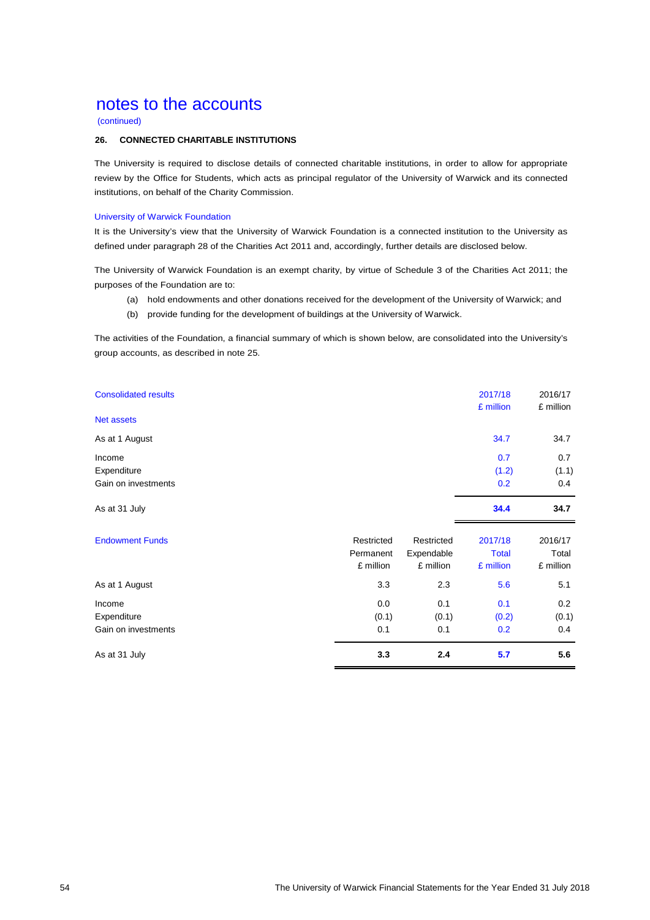# notes to the accounts

(continued)

### 26. CONNECTED CHARITABLE INSTITUTIONS

The University is required to disclose details of connected charitable institutions, in order to allow for appropriate review by the Office for Students, which acts as principal regulator of the University of Warwick and its connected institutions, on behalf of the Charity Commission.

#### University of Warwick Foundation

It is the University's view that the University of Warwick Foundation is a connected institution to the University as defined under paragraph 28 of the Charities Act 2011 and, accordingly, further details are disclosed below.

The University of Warwick Foundation is an exempt charity, by virtue of Schedule 3 of the Charities Act 2011; the purposes of the Foundation are to:

(a) hold endowments and other donations received for the development of the University of Warwick; and

(b) provide funding for the development of buildings at the University of Warwick.

The activities of the Foundation, a financial summary of which is shown below, are consolidated into the University's group accounts, as described in note 25.

| Consolidated results | 2017/18 £ million | 2016/17 £ million |
|---|---|---|
| **Net assets** | | |
| As at 1 August | 34.7 | 34.7 |
| Income | 0.7 | 0.7 |
| Expenditure | (1.2) | (1.1) |
| Gain on investments | 0.2 | 0.4 |
| As at 31 July | **34.4** | **34.7** |

| Endowment Funds | Restricted Permanent £ million | Restricted Expendable £ million | 2017/18 Total £ million | 2016/17 Total £ million |
|---|---|---|---|---|
| As at 1 August | 3.3 | 2.3 | 5.6 | 5.1 |
| Income | 0.0 | 0.1 | 0.1 | 0.2 |
| Expenditure | (0.1) | (0.1) | (0.2) | (0.1) |
| Gain on investments | 0.1 | 0.1 | 0.2 | 0.4 |
| As at 31 July | **3.3** | **2.4** | **5.7** | **5.6** |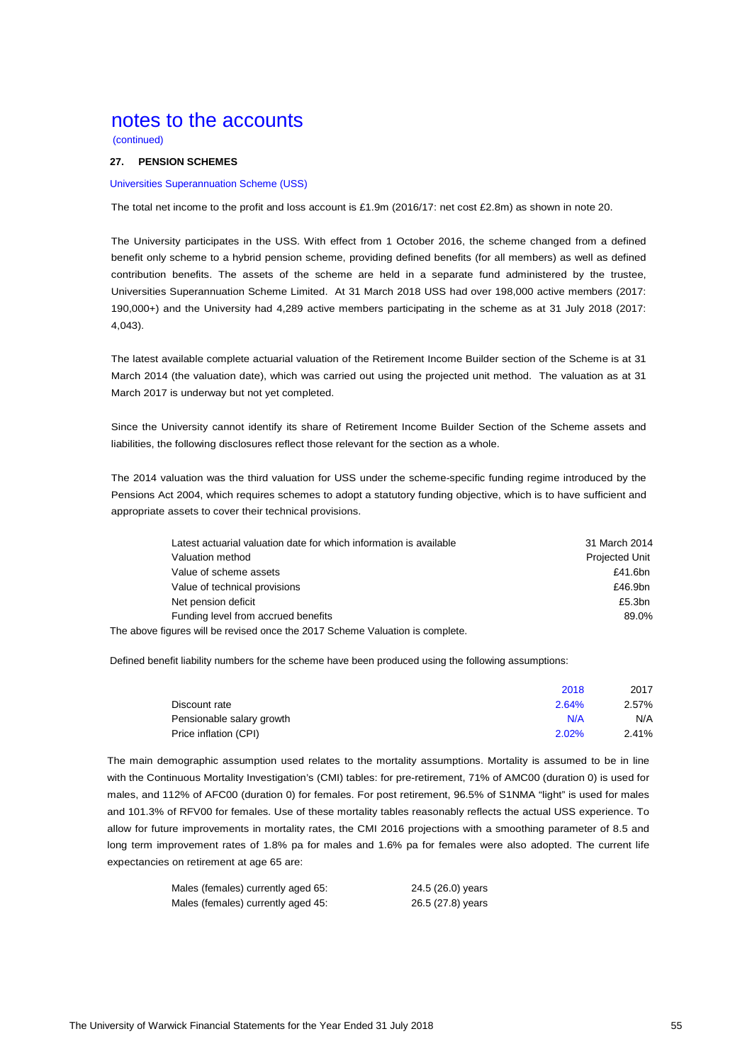# notes to the accounts

(continued)

**27. PENSION SCHEMES**

Universities Superannuation Scheme (USS)

The total net income to the profit and loss account is £1.9m (2016/17: net cost £2.8m) as shown in note 20.

The University participates in the USS. With effect from 1 October 2016, the scheme changed from a defined benefit only scheme to a hybrid pension scheme, providing defined benefits (for all members) as well as defined contribution benefits. The assets of the scheme are held in a separate fund administered by the trustee, Universities Superannuation Scheme Limited. At 31 March 2018 USS had over 198,000 active members (2017: 190,000+) and the University had 4,289 active members participating in the scheme as at 31 July 2018 (2017: 4,043).

The latest available complete actuarial valuation of the Retirement Income Builder section of the Scheme is at 31 March 2014 (the valuation date), which was carried out using the projected unit method. The valuation as at 31 March 2017 is underway but not yet completed.

Since the University cannot identify its share of Retirement Income Builder Section of the Scheme assets and liabilities, the following disclosures reflect those relevant for the section as a whole.

The 2014 valuation was the third valuation for USS under the scheme-specific funding regime introduced by the Pensions Act 2004, which requires schemes to adopt a statutory funding objective, which is to have sufficient and appropriate assets to cover their technical provisions.

| | |
|---|---|
| Latest actuarial valuation date for which information is available | 31 March 2014 |
| Valuation method | Projected Unit |
| Value of scheme assets | £41.6bn |
| Value of technical provisions | £46.9bn |
| Net pension deficit | £5.3bn |
| Funding level from accrued benefits | 89.0% |

The above figures will be revised once the 2017 Scheme Valuation is complete.

Defined benefit liability numbers for the scheme have been produced using the following assumptions:

| | 2018 | 2017 |
|---|---|---|
| Discount rate | 2.64% | 2.57% |
| Pensionable salary growth | N/A | N/A |
| Price inflation (CPI) | 2.02% | 2.41% |

The main demographic assumption used relates to the mortality assumptions. Mortality is assumed to be in line with the Continuous Mortality Investigation's (CMI) tables: for pre-retirement, 71% of AMC00 (duration 0) is used for males, and 112% of AFC00 (duration 0) for females. For post retirement, 96.5% of S1NMA "light" is used for males and 101.3% of RFV00 for females. Use of these mortality tables reasonably reflects the actual USS experience. To allow for future improvements in mortality rates, the CMI 2016 projections with a smoothing parameter of 8.5 and long term improvement rates of 1.8% pa for males and 1.6% pa for females were also adopted. The current life expectancies on retirement at age 65 are:

| | |
|---|---|
| Males (females) currently aged 65: | 24.5 (26.0) years |
| Males (females) currently aged 45: | 26.5 (27.8) years |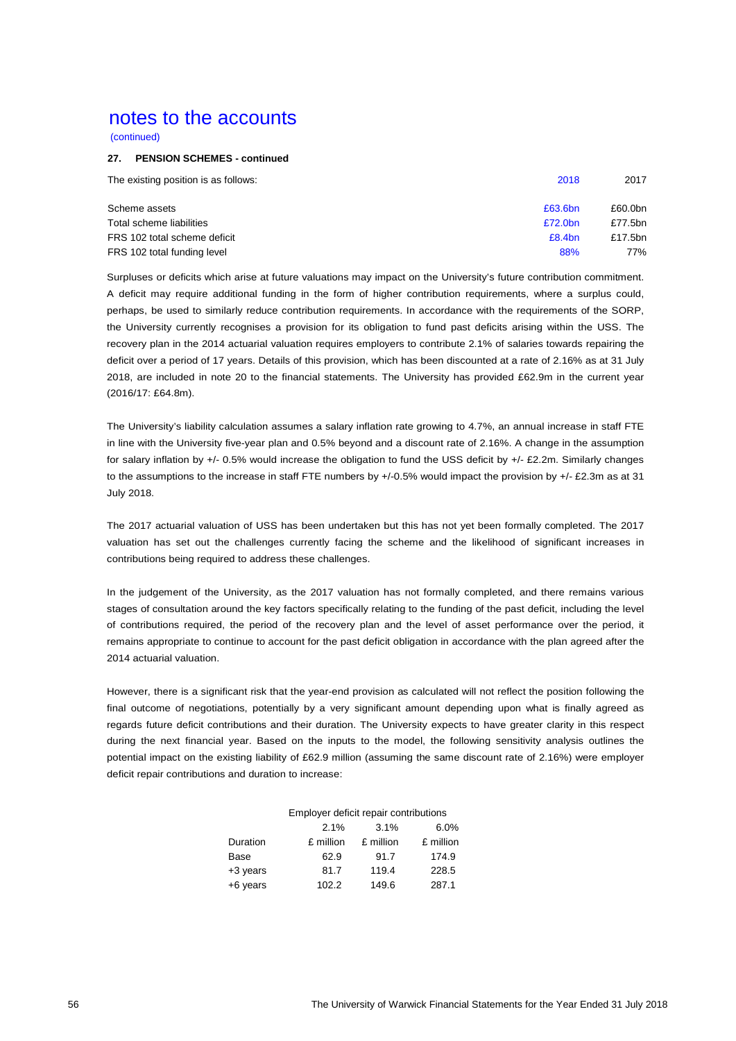# notes to the accounts

(continued)

### 27. PENSION SCHEMES - continued

| The existing position is as follows: | 2018 | 2017 |
|---|---|---|
| Scheme assets | £63.6bn | £60.0bn |
| Total scheme liabilities | £72.0bn | £77.5bn |
| FRS 102 total scheme deficit | £8.4bn | £17.5bn |
| FRS 102 total funding level | 88% | 77% |

Surpluses or deficits which arise at future valuations may impact on the University's future contribution commitment. A deficit may require additional funding in the form of higher contribution requirements, where a surplus could, perhaps, be used to similarly reduce contribution requirements. In accordance with the requirements of the SORP, the University currently recognises a provision for its obligation to fund past deficits arising within the USS. The recovery plan in the 2014 actuarial valuation requires employers to contribute 2.1% of salaries towards repairing the deficit over a period of 17 years. Details of this provision, which has been discounted at a rate of 2.16% as at 31 July 2018, are included in note 20 to the financial statements. The University has provided £62.9m in the current year (2016/17: £64.8m).

The University's liability calculation assumes a salary inflation rate growing to 4.7%, an annual increase in staff FTE in line with the University five-year plan and 0.5% beyond and a discount rate of 2.16%. A change in the assumption for salary inflation by +/- 0.5% would increase the obligation to fund the USS deficit by +/- £2.2m. Similarly changes to the assumptions to the increase in staff FTE numbers by +/-0.5% would impact the provision by +/- £2.3m as at 31 July 2018.

The 2017 actuarial valuation of USS has been undertaken but this has not yet been formally completed. The 2017 valuation has set out the challenges currently facing the scheme and the likelihood of significant increases in contributions being required to address these challenges.

In the judgement of the University, as the 2017 valuation has not formally completed, and there remains various stages of consultation around the key factors specifically relating to the funding of the past deficit, including the level of contributions required, the period of the recovery plan and the level of asset performance over the period, it remains appropriate to continue to account for the past deficit obligation in accordance with the plan agreed after the 2014 actuarial valuation.

However, there is a significant risk that the year-end provision as calculated will not reflect the position following the final outcome of negotiations, potentially by a very significant amount depending upon what is finally agreed as regards future deficit contributions and their duration. The University expects to have greater clarity in this respect during the next financial year. Based on the inputs to the model, the following sensitivity analysis outlines the potential impact on the existing liability of £62.9 million (assuming the same discount rate of 2.16%) were employer deficit repair contributions and duration to increase:

| | Employer deficit repair contributions | | |
|---|---|---|---|
| | 2.1% | 3.1% | 6.0% |
| Duration | £ million | £ million | £ million |
| Base | 62.9 | 91.7 | 174.9 |
| +3 years | 81.7 | 119.4 | 228.5 |
| +6 years | 102.2 | 149.6 | 287.1 |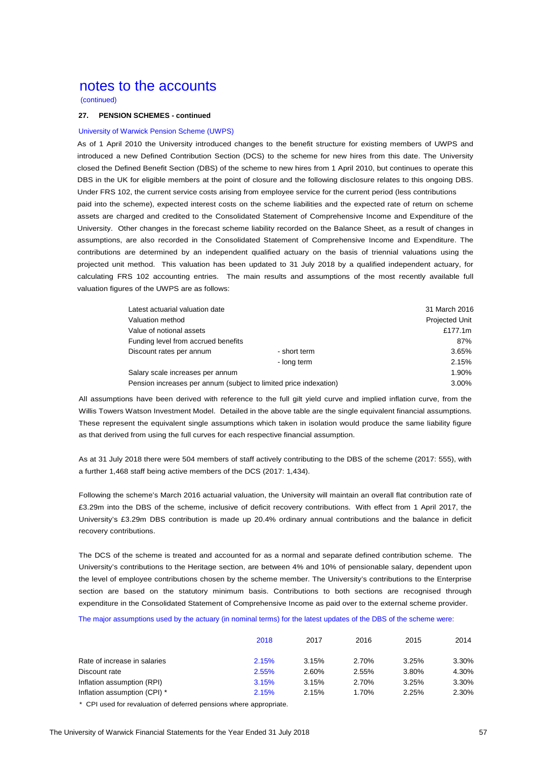# notes to the accounts

(continued)

### 27. PENSION SCHEMES - continued

#### University of Warwick Pension Scheme (UWPS)

As of 1 April 2010 the University introduced changes to the benefit structure for existing members of UWPS and introduced a new Defined Contribution Section (DCS) to the scheme for new hires from this date. The University closed the Defined Benefit Section (DBS) of the scheme to new hires from 1 April 2010, but continues to operate this DBS in the UK for eligible members at the point of closure and the following disclosure relates to this ongoing DBS. Under FRS 102, the current service costs arising from employee service for the current period (less contributions paid into the scheme), expected interest costs on the scheme liabilities and the expected rate of return on scheme assets are charged and credited to the Consolidated Statement of Comprehensive Income and Expenditure of the University. Other changes in the forecast scheme liability recorded on the Balance Sheet, as a result of changes in assumptions, are also recorded in the Consolidated Statement of Comprehensive Income and Expenditure. The contributions are determined by an independent qualified actuary on the basis of triennial valuations using the projected unit method. This valuation has been updated to 31 July 2018 by a qualified independent actuary, for calculating FRS 102 accounting entries. The main results and assumptions of the most recently available full valuation figures of the UWPS are as follows:

| | | |
|---|---|---|
| Latest actuarial valuation date | | 31 March 2016 |
| Valuation method | | Projected Unit |
| Value of notional assets | | £177.1m |
| Funding level from accrued benefits | | 87% |
| Discount rates per annum | - short term | 3.65% |
| | - long term | 2.15% |
| Salary scale increases per annum | | 1.90% |
| Pension increases per annum (subject to limited price indexation) | | 3.00% |

All assumptions have been derived with reference to the full gilt yield curve and implied inflation curve, from the Willis Towers Watson Investment Model. Detailed in the above table are the single equivalent financial assumptions. These represent the equivalent single assumptions which taken in isolation would produce the same liability figure as that derived from using the full curves for each respective financial assumption.

As at 31 July 2018 there were 504 members of staff actively contributing to the DBS of the scheme (2017: 555), with a further 1,468 staff being active members of the DCS (2017: 1,434).

Following the scheme's March 2016 actuarial valuation, the University will maintain an overall flat contribution rate of £3.29m into the DBS of the scheme, inclusive of deficit recovery contributions. With effect from 1 April 2017, the University's £3.29m DBS contribution is made up 20.4% ordinary annual contributions and the balance in deficit recovery contributions.

The DCS of the scheme is treated and accounted for as a normal and separate defined contribution scheme. The University's contributions to the Heritage section, are between 4% and 10% of pensionable salary, dependent upon the level of employee contributions chosen by the scheme member. The University's contributions to the Enterprise section are based on the statutory minimum basis. Contributions to both sections are recognised through expenditure in the Consolidated Statement of Comprehensive Income as paid over to the external scheme provider.

The major assumptions used by the actuary (in nominal terms) for the latest updates of the DBS of the scheme were:

| | 2018 | 2017 | 2016 | 2015 | 2014 |
|---|---|---|---|---|---|
| Rate of increase in salaries | 2.15% | 3.15% | 2.70% | 3.25% | 3.30% |
| Discount rate | 2.55% | 2.60% | 2.55% | 3.80% | 4.30% |
| Inflation assumption (RPI) | 3.15% | 3.15% | 2.70% | 3.25% | 3.30% |
| Inflation assumption (CPI) * | 2.15% | 2.15% | 1.70% | 2.25% | 2.30% |

\* CPI used for revaluation of deferred pensions where appropriate.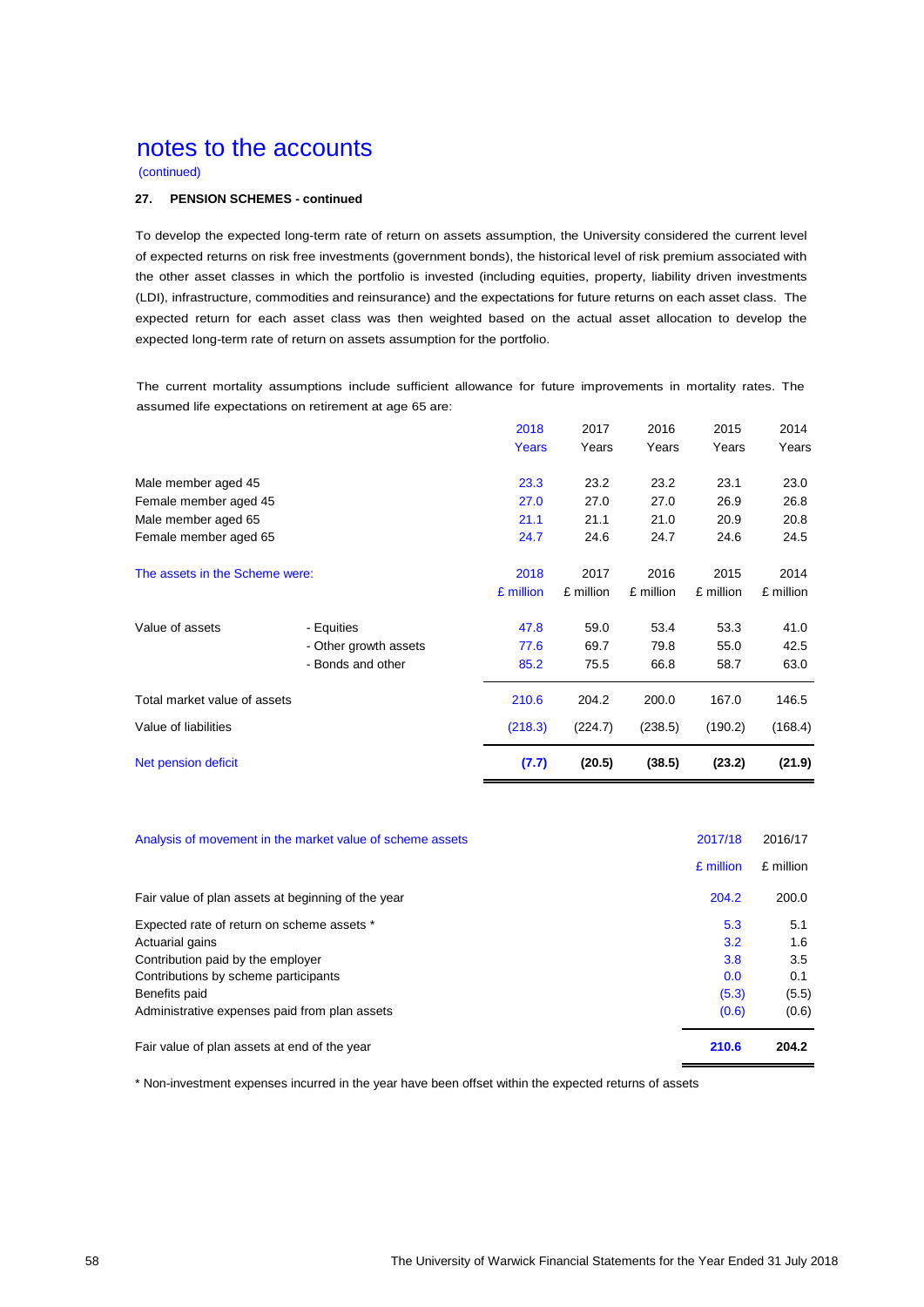# notes to the accounts

(continued)

**27. PENSION SCHEMES - continued**

To develop the expected long-term rate of return on assets assumption, the University considered the current level of expected returns on risk free investments (government bonds), the historical level of risk premium associated with the other asset classes in which the portfolio is invested (including equities, property, liability driven investments (LDI), infrastructure, commodities and reinsurance) and the expectations for future returns on each asset class. The expected return for each asset class was then weighted based on the actual asset allocation to develop the expected long-term rate of return on assets assumption for the portfolio.

The current mortality assumptions include sufficient allowance for future improvements in mortality rates. The assumed life expectations on retirement at age 65 are:

| | 2018 Years | 2017 Years | 2016 Years | 2015 Years | 2014 Years |
|---|---|---|---|---|---|
| Male member aged 45 | 23.3 | 23.2 | 23.2 | 23.1 | 23.0 |
| Female member aged 45 | 27.0 | 27.0 | 27.0 | 26.9 | 26.8 |
| Male member aged 65 | 21.1 | 21.1 | 21.0 | 20.9 | 20.8 |
| Female member aged 65 | 24.7 | 24.6 | 24.7 | 24.6 | 24.5 |

| The assets in the Scheme were: | | 2018 £ million | 2017 £ million | 2016 £ million | 2015 £ million | 2014 £ million |
|---|---|---|---|---|---|---|
| Value of assets | - Equities | 47.8 | 59.0 | 53.4 | 53.3 | 41.0 |
| | - Other growth assets | 77.6 | 69.7 | 79.8 | 55.0 | 42.5 |
| | - Bonds and other | 85.2 | 75.5 | 66.8 | 58.7 | 63.0 |
| Total market value of assets | | 210.6 | 204.2 | 200.0 | 167.0 | 146.5 |
| Value of liabilities | | (218.3) | (224.7) | (238.5) | (190.2) | (168.4) |
| Net pension deficit | | **(7.7)** | **(20.5)** | **(38.5)** | **(23.2)** | **(21.9)** |

| Analysis of movement in the market value of scheme assets | 2017/18 £ million | 2016/17 £ million |
|---|---|---|
| Fair value of plan assets at beginning of the year | 204.2 | 200.0 |
| Expected rate of return on scheme assets * | 5.3 | 5.1 |
| Actuarial gains | 3.2 | 1.6 |
| Contribution paid by the employer | 3.8 | 3.5 |
| Contributions by scheme participants | 0.0 | 0.1 |
| Benefits paid | (5.3) | (5.5) |
| Administrative expenses paid from plan assets | (0.6) | (0.6) |
| Fair value of plan assets at end of the year | **210.6** | **204.2** |

* Non-investment expenses incurred in the year have been offset within the expected returns of assets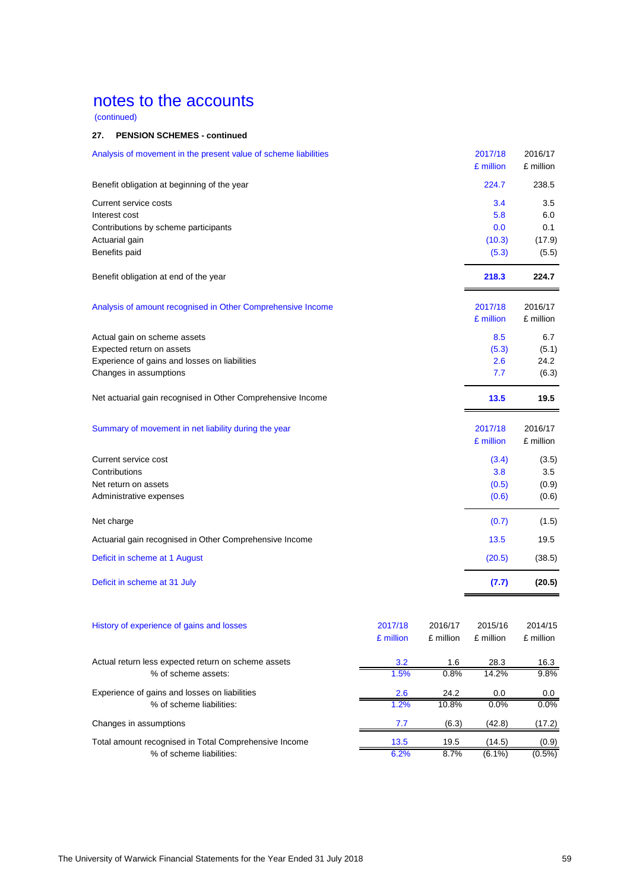# notes to the accounts

(continued)

### 27. PENSION SCHEMES - continued

| Analysis of movement in the present value of scheme liabilities | 2017/18 £ million | 2016/17 £ million |
|---|---|---|
| Benefit obligation at beginning of the year | 224.7 | 238.5 |
| Current service costs | 3.4 | 3.5 |
| Interest cost | 5.8 | 6.0 |
| Contributions by scheme participants | 0.0 | 0.1 |
| Actuarial gain | (10.3) | (17.9) |
| Benefits paid | (5.3) | (5.5) |
| Benefit obligation at end of the year | **218.3** | **224.7** |

| Analysis of amount recognised in Other Comprehensive Income | 2017/18 £ million | 2016/17 £ million |
|---|---|---|
| Actual gain on scheme assets | 8.5 | 6.7 |
| Expected return on assets | (5.3) | (5.1) |
| Experience of gains and losses on liabilities | 2.6 | 24.2 |
| Changes in assumptions | 7.7 | (6.3) |
| Net actuarial gain recognised in Other Comprehensive Income | **13.5** | **19.5** |

| Summary of movement in net liability during the year | 2017/18 £ million | 2016/17 £ million |
|---|---|---|
| Current service cost | (3.4) | (3.5) |
| Contributions | 3.8 | 3.5 |
| Net return on assets | (0.5) | (0.9) |
| Administrative expenses | (0.6) | (0.6) |
| Net charge | (0.7) | (1.5) |
| Actuarial gain recognised in Other Comprehensive Income | 13.5 | 19.5 |
| Deficit in scheme at 1 August | (20.5) | (38.5) |
| Deficit in scheme at 31 July | **(7.7)** | **(20.5)** |

| History of experience of gains and losses | 2017/18 £ million | 2016/17 £ million | 2015/16 £ million | 2014/15 £ million |
|---|---|---|---|---|
| Actual return less expected return on scheme assets | 3.2 | 1.6 | 28.3 | 16.3 |
| % of scheme assets: | 1.5% | 0.8% | 14.2% | 9.8% |
| Experience of gains and losses on liabilities | 2.6 | 24.2 | 0.0 | 0.0 |
| % of scheme liabilities: | 1.2% | 10.8% | 0.0% | 0.0% |
| Changes in assumptions | 7.7 | (6.3) | (42.8) | (17.2) |
| Total amount recognised in Total Comprehensive Income | 13.5 | 19.5 | (14.5) | (0.9) |
| % of scheme liabilities: | 6.2% | 8.7% | (6.1%) | (0.5%) |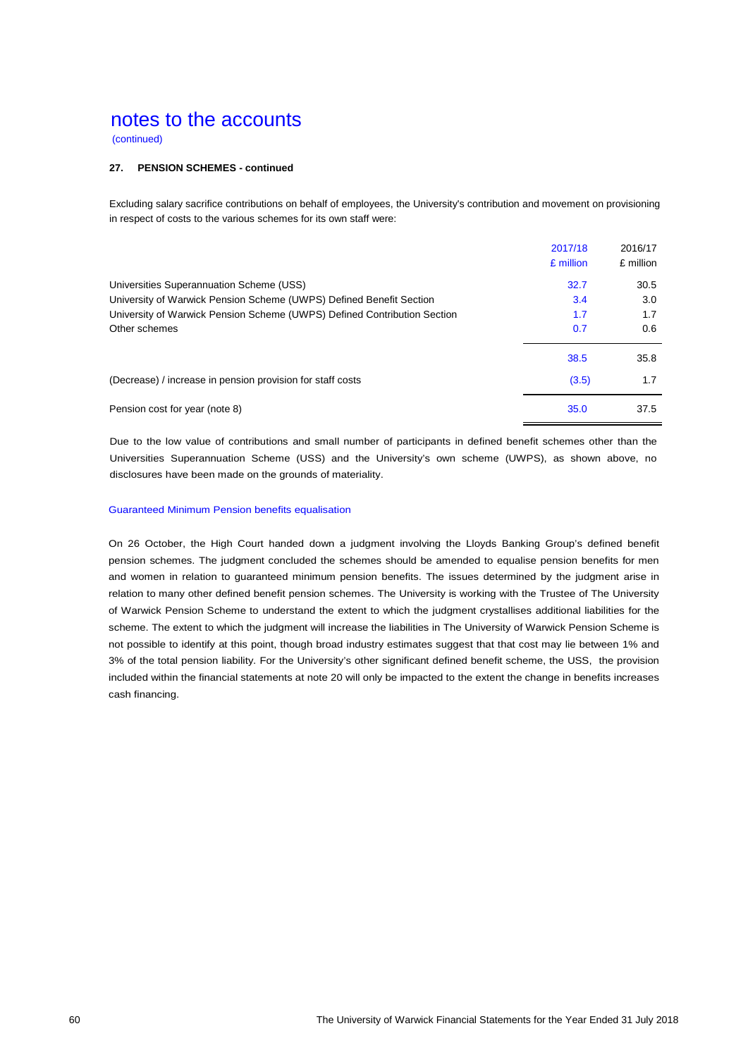# notes to the accounts

(continued)

### 27. PENSION SCHEMES - continued

Excluding salary sacrifice contributions on behalf of employees, the University's contribution and movement on provisioning in respect of costs to the various schemes for its own staff were:

| | 2017/18 £ million | 2016/17 £ million |
|---|---|---|
| Universities Superannuation Scheme (USS) | 32.7 | 30.5 |
| University of Warwick Pension Scheme (UWPS) Defined Benefit Section | 3.4 | 3.0 |
| University of Warwick Pension Scheme (UWPS) Defined Contribution Section | 1.7 | 1.7 |
| Other schemes | 0.7 | 0.6 |
| | 38.5 | 35.8 |
| (Decrease) / increase in pension provision for staff costs | (3.5) | 1.7 |
| Pension cost for year (note 8) | 35.0 | 37.5 |

Due to the low value of contributions and small number of participants in defined benefit schemes other than the Universities Superannuation Scheme (USS) and the University's own scheme (UWPS), as shown above, no disclosures have been made on the grounds of materiality.

#### Guaranteed Minimum Pension benefits equalisation

On 26 October, the High Court handed down a judgment involving the Lloyds Banking Group's defined benefit pension schemes. The judgment concluded the schemes should be amended to equalise pension benefits for men and women in relation to guaranteed minimum pension benefits. The issues determined by the judgment arise in relation to many other defined benefit pension schemes. The University is working with the Trustee of The University of Warwick Pension Scheme to understand the extent to which the judgment crystallises additional liabilities for the scheme. The extent to which the judgment will increase the liabilities in The University of Warwick Pension Scheme is not possible to identify at this point, though broad industry estimates suggest that that cost may lie between 1% and 3% of the total pension liability. For the University's other significant defined benefit scheme, the USS, the provision included within the financial statements at note 20 will only be impacted to the extent the change in benefits increases cash financing.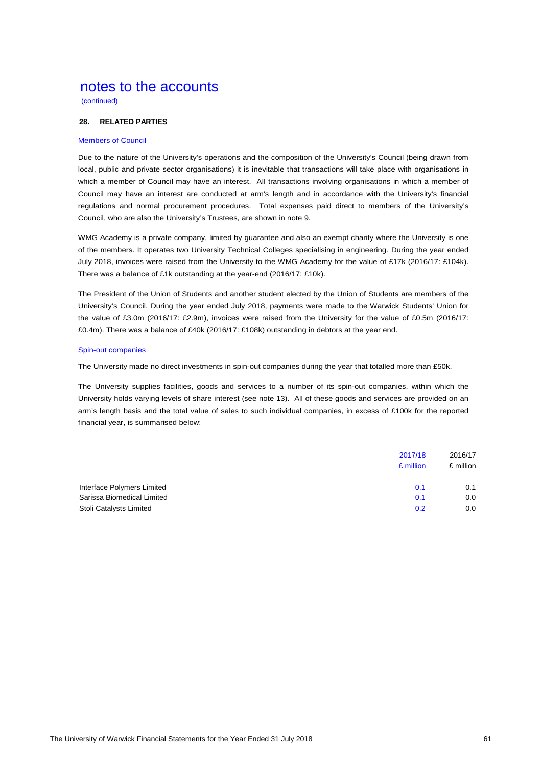# notes to the accounts

(continued)

## 28. RELATED PARTIES

### Members of Council

Due to the nature of the University's operations and the composition of the University's Council (being drawn from local, public and private sector organisations) it is inevitable that transactions will take place with organisations in which a member of Council may have an interest. All transactions involving organisations in which a member of Council may have an interest are conducted at arm's length and in accordance with the University's financial regulations and normal procurement procedures. Total expenses paid direct to members of the University's Council, who are also the University's Trustees, are shown in note 9.

WMG Academy is a private company, limited by guarantee and also an exempt charity where the University is one of the members. It operates two University Technical Colleges specialising in engineering. During the year ended July 2018, invoices were raised from the University to the WMG Academy for the value of £17k (2016/17: £104k). There was a balance of £1k outstanding at the year-end (2016/17: £10k).

The President of the Union of Students and another student elected by the Union of Students are members of the University's Council. During the year ended July 2018, payments were made to the Warwick Students' Union for the value of £3.0m (2016/17: £2.9m), invoices were raised from the University for the value of £0.5m (2016/17: £0.4m). There was a balance of £40k (2016/17: £108k) outstanding in debtors at the year end.

### Spin-out companies

The University made no direct investments in spin-out companies during the year that totalled more than £50k.

The University supplies facilities, goods and services to a number of its spin-out companies, within which the University holds varying levels of share interest (see note 13). All of these goods and services are provided on an arm's length basis and the total value of sales to such individual companies, in excess of £100k for the reported financial year, is summarised below:

| | 2017/18 £ million | 2016/17 £ million |
|---|---|---|
| Interface Polymers Limited | 0.1 | 0.1 |
| Sarissa Biomedical Limited | 0.1 | 0.0 |
| Stoli Catalysts Limited | 0.2 | 0.0 |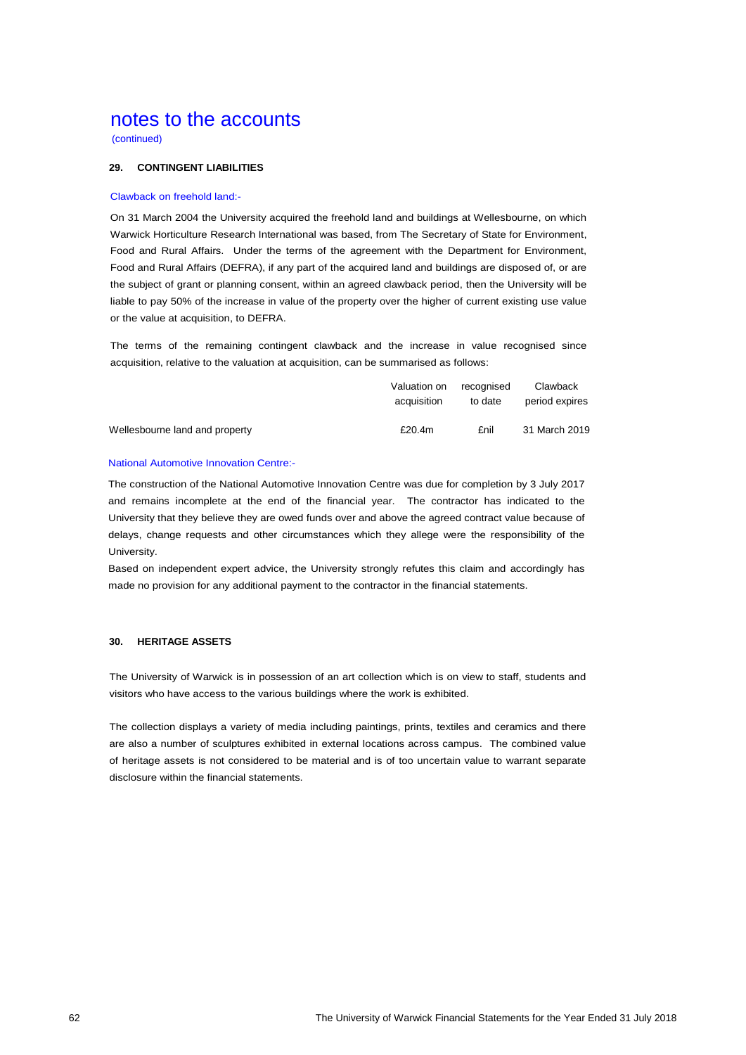# notes to the accounts

(continued)

### 29. CONTINGENT LIABILITIES

Clawback on freehold land:-

On 31 March 2004 the University acquired the freehold land and buildings at Wellesbourne, on which Warwick Horticulture Research International was based, from The Secretary of State for Environment, Food and Rural Affairs. Under the terms of the agreement with the Department for Environment, Food and Rural Affairs (DEFRA), if any part of the acquired land and buildings are disposed of, or are the subject of grant or planning consent, within an agreed clawback period, then the University will be liable to pay 50% of the increase in value of the property over the higher of current existing use value or the value at acquisition, to DEFRA.

The terms of the remaining contingent clawback and the increase in value recognised since acquisition, relative to the valuation at acquisition, can be summarised as follows:

| | Valuation on acquisition | recognised to date | Clawback period expires |
|---|---|---|---|
| Wellesbourne land and property | £20.4m | £nil | 31 March 2019 |

National Automotive Innovation Centre:-

The construction of the National Automotive Innovation Centre was due for completion by 3 July 2017 and remains incomplete at the end of the financial year. The contractor has indicated to the University that they believe they are owed funds over and above the agreed contract value because of delays, change requests and other circumstances which they allege were the responsibility of the University.

Based on independent expert advice, the University strongly refutes this claim and accordingly has made no provision for any additional payment to the contractor in the financial statements.

### 30. HERITAGE ASSETS

The University of Warwick is in possession of an art collection which is on view to staff, students and visitors who have access to the various buildings where the work is exhibited.

The collection displays a variety of media including paintings, prints, textiles and ceramics and there are also a number of sculptures exhibited in external locations across campus. The combined value of heritage assets is not considered to be material and is of too uncertain value to warrant separate disclosure within the financial statements.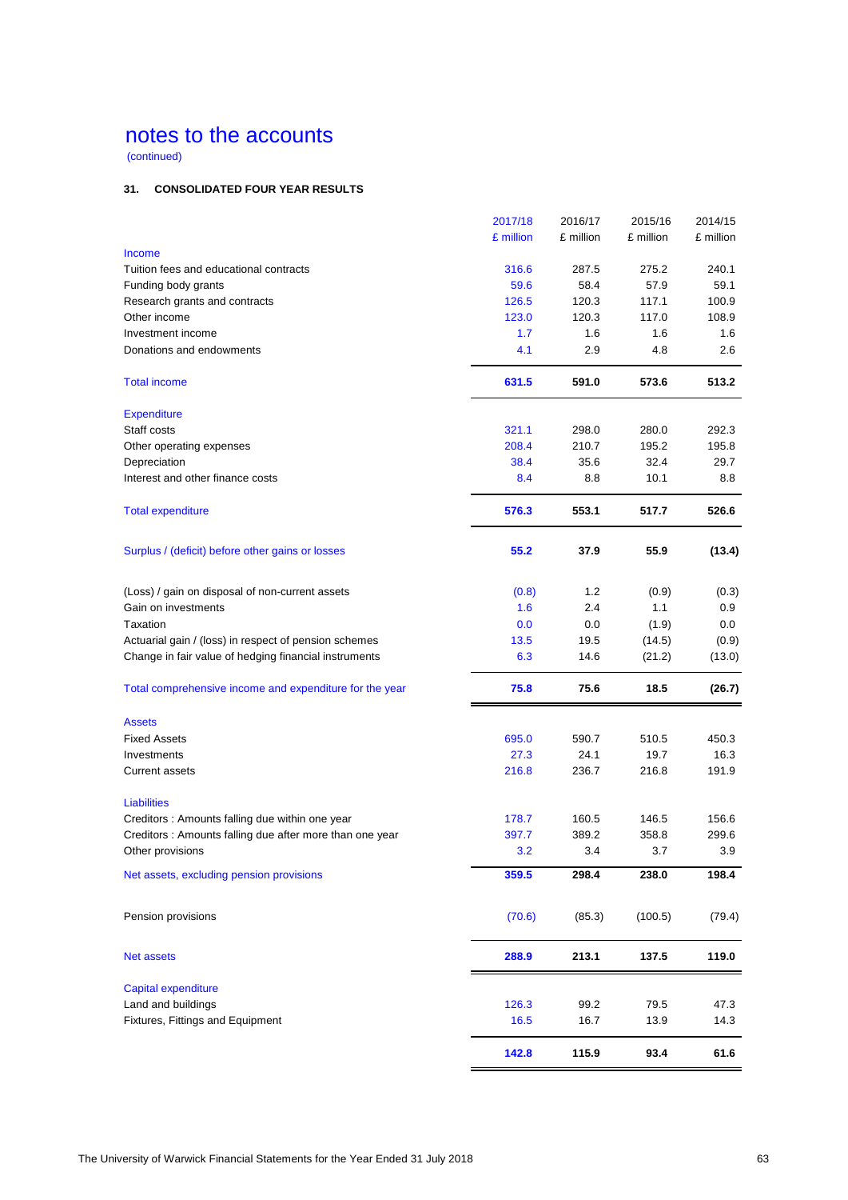# notes to the accounts

(continued)

### 31. CONSOLIDATED FOUR YEAR RESULTS

| | 2017/18 | 2016/17 | 2015/16 | 2014/15 |
|---|---|---|---|---|
| | £ million | £ million | £ million | £ million |
| Income | | | | |
| Tuition fees and educational contracts | 316.6 | 287.5 | 275.2 | 240.1 |
| Funding body grants | 59.6 | 58.4 | 57.9 | 59.1 |
| Research grants and contracts | 126.5 | 120.3 | 117.1 | 100.9 |
| Other income | 123.0 | 120.3 | 117.0 | 108.9 |
| Investment income | 1.7 | 1.6 | 1.6 | 1.6 |
| Donations and endowments | 4.1 | 2.9 | 4.8 | 2.6 |
| Total income | **631.5** | **591.0** | **573.6** | **513.2** |
| Expenditure | | | | |
| Staff costs | 321.1 | 298.0 | 280.0 | 292.3 |
| Other operating expenses | 208.4 | 210.7 | 195.2 | 195.8 |
| Depreciation | 38.4 | 35.6 | 32.4 | 29.7 |
| Interest and other finance costs | 8.4 | 8.8 | 10.1 | 8.8 |
| Total expenditure | **576.3** | **553.1** | **517.7** | **526.6** |
| Surplus / (deficit) before other gains or losses | **55.2** | **37.9** | **55.9** | **(13.4)** |
| (Loss) / gain on disposal of non-current assets | (0.8) | 1.2 | (0.9) | (0.3) |
| Gain on investments | 1.6 | 2.4 | 1.1 | 0.9 |
| Taxation | 0.0 | 0.0 | (1.9) | 0.0 |
| Actuarial gain / (loss) in respect of pension schemes | 13.5 | 19.5 | (14.5) | (0.9) |
| Change in fair value of hedging financial instruments | 6.3 | 14.6 | (21.2) | (13.0) |
| Total comprehensive income and expenditure for the year | **75.8** | **75.6** | **18.5** | **(26.7)** |
| Assets | | | | |
| Fixed Assets | 695.0 | 590.7 | 510.5 | 450.3 |
| Investments | 27.3 | 24.1 | 19.7 | 16.3 |
| Current assets | 216.8 | 236.7 | 216.8 | 191.9 |
| Liabilities | | | | |
| Creditors : Amounts falling due within one year | 178.7 | 160.5 | 146.5 | 156.6 |
| Creditors : Amounts falling due after more than one year | 397.7 | 389.2 | 358.8 | 299.6 |
| Other provisions | 3.2 | 3.4 | 3.7 | 3.9 |
| Net assets, excluding pension provisions | **359.5** | **298.4** | **238.0** | **198.4** |
| Pension provisions | (70.6) | (85.3) | (100.5) | (79.4) |
| Net assets | **288.9** | **213.1** | **137.5** | **119.0** |
| Capital expenditure | | | | |
| Land and buildings | 126.3 | 99.2 | 79.5 | 47.3 |
| Fixtures, Fittings and Equipment | 16.5 | 16.7 | 13.9 | 14.3 |
| | **142.8** | **115.9** | **93.4** | **61.6** |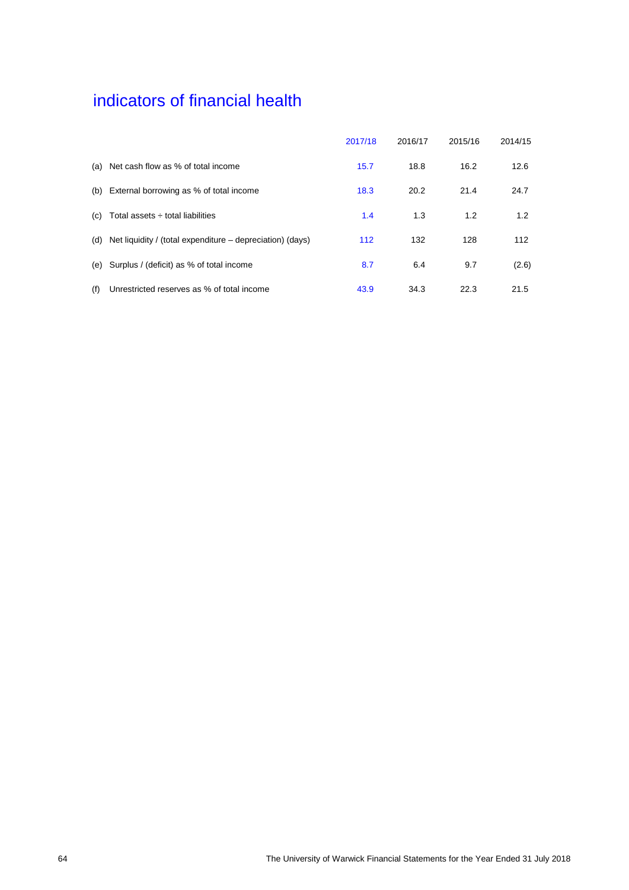# indicators of financial health

| | | 2017/18 | 2016/17 | 2015/16 | 2014/15 |
|---|---|---|---|---|---|
| (a) | Net cash flow as % of total income | 15.7 | 18.8 | 16.2 | 12.6 |
| (b) | External borrowing as % of total income | 18.3 | 20.2 | 21.4 | 24.7 |
| (c) | Total assets ÷ total liabilities | 1.4 | 1.3 | 1.2 | 1.2 |
| (d) | Net liquidity / (total expenditure – depreciation) (days) | 112 | 132 | 128 | 112 |
| (e) | Surplus / (deficit) as % of total income | 8.7 | 6.4 | 9.7 | (2.6) |
| (f) | Unrestricted reserves as % of total income | 43.9 | 34.3 | 22.3 | 21.5 |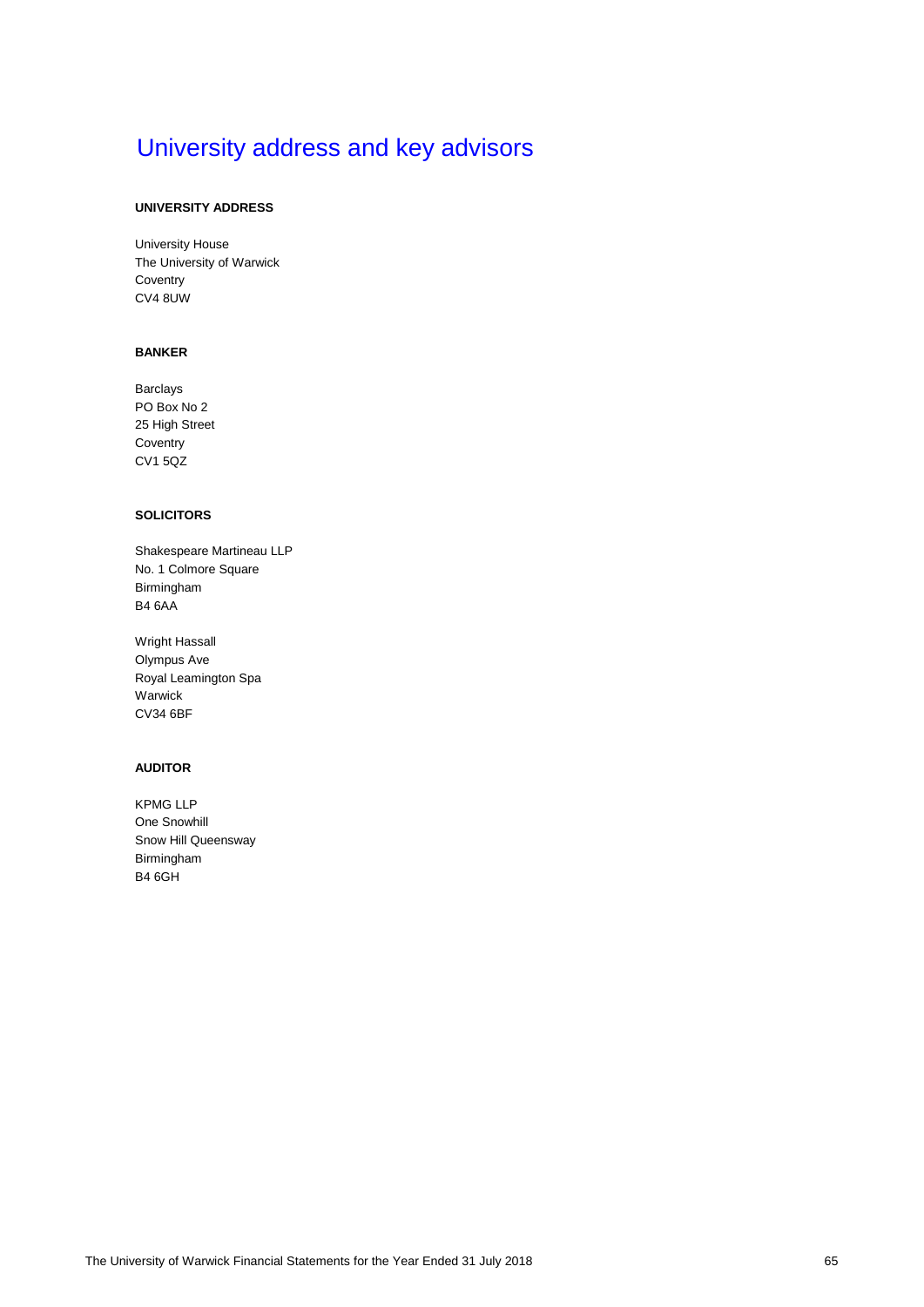# University address and key advisors

**UNIVERSITY ADDRESS**

University House
The University of Warwick
Coventry
CV4 8UW

**BANKER**

Barclays
PO Box No 2
25 High Street
Coventry
CV1 5QZ

**SOLICITORS**

Shakespeare Martineau LLP
No. 1 Colmore Square
Birmingham
B4 6AA

Wright Hassall
Olympus Ave
Royal Leamington Spa
Warwick
CV34 6BF

**AUDITOR**

KPMG LLP
One Snowhill
Snow Hill Queensway
Birmingham
B4 6GH